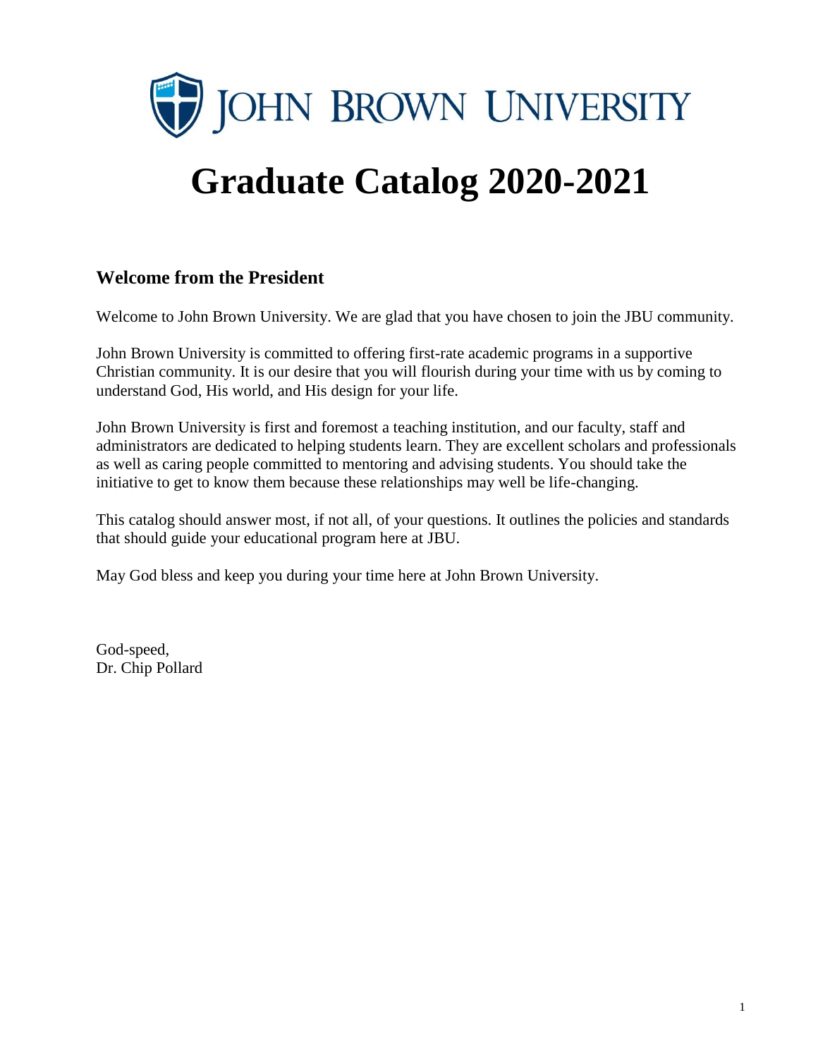JOHN BROWN UNIVERSITY

# Graduate Catalog 2020-2021

## Welcome from the President

Welcome to John Brown University. We are glad that you have chosen to join the JBU community.

John Brown University is committed to offering first-rate academic programs in a supportive Christian community. It is our desire that you will flourish during your time with us by coming to understand God, His world, and His design for your life.

John Brown University is first and foremost a teaching institution, and our faculty, staff and administrators are dedicated to helping students learn. They are excellent scholars and professionals as well as caring people committed to mentoring and advising students. You should take the initiative to get to know them because these relationships may well be life-changing.

This catalog should answer most, if not all, of your questions. It outlines the policies and standards that should guide your educational program here at JBU.

May God bless and keep you during your time here at John Brown University.

God-speed,
Dr. Chip Pollard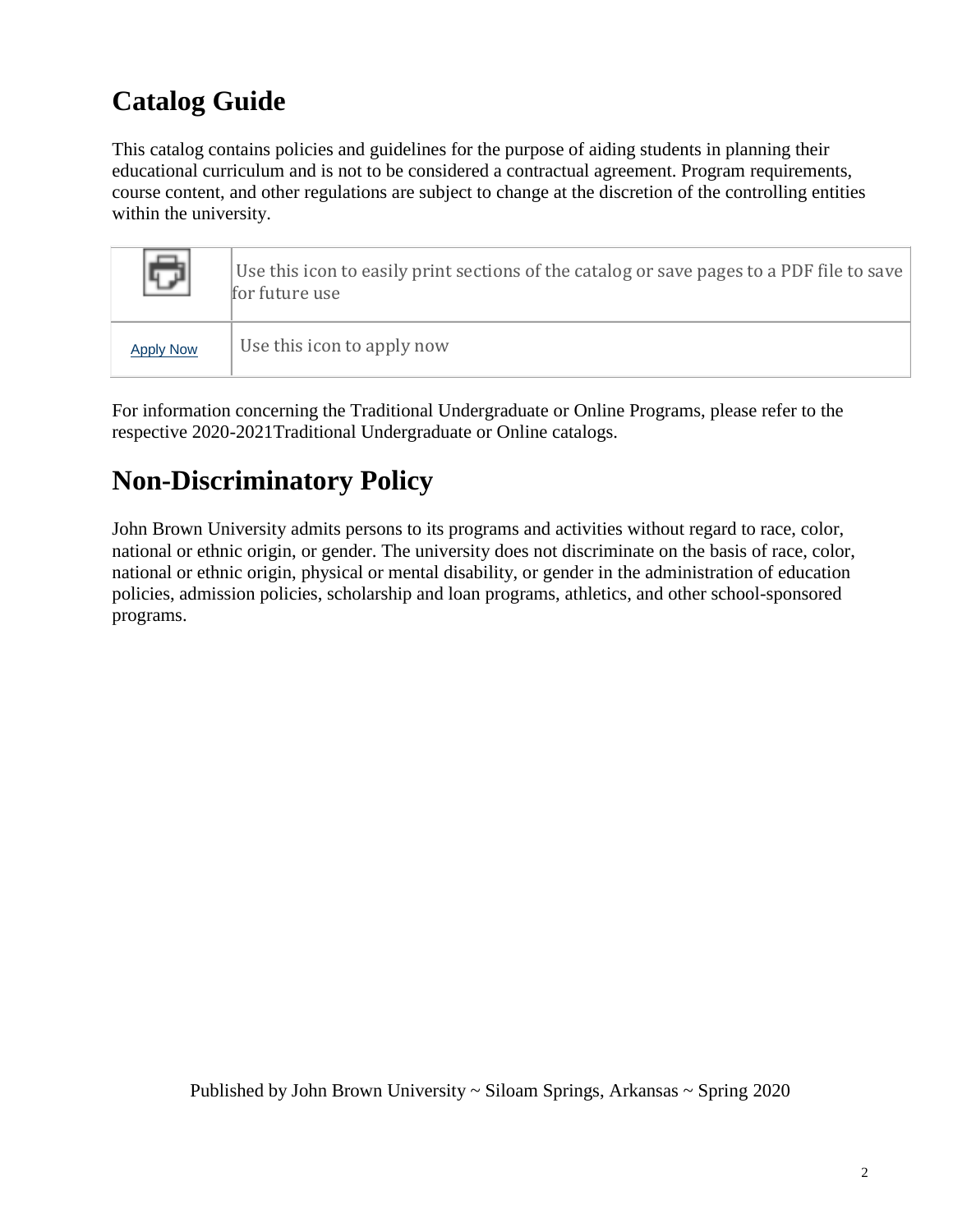# Catalog Guide

This catalog contains policies and guidelines for the purpose of aiding students in planning their educational curriculum and is not to be considered a contractual agreement. Program requirements, course content, and other regulations are subject to change at the discretion of the controlling entities within the university.

| | |
|---|---|
| | Use this icon to easily print sections of the catalog or save pages to a PDF file to save for future use |
| Apply Now | Use this icon to apply now |

For information concerning the Traditional Undergraduate or Online Programs, please refer to the respective 2020-2021Traditional Undergraduate or Online catalogs.

# Non-Discriminatory Policy

John Brown University admits persons to its programs and activities without regard to race, color, national or ethnic origin, or gender. The university does not discriminate on the basis of race, color, national or ethnic origin, physical or mental disability, or gender in the administration of education policies, admission policies, scholarship and loan programs, athletics, and other school-sponsored programs.

Published by John Brown University ~ Siloam Springs, Arkansas ~ Spring 2020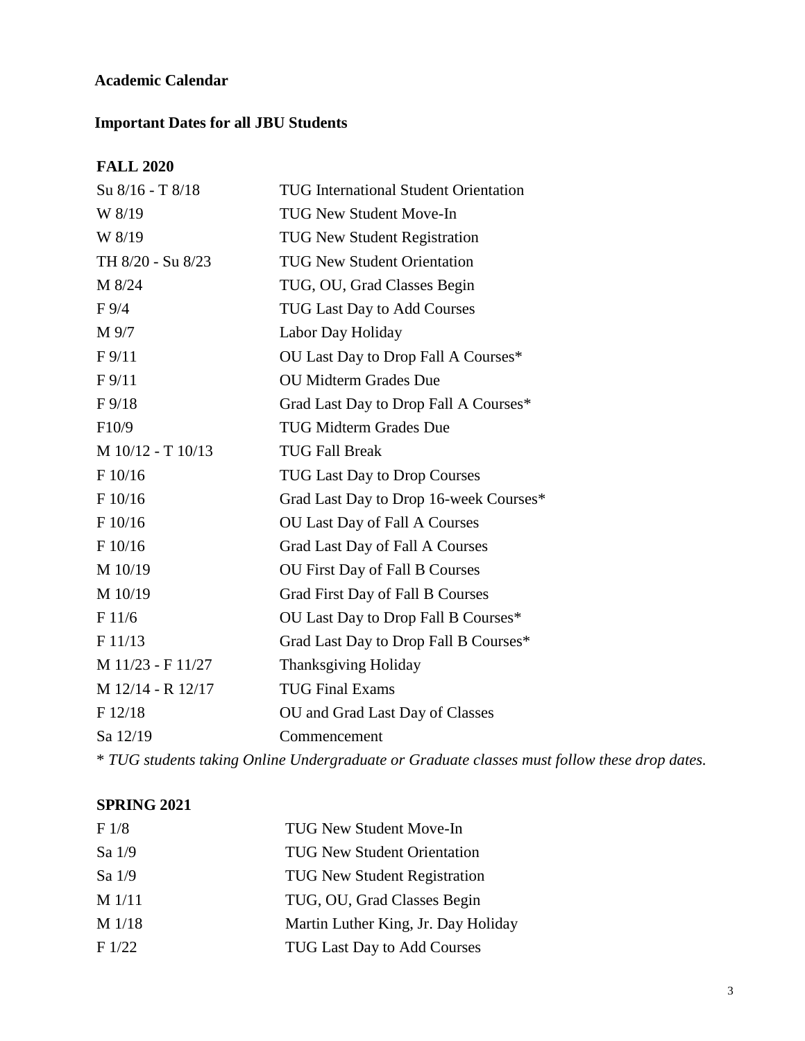# Academic Calendar

## Important Dates for all JBU Students

### FALL 2020

| | |
|---|---|
| Su 8/16 - T 8/18 | TUG International Student Orientation |
| W 8/19 | TUG New Student Move-In |
| W 8/19 | TUG New Student Registration |
| TH 8/20 - Su 8/23 | TUG New Student Orientation |
| M 8/24 | TUG, OU, Grad Classes Begin |
| F 9/4 | TUG Last Day to Add Courses |
| M 9/7 | Labor Day Holiday |
| F 9/11 | OU Last Day to Drop Fall A Courses* |
| F 9/11 | OU Midterm Grades Due |
| F 9/18 | Grad Last Day to Drop Fall A Courses* |
| F10/9 | TUG Midterm Grades Due |
| M 10/12 - T 10/13 | TUG Fall Break |
| F 10/16 | TUG Last Day to Drop Courses |
| F 10/16 | Grad Last Day to Drop 16-week Courses* |
| F 10/16 | OU Last Day of Fall A Courses |
| F 10/16 | Grad Last Day of Fall A Courses |
| M 10/19 | OU First Day of Fall B Courses |
| M 10/19 | Grad First Day of Fall B Courses |
| F 11/6 | OU Last Day to Drop Fall B Courses* |
| F 11/13 | Grad Last Day to Drop Fall B Courses* |
| M 11/23 - F 11/27 | Thanksgiving Holiday |
| M 12/14 - R 12/17 | TUG Final Exams |
| F 12/18 | OU and Grad Last Day of Classes |
| Sa 12/19 | Commencement |

\* *TUG students taking Online Undergraduate or Graduate classes must follow these drop dates.*

### SPRING 2021

| | |
|---|---|
| F 1/8 | TUG New Student Move-In |
| Sa 1/9 | TUG New Student Orientation |
| Sa 1/9 | TUG New Student Registration |
| M 1/11 | TUG, OU, Grad Classes Begin |
| M 1/18 | Martin Luther King, Jr. Day Holiday |
| F 1/22 | TUG Last Day to Add Courses |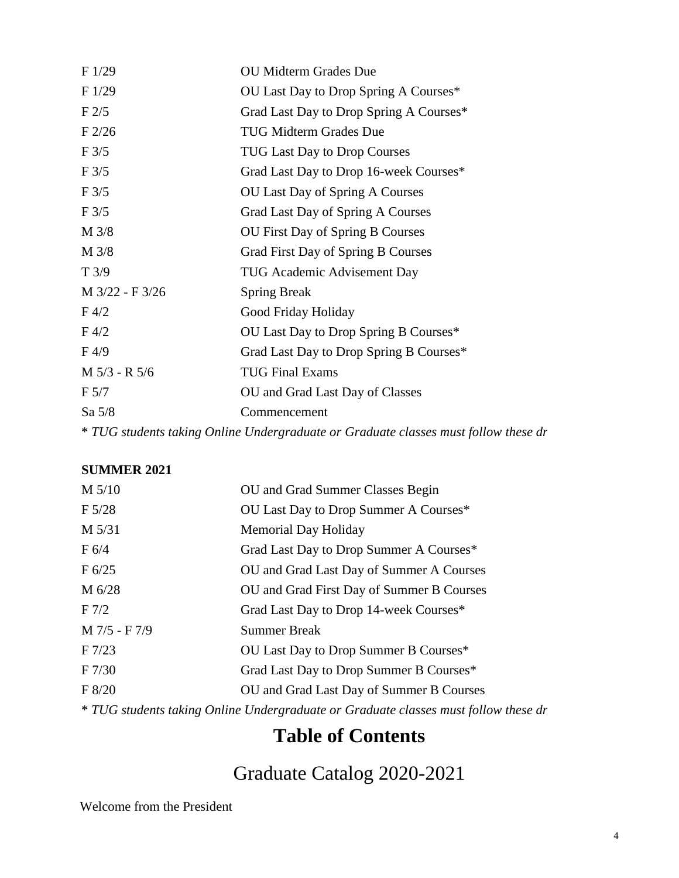| | |
|---|---|
| F 1/29 | OU Midterm Grades Due |
| F 1/29 | OU Last Day to Drop Spring A Courses* |
| F 2/5 | Grad Last Day to Drop Spring A Courses* |
| F 2/26 | TUG Midterm Grades Due |
| F 3/5 | TUG Last Day to Drop Courses |
| F 3/5 | Grad Last Day to Drop 16-week Courses* |
| F 3/5 | OU Last Day of Spring A Courses |
| F 3/5 | Grad Last Day of Spring A Courses |
| M 3/8 | OU First Day of Spring B Courses |
| M 3/8 | Grad First Day of Spring B Courses |
| T 3/9 | TUG Academic Advisement Day |
| M 3/22 - F 3/26 | Spring Break |
| F 4/2 | Good Friday Holiday |
| F 4/2 | OU Last Day to Drop Spring B Courses* |
| F 4/9 | Grad Last Day to Drop Spring B Courses* |
| M 5/3 - R 5/6 | TUG Final Exams |
| F 5/7 | OU and Grad Last Day of Classes |
| Sa 5/8 | Commencement |

* *TUG students taking Online Undergraduate or Graduate classes must follow these dr*

**SUMMER 2021**

| | |
|---|---|
| M 5/10 | OU and Grad Summer Classes Begin |
| F 5/28 | OU Last Day to Drop Summer A Courses* |
| M 5/31 | Memorial Day Holiday |
| F 6/4 | Grad Last Day to Drop Summer A Courses* |
| F 6/25 | OU and Grad Last Day of Summer A Courses |
| M 6/28 | OU and Grad First Day of Summer B Courses |
| F 7/2 | Grad Last Day to Drop 14-week Courses* |
| M 7/5 - F 7/9 | Summer Break |
| F 7/23 | OU Last Day to Drop Summer B Courses* |
| F 7/30 | Grad Last Day to Drop Summer B Courses* |
| F 8/20 | OU and Grad Last Day of Summer B Courses |

* *TUG students taking Online Undergraduate or Graduate classes must follow these dr*

# Table of Contents

## Graduate Catalog 2020-2021

Welcome from the President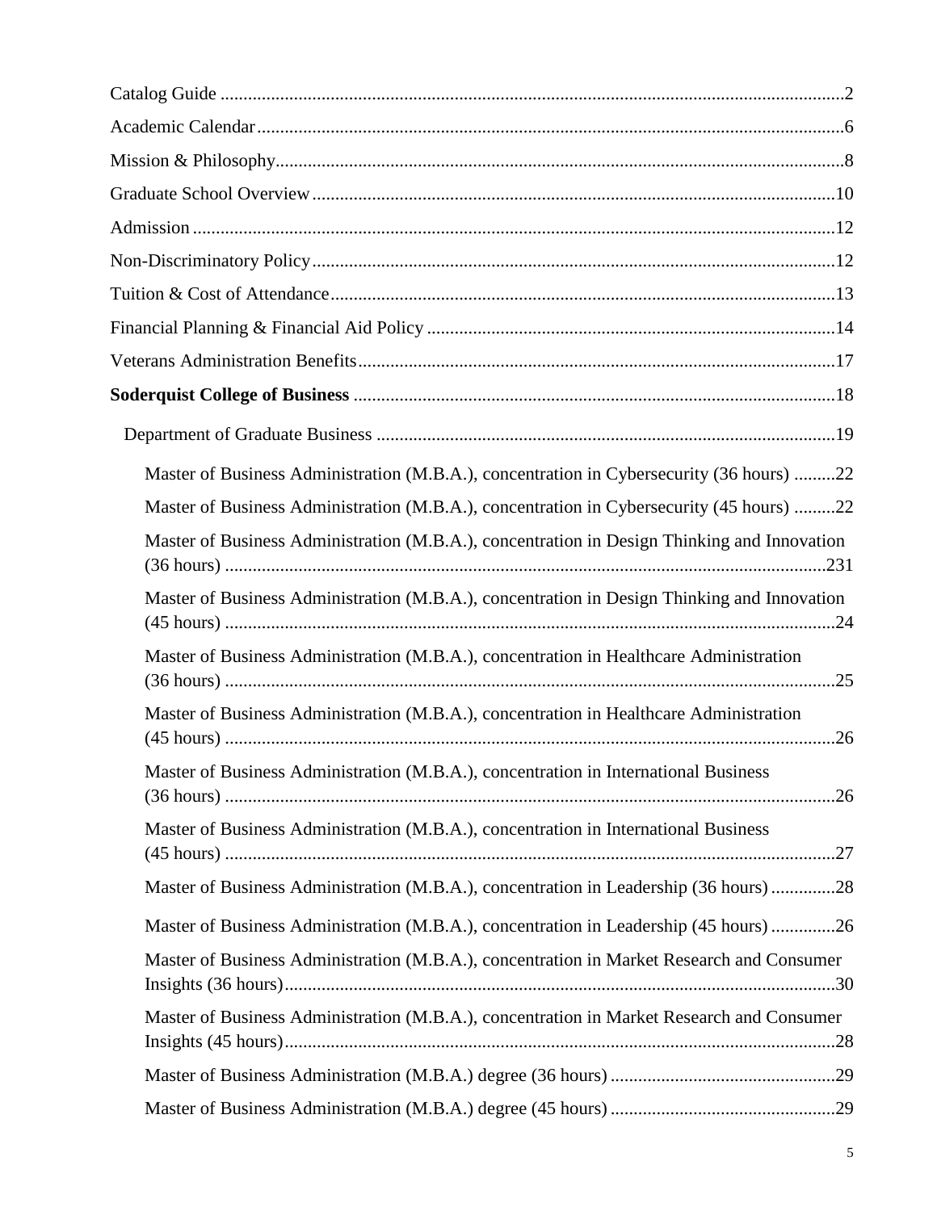Catalog Guide ....................................................................................................................... 2

Academic Calendar ............................................................................................................... 6

Mission & Philosophy ........................................................................................................... 8

Graduate School Overview ................................................................................................. 10

Admission ........................................................................................................................... 12

Non-Discriminatory Policy ................................................................................................. 12

Tuition & Cost of Attendance ............................................................................................. 13

Financial Planning & Financial Aid Policy ........................................................................ 14

Veterans Administration Benefits ....................................................................................... 17

**Soderquist College of Business** ........................................................................................ 18

- Department of Graduate Business ................................................................................... 19
  - Master of Business Administration (M.B.A.), concentration in Cybersecurity (36 hours) ......... 22
  - Master of Business Administration (M.B.A.), concentration in Cybersecurity (45 hours) ......... 22
  - Master of Business Administration (M.B.A.), concentration in Design Thinking and Innovation (36 hours) ........................................................................................................................ 231
  - Master of Business Administration (M.B.A.), concentration in Design Thinking and Innovation (45 hours) .......................................................................................................................... 24
  - Master of Business Administration (M.B.A.), concentration in Healthcare Administration (36 hours) .......................................................................................................................... 25
  - Master of Business Administration (M.B.A.), concentration in Healthcare Administration (45 hours) .......................................................................................................................... 26
  - Master of Business Administration (M.B.A.), concentration in International Business (36 hours) .......................................................................................................................... 26
  - Master of Business Administration (M.B.A.), concentration in International Business (45 hours) .......................................................................................................................... 27
  - Master of Business Administration (M.B.A.), concentration in Leadership (36 hours) .............. 28
  - Master of Business Administration (M.B.A.), concentration in Leadership (45 hours) .............. 26
  - Master of Business Administration (M.B.A.), concentration in Market Research and Consumer Insights (36 hours) ............................................................................................................. 30
  - Master of Business Administration (M.B.A.), concentration in Market Research and Consumer Insights (45 hours) ............................................................................................................. 28
  - Master of Business Administration (M.B.A.) degree (36 hours) ................................................ 29
  - Master of Business Administration (M.B.A.) degree (45 hours) ................................................ 29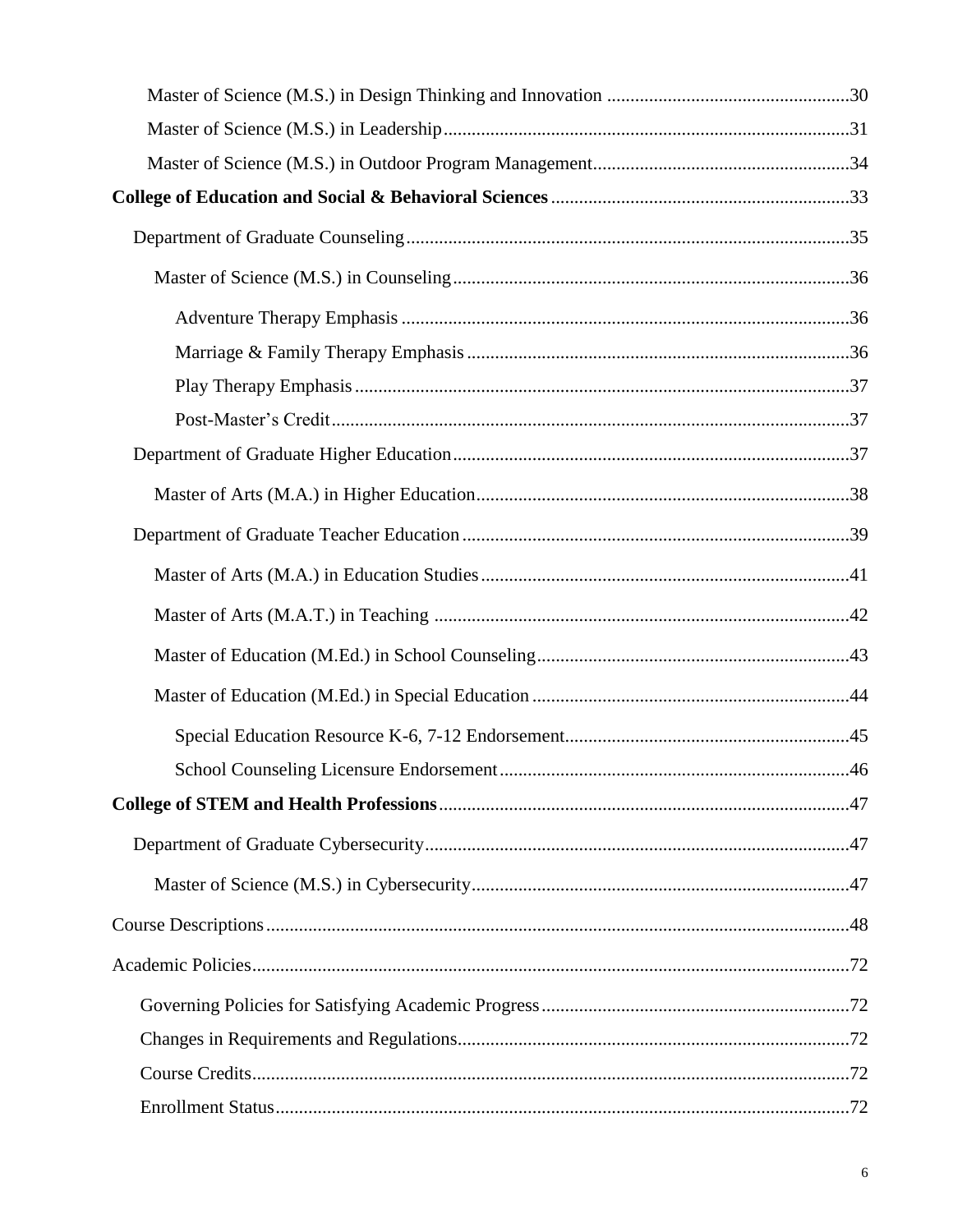Master of Science (M.S.) in Design Thinking and Innovation .....30

Master of Science (M.S.) in Leadership.....31

Master of Science (M.S.) in Outdoor Program Management.....34

**College of Education and Social & Behavioral Sciences**.....33

Department of Graduate Counseling.....35

Master of Science (M.S.) in Counseling.....36

Adventure Therapy Emphasis .....36

Marriage & Family Therapy Emphasis.....36

Play Therapy Emphasis.....37

Post-Master's Credit.....37

Department of Graduate Higher Education.....37

Master of Arts (M.A.) in Higher Education.....38

Department of Graduate Teacher Education.....39

Master of Arts (M.A.) in Education Studies.....41

Master of Arts (M.A.T.) in Teaching .....42

Master of Education (M.Ed.) in School Counseling.....43

Master of Education (M.Ed.) in Special Education .....44

Special Education Resource K-6, 7-12 Endorsement.....45

School Counseling Licensure Endorsement.....46

**College of STEM and Health Professions**.....47

Department of Graduate Cybersecurity.....47

Master of Science (M.S.) in Cybersecurity.....47

Course Descriptions.....48

Academic Policies.....72

Governing Policies for Satisfying Academic Progress.....72

Changes in Requirements and Regulations.....72

Course Credits.....72

Enrollment Status.....72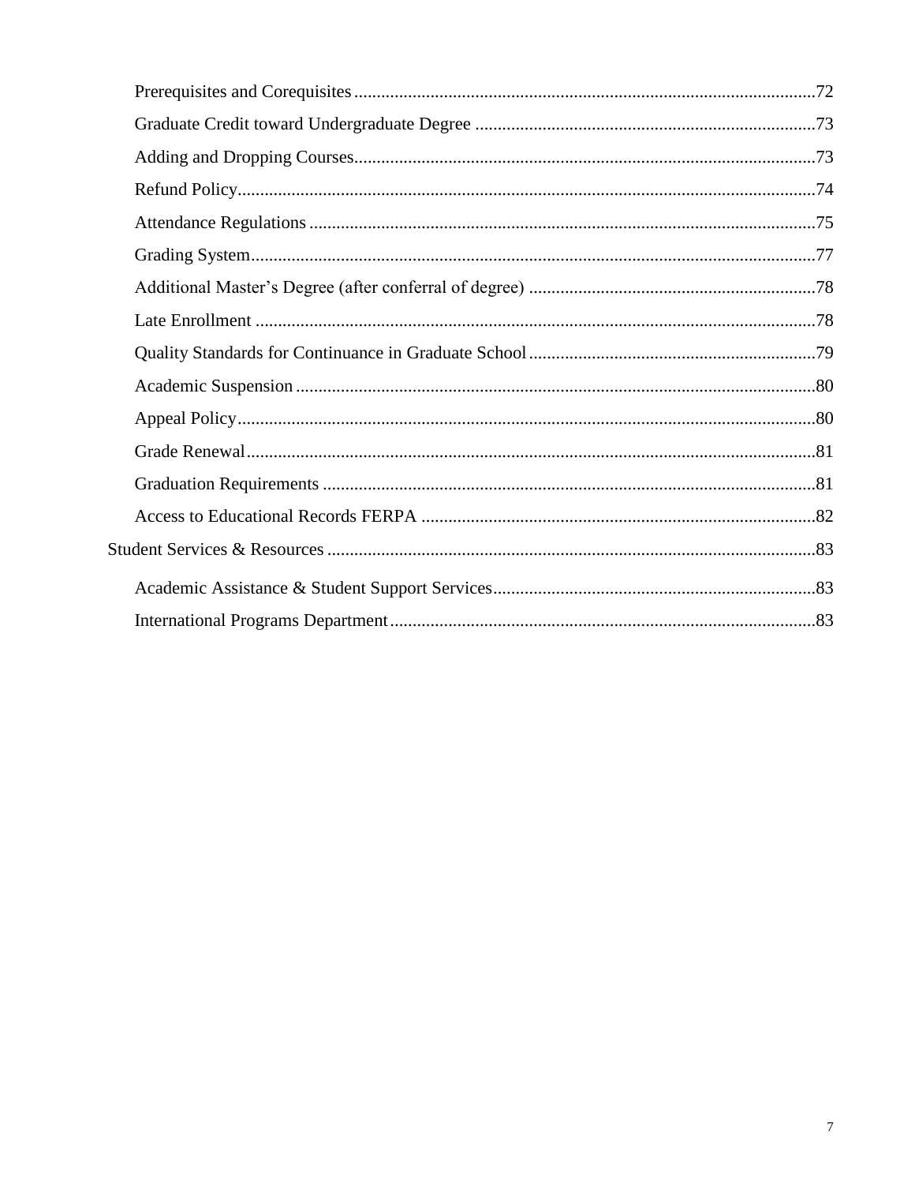Prerequisites and Corequisites ..........72

Graduate Credit toward Undergraduate Degree ..........73

Adding and Dropping Courses ..........73

Refund Policy ..........74

Attendance Regulations ..........75

Grading System ..........77

Additional Master's Degree (after conferral of degree) ..........78

Late Enrollment ..........78

Quality Standards for Continuance in Graduate School ..........79

Academic Suspension ..........80

Appeal Policy ..........80

Grade Renewal ..........81

Graduation Requirements ..........81

Access to Educational Records FERPA ..........82

Student Services & Resources ..........83

Academic Assistance & Student Support Services ..........83

International Programs Department ..........83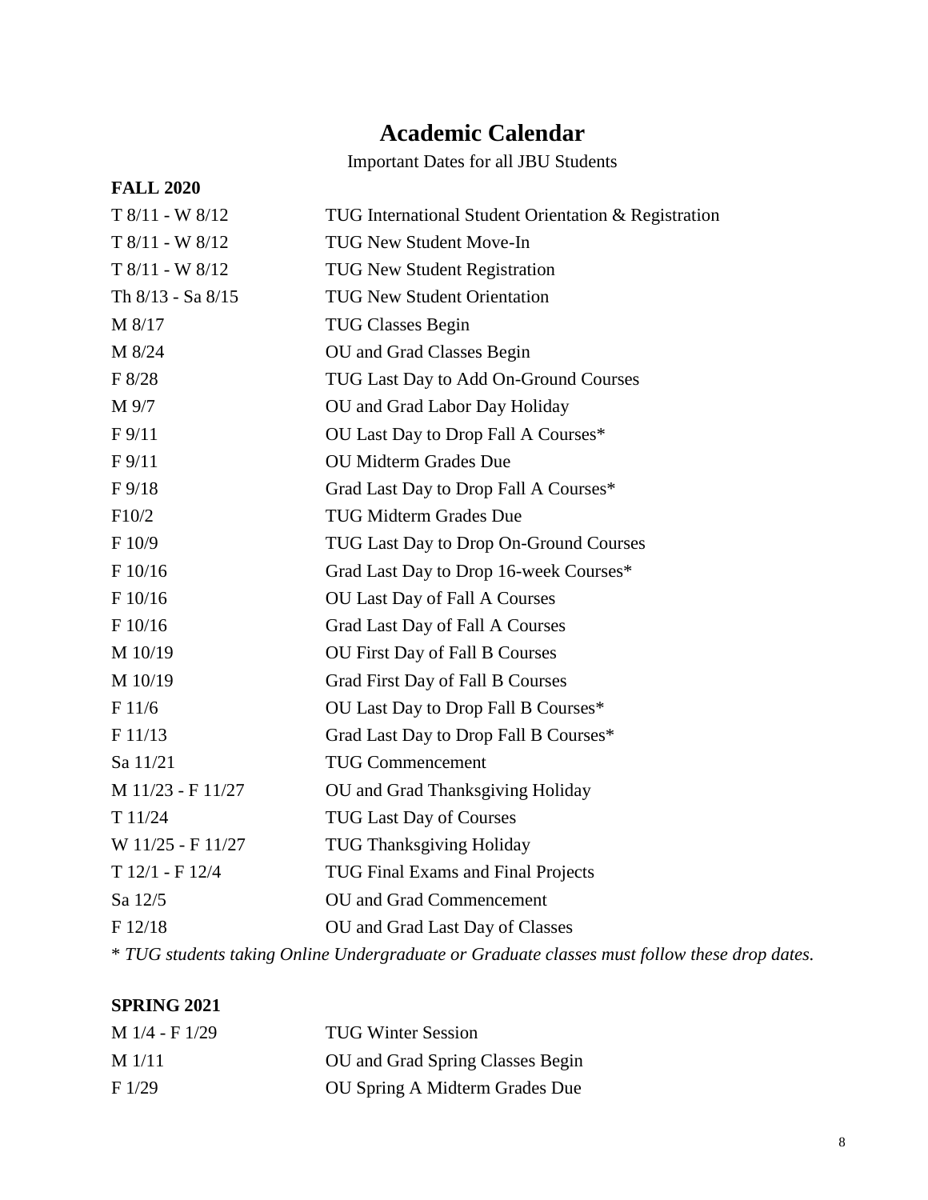# Academic Calendar

Important Dates for all JBU Students

**FALL 2020**

| | |
|---|---|
| T 8/11 - W 8/12 | TUG International Student Orientation & Registration |
| T 8/11 - W 8/12 | TUG New Student Move-In |
| T 8/11 - W 8/12 | TUG New Student Registration |
| Th 8/13 - Sa 8/15 | TUG New Student Orientation |
| M 8/17 | TUG Classes Begin |
| M 8/24 | OU and Grad Classes Begin |
| F 8/28 | TUG Last Day to Add On-Ground Courses |
| M 9/7 | OU and Grad Labor Day Holiday |
| F 9/11 | OU Last Day to Drop Fall A Courses* |
| F 9/11 | OU Midterm Grades Due |
| F 9/18 | Grad Last Day to Drop Fall A Courses* |
| F10/2 | TUG Midterm Grades Due |
| F 10/9 | TUG Last Day to Drop On-Ground Courses |
| F 10/16 | Grad Last Day to Drop 16-week Courses* |
| F 10/16 | OU Last Day of Fall A Courses |
| F 10/16 | Grad Last Day of Fall A Courses |
| M 10/19 | OU First Day of Fall B Courses |
| M 10/19 | Grad First Day of Fall B Courses |
| F 11/6 | OU Last Day to Drop Fall B Courses* |
| F 11/13 | Grad Last Day to Drop Fall B Courses* |
| Sa 11/21 | TUG Commencement |
| M 11/23 - F 11/27 | OU and Grad Thanksgiving Holiday |
| T 11/24 | TUG Last Day of Courses |
| W 11/25 - F 11/27 | TUG Thanksgiving Holiday |
| T 12/1 - F 12/4 | TUG Final Exams and Final Projects |
| Sa 12/5 | OU and Grad Commencement |
| F 12/18 | OU and Grad Last Day of Classes |

\* *TUG students taking Online Undergraduate or Graduate classes must follow these drop dates.*

**SPRING 2021**

| | |
|---|---|
| M 1/4 - F 1/29 | TUG Winter Session |
| M 1/11 | OU and Grad Spring Classes Begin |
| F 1/29 | OU Spring A Midterm Grades Due |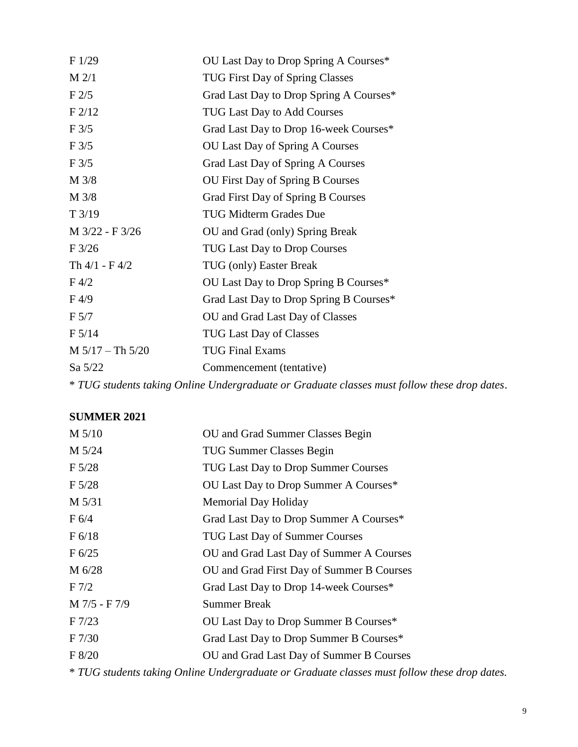| | |
|---|---|
| F 1/29 | OU Last Day to Drop Spring A Courses* |
| M 2/1 | TUG First Day of Spring Classes |
| F 2/5 | Grad Last Day to Drop Spring A Courses* |
| F 2/12 | TUG Last Day to Add Courses |
| F 3/5 | Grad Last Day to Drop 16-week Courses* |
| F 3/5 | OU Last Day of Spring A Courses |
| F 3/5 | Grad Last Day of Spring A Courses |
| M 3/8 | OU First Day of Spring B Courses |
| M 3/8 | Grad First Day of Spring B Courses |
| T 3/19 | TUG Midterm Grades Due |
| M 3/22 - F 3/26 | OU and Grad (only) Spring Break |
| F 3/26 | TUG Last Day to Drop Courses |
| Th 4/1 - F 4/2 | TUG (only) Easter Break |
| F 4/2 | OU Last Day to Drop Spring B Courses* |
| F 4/9 | Grad Last Day to Drop Spring B Courses* |
| F 5/7 | OU and Grad Last Day of Classes |
| F 5/14 | TUG Last Day of Classes |
| M 5/17 – Th 5/20 | TUG Final Exams |
| Sa 5/22 | Commencement (tentative) |

* *TUG students taking Online Undergraduate or Graduate classes must follow these drop dates*.

**SUMMER 2021**

| | |
|---|---|
| M 5/10 | OU and Grad Summer Classes Begin |
| M 5/24 | TUG Summer Classes Begin |
| F 5/28 | TUG Last Day to Drop Summer Courses |
| F 5/28 | OU Last Day to Drop Summer A Courses* |
| M 5/31 | Memorial Day Holiday |
| F 6/4 | Grad Last Day to Drop Summer A Courses* |
| F 6/18 | TUG Last Day of Summer Courses |
| F 6/25 | OU and Grad Last Day of Summer A Courses |
| M 6/28 | OU and Grad First Day of Summer B Courses |
| F 7/2 | Grad Last Day to Drop 14-week Courses* |
| M 7/5 - F 7/9 | Summer Break |
| F 7/23 | OU Last Day to Drop Summer B Courses* |
| F 7/30 | Grad Last Day to Drop Summer B Courses* |
| F 8/20 | OU and Grad Last Day of Summer B Courses |

* *TUG students taking Online Undergraduate or Graduate classes must follow these drop dates.*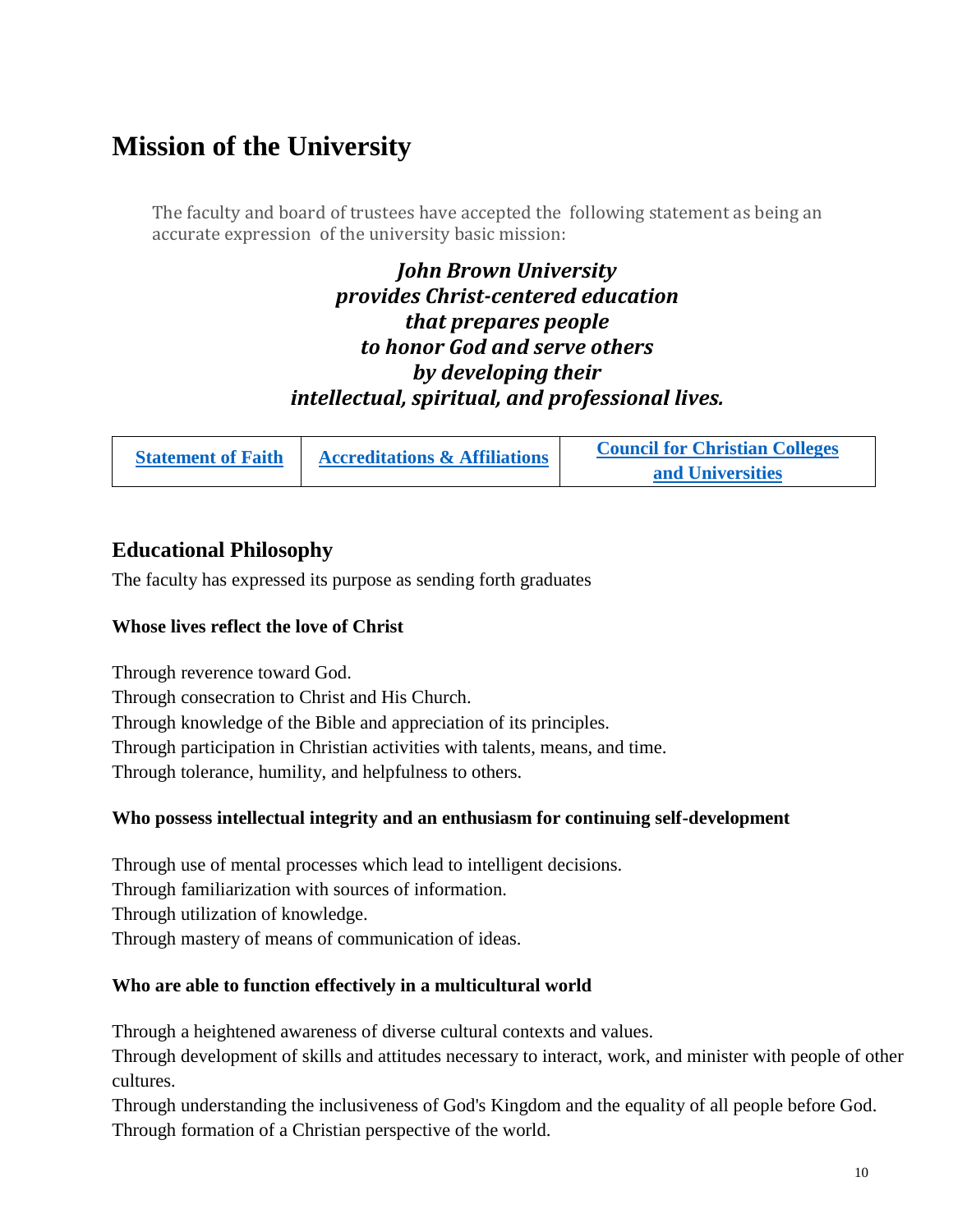# Mission of the University

The faculty and board of trustees have accepted the following statement as being an accurate expression of the university basic mission:

***John Brown University***
***provides Christ-centered education***
***that prepares people***
***to honor God and serve others***
***by developing their***
***intellectual, spiritual, and professional lives.***

| Statement of Faith | Accreditations & Affiliations | Council for Christian Colleges and Universities |
|---|---|---|

## Educational Philosophy

The faculty has expressed its purpose as sending forth graduates

**Whose lives reflect the love of Christ**

Through reverence toward God.
Through consecration to Christ and His Church.
Through knowledge of the Bible and appreciation of its principles.
Through participation in Christian activities with talents, means, and time.
Through tolerance, humility, and helpfulness to others.

**Who possess intellectual integrity and an enthusiasm for continuing self-development**

Through use of mental processes which lead to intelligent decisions.
Through familiarization with sources of information.
Through utilization of knowledge.
Through mastery of means of communication of ideas.

**Who are able to function effectively in a multicultural world**

Through a heightened awareness of diverse cultural contexts and values.
Through development of skills and attitudes necessary to interact, work, and minister with people of other cultures.
Through understanding the inclusiveness of God's Kingdom and the equality of all people before God.
Through formation of a Christian perspective of the world.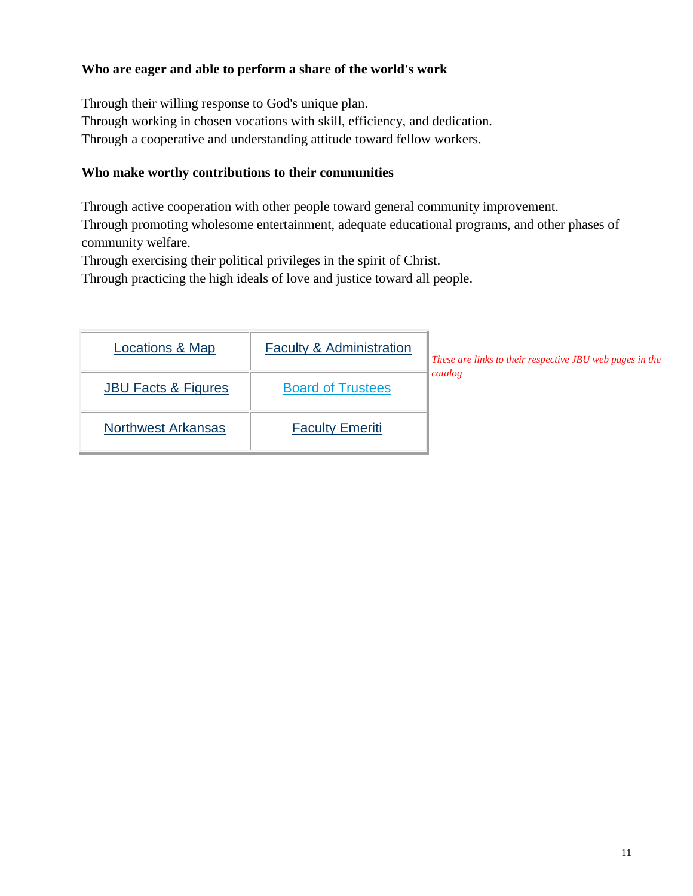**Who are eager and able to perform a share of the world's work**

Through their willing response to God's unique plan.
Through working in chosen vocations with skill, efficiency, and dedication.
Through a cooperative and understanding attitude toward fellow workers.

**Who make worthy contributions to their communities**

Through active cooperation with other people toward general community improvement.
Through promoting wholesome entertainment, adequate educational programs, and other phases of community welfare.
Through exercising their political privileges in the spirit of Christ.
Through practicing the high ideals of love and justice toward all people.

| Locations & Map | Faculty & Administration |
|---|---|
| JBU Facts & Figures | Board of Trustees |
| Northwest Arkansas | Faculty Emeriti |

*These are links to their respective JBU web pages in the catalog*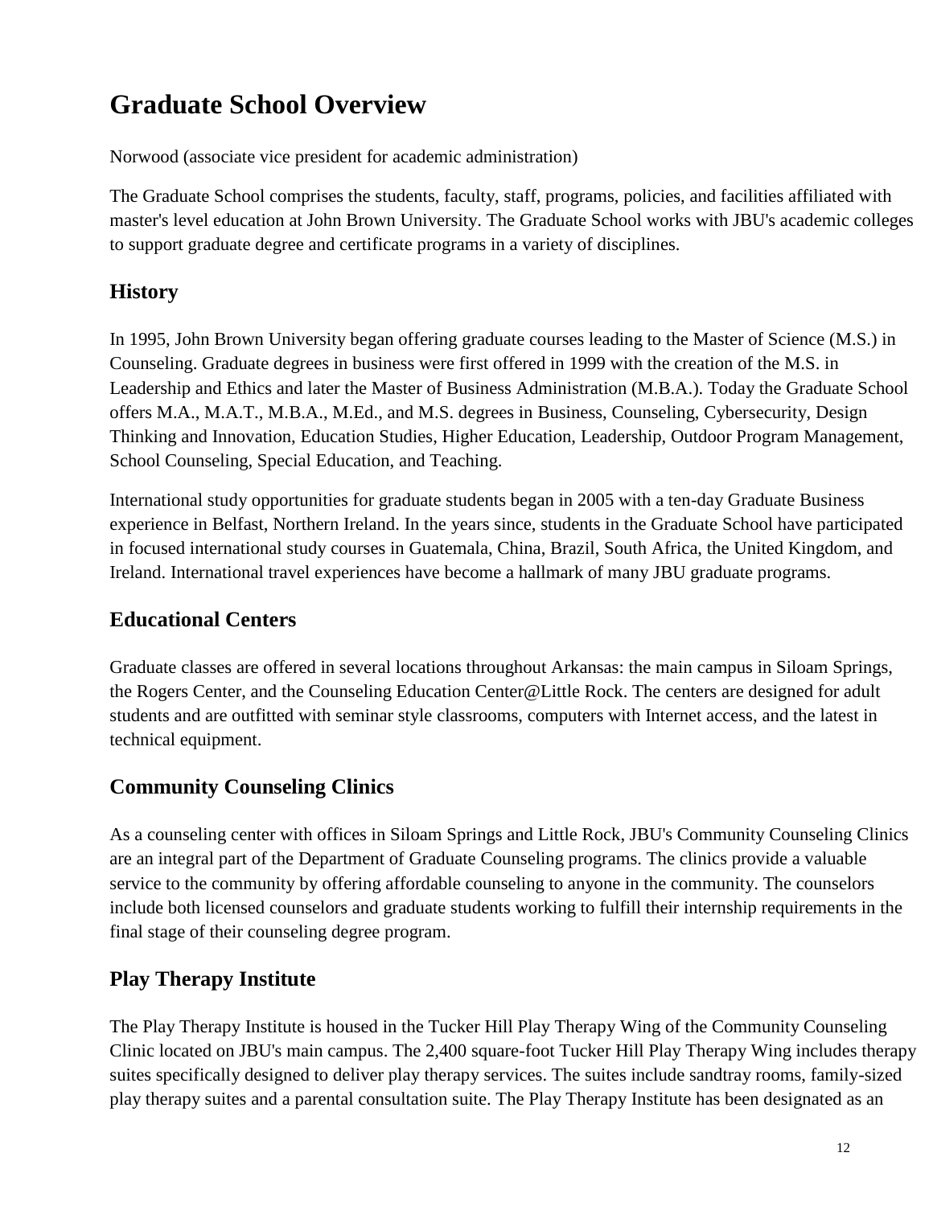# Graduate School Overview

Norwood (associate vice president for academic administration)

The Graduate School comprises the students, faculty, staff, programs, policies, and facilities affiliated with master's level education at John Brown University. The Graduate School works with JBU's academic colleges to support graduate degree and certificate programs in a variety of disciplines.

## History

In 1995, John Brown University began offering graduate courses leading to the Master of Science (M.S.) in Counseling. Graduate degrees in business were first offered in 1999 with the creation of the M.S. in Leadership and Ethics and later the Master of Business Administration (M.B.A.). Today the Graduate School offers M.A., M.A.T., M.B.A., M.Ed., and M.S. degrees in Business, Counseling, Cybersecurity, Design Thinking and Innovation, Education Studies, Higher Education, Leadership, Outdoor Program Management, School Counseling, Special Education, and Teaching.

International study opportunities for graduate students began in 2005 with a ten-day Graduate Business experience in Belfast, Northern Ireland. In the years since, students in the Graduate School have participated in focused international study courses in Guatemala, China, Brazil, South Africa, the United Kingdom, and Ireland. International travel experiences have become a hallmark of many JBU graduate programs.

## Educational Centers

Graduate classes are offered in several locations throughout Arkansas: the main campus in Siloam Springs, the Rogers Center, and the Counseling Education Center@Little Rock. The centers are designed for adult students and are outfitted with seminar style classrooms, computers with Internet access, and the latest in technical equipment.

## Community Counseling Clinics

As a counseling center with offices in Siloam Springs and Little Rock, JBU's Community Counseling Clinics are an integral part of the Department of Graduate Counseling programs. The clinics provide a valuable service to the community by offering affordable counseling to anyone in the community. The counselors include both licensed counselors and graduate students working to fulfill their internship requirements in the final stage of their counseling degree program.

## Play Therapy Institute

The Play Therapy Institute is housed in the Tucker Hill Play Therapy Wing of the Community Counseling Clinic located on JBU's main campus. The 2,400 square-foot Tucker Hill Play Therapy Wing includes therapy suites specifically designed to deliver play therapy services. The suites include sandtray rooms, family-sized play therapy suites and a parental consultation suite. The Play Therapy Institute has been designated as an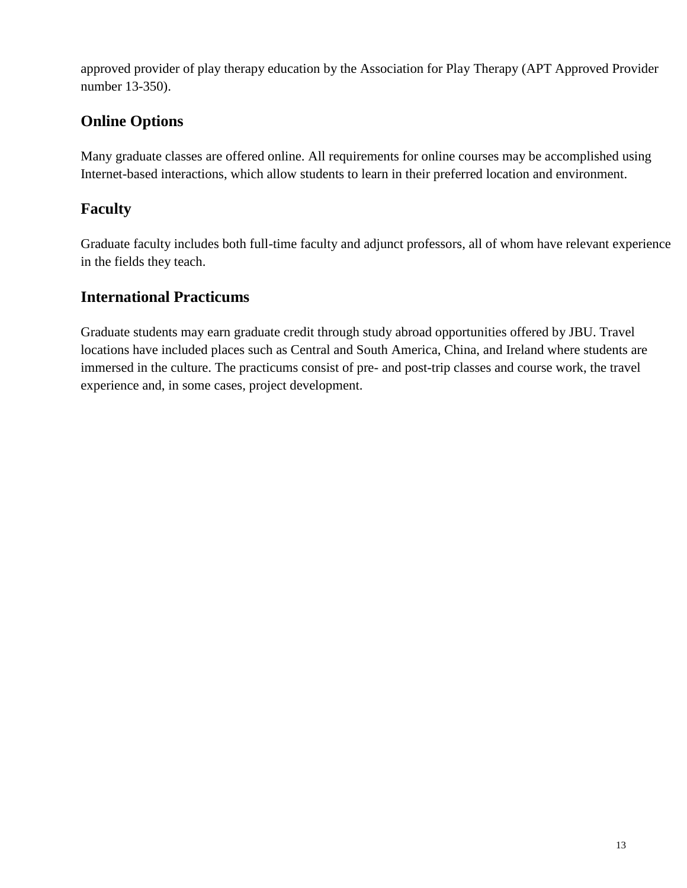approved provider of play therapy education by the Association for Play Therapy (APT Approved Provider number 13-350).

## Online Options

Many graduate classes are offered online. All requirements for online courses may be accomplished using Internet-based interactions, which allow students to learn in their preferred location and environment.

## Faculty

Graduate faculty includes both full-time faculty and adjunct professors, all of whom have relevant experience in the fields they teach.

## International Practicums

Graduate students may earn graduate credit through study abroad opportunities offered by JBU. Travel locations have included places such as Central and South America, China, and Ireland where students are immersed in the culture. The practicums consist of pre- and post-trip classes and course work, the travel experience and, in some cases, project development.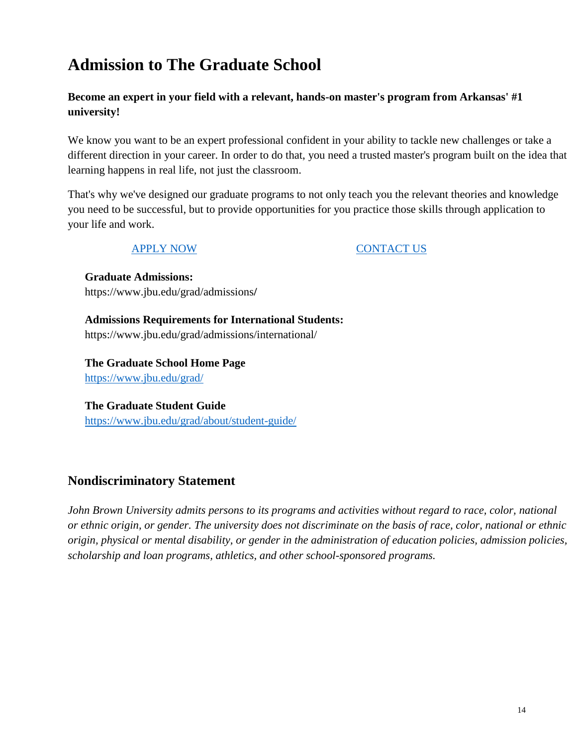# Admission to The Graduate School

**Become an expert in your field with a relevant, hands-on master's program from Arkansas' #1 university!**

We know you want to be an expert professional confident in your ability to tackle new challenges or take a different direction in your career. In order to do that, you need a trusted master's program built on the idea that learning happens in real life, not just the classroom.

That's why we've designed our graduate programs to not only teach you the relevant theories and knowledge you need to be successful, but to provide opportunities for you practice those skills through application to your life and work.

APPLY NOW CONTACT US

**Graduate Admissions:**
https://www.jbu.edu/grad/admissions/

**Admissions Requirements for International Students:**
https://www.jbu.edu/grad/admissions/international/

**The Graduate School Home Page**
https://www.jbu.edu/grad/

**The Graduate Student Guide**
https://www.jbu.edu/grad/about/student-guide/

## Nondiscriminatory Statement

*John Brown University admits persons to its programs and activities without regard to race, color, national or ethnic origin, or gender. The university does not discriminate on the basis of race, color, national or ethnic origin, physical or mental disability, or gender in the administration of education policies, admission policies, scholarship and loan programs, athletics, and other school-sponsored programs.*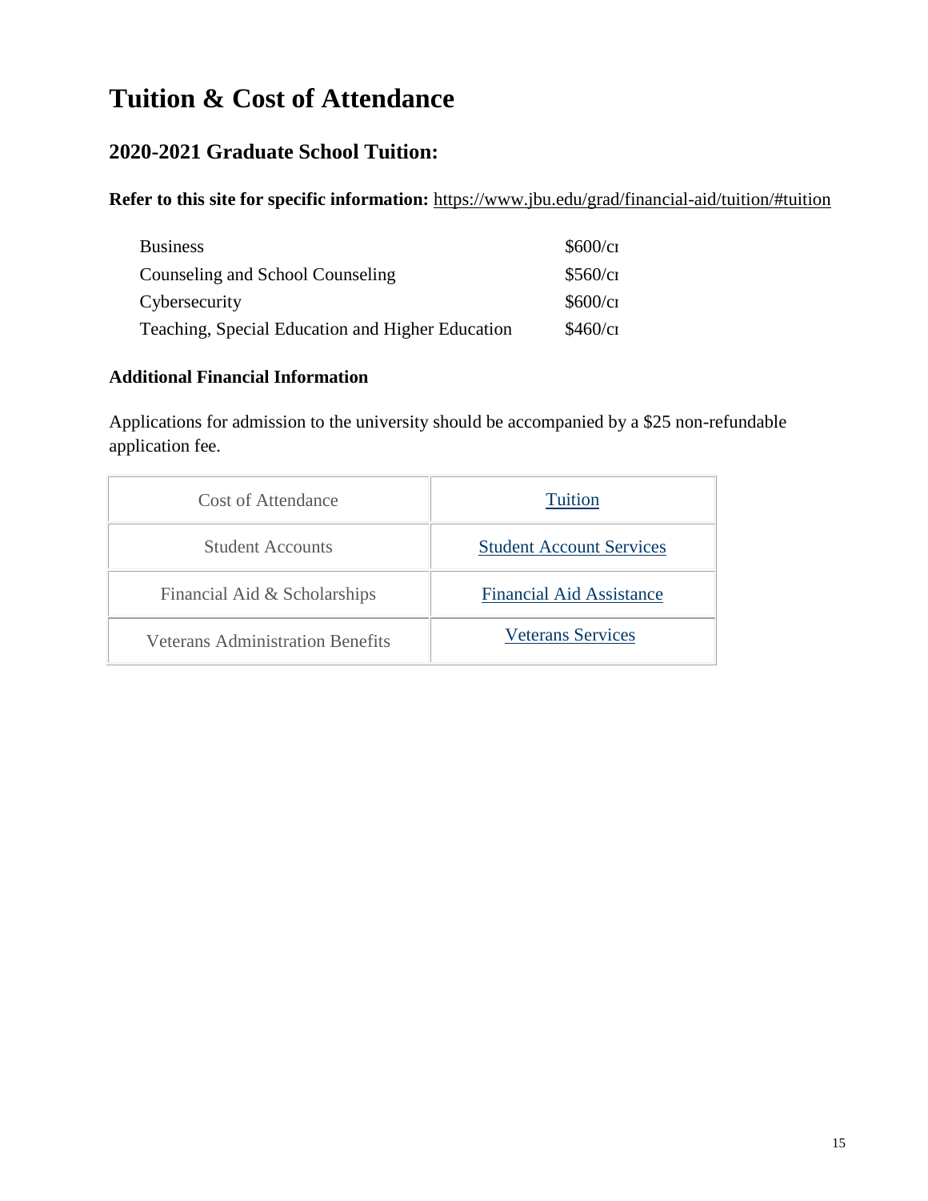# Tuition & Cost of Attendance

## 2020-2021 Graduate School Tuition:

**Refer to this site for specific information:** https://www.jbu.edu/grad/financial-aid/tuition/#tuition

| | |
|---|---|
| Business | $600/cr |
| Counseling and School Counseling | $560/cr |
| Cybersecurity | $600/cr |
| Teaching, Special Education and Higher Education | $460/cr |

### Additional Financial Information

Applications for admission to the university should be accompanied by a $25 non-refundable application fee.

| | |
|---|---|
| Cost of Attendance | Tuition |
| Student Accounts | Student Account Services |
| Financial Aid & Scholarships | Financial Aid Assistance |
| Veterans Administration Benefits | Veterans Services |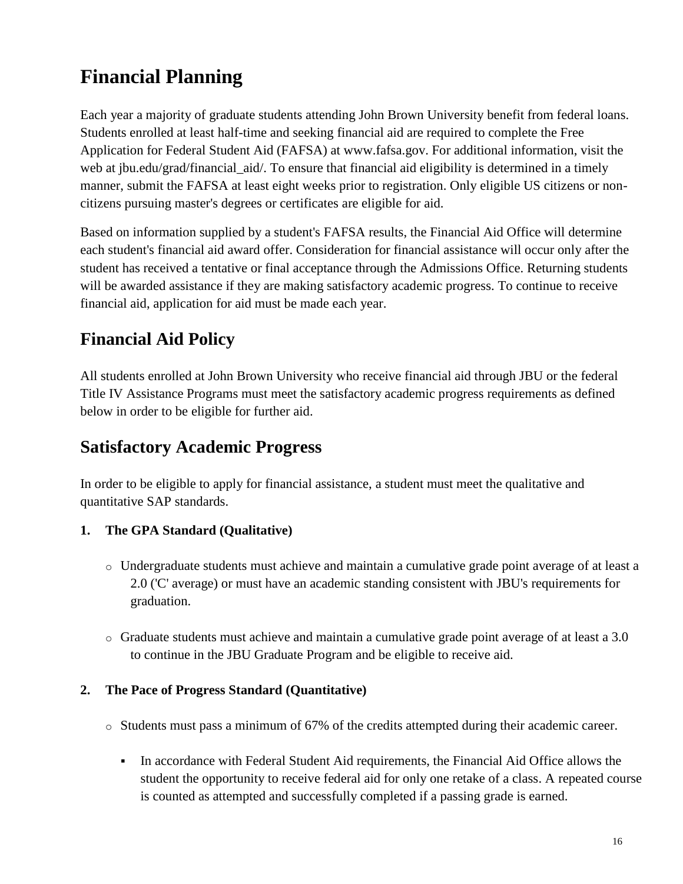# Financial Planning

Each year a majority of graduate students attending John Brown University benefit from federal loans. Students enrolled at least half-time and seeking financial aid are required to complete the Free Application for Federal Student Aid (FAFSA) at www.fafsa.gov. For additional information, visit the web at jbu.edu/grad/financial_aid/. To ensure that financial aid eligibility is determined in a timely manner, submit the FAFSA at least eight weeks prior to registration. Only eligible US citizens or non-citizens pursuing master's degrees or certificates are eligible for aid.

Based on information supplied by a student's FAFSA results, the Financial Aid Office will determine each student's financial aid award offer. Consideration for financial assistance will occur only after the student has received a tentative or final acceptance through the Admissions Office. Returning students will be awarded assistance if they are making satisfactory academic progress. To continue to receive financial aid, application for aid must be made each year.

## Financial Aid Policy

All students enrolled at John Brown University who receive financial aid through JBU or the federal Title IV Assistance Programs must meet the satisfactory academic progress requirements as defined below in order to be eligible for further aid.

## Satisfactory Academic Progress

In order to be eligible to apply for financial assistance, a student must meet the qualitative and quantitative SAP standards.

1. **The GPA Standard (Qualitative)**
    - Undergraduate students must achieve and maintain a cumulative grade point average of at least a 2.0 ('C' average) or must have an academic standing consistent with JBU's requirements for graduation.
    - Graduate students must achieve and maintain a cumulative grade point average of at least a 3.0 to continue in the JBU Graduate Program and be eligible to receive aid.
2. **The Pace of Progress Standard (Quantitative)**
    - Students must pass a minimum of 67% of the credits attempted during their academic career.
        - In accordance with Federal Student Aid requirements, the Financial Aid Office allows the student the opportunity to receive federal aid for only one retake of a class. A repeated course is counted as attempted and successfully completed if a passing grade is earned.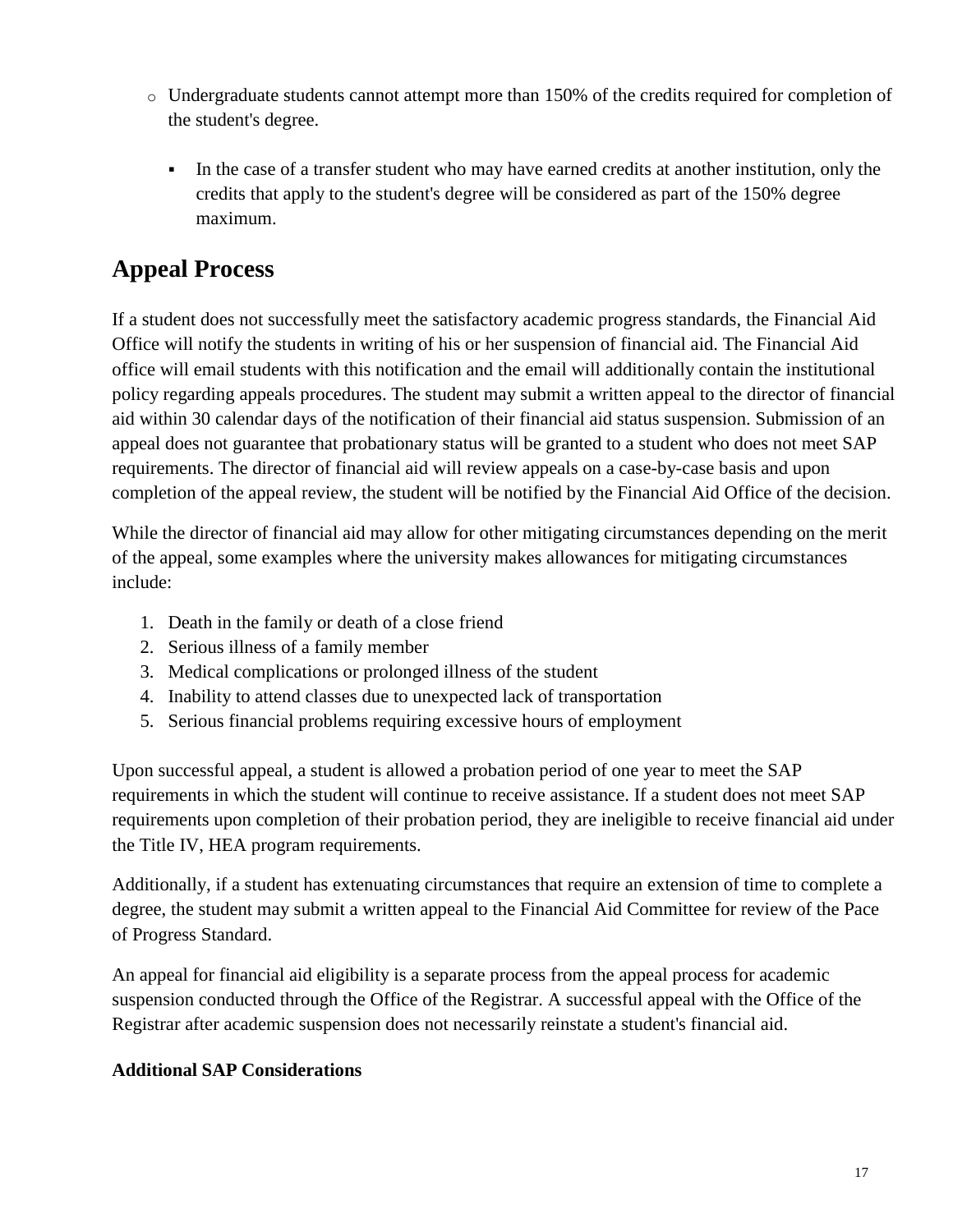- Undergraduate students cannot attempt more than 150% of the credits required for completion of the student's degree.
    - In the case of a transfer student who may have earned credits at another institution, only the credits that apply to the student's degree will be considered as part of the 150% degree maximum.

## Appeal Process

If a student does not successfully meet the satisfactory academic progress standards, the Financial Aid Office will notify the students in writing of his or her suspension of financial aid. The Financial Aid office will email students with this notification and the email will additionally contain the institutional policy regarding appeals procedures. The student may submit a written appeal to the director of financial aid within 30 calendar days of the notification of their financial aid status suspension. Submission of an appeal does not guarantee that probationary status will be granted to a student who does not meet SAP requirements. The director of financial aid will review appeals on a case-by-case basis and upon completion of the appeal review, the student will be notified by the Financial Aid Office of the decision.

While the director of financial aid may allow for other mitigating circumstances depending on the merit of the appeal, some examples where the university makes allowances for mitigating circumstances include:

1. Death in the family or death of a close friend
2. Serious illness of a family member
3. Medical complications or prolonged illness of the student
4. Inability to attend classes due to unexpected lack of transportation
5. Serious financial problems requiring excessive hours of employment

Upon successful appeal, a student is allowed a probation period of one year to meet the SAP requirements in which the student will continue to receive assistance. If a student does not meet SAP requirements upon completion of their probation period, they are ineligible to receive financial aid under the Title IV, HEA program requirements.

Additionally, if a student has extenuating circumstances that require an extension of time to complete a degree, the student may submit a written appeal to the Financial Aid Committee for review of the Pace of Progress Standard.

An appeal for financial aid eligibility is a separate process from the appeal process for academic suspension conducted through the Office of the Registrar. A successful appeal with the Office of the Registrar after academic suspension does not necessarily reinstate a student's financial aid.

**Additional SAP Considerations**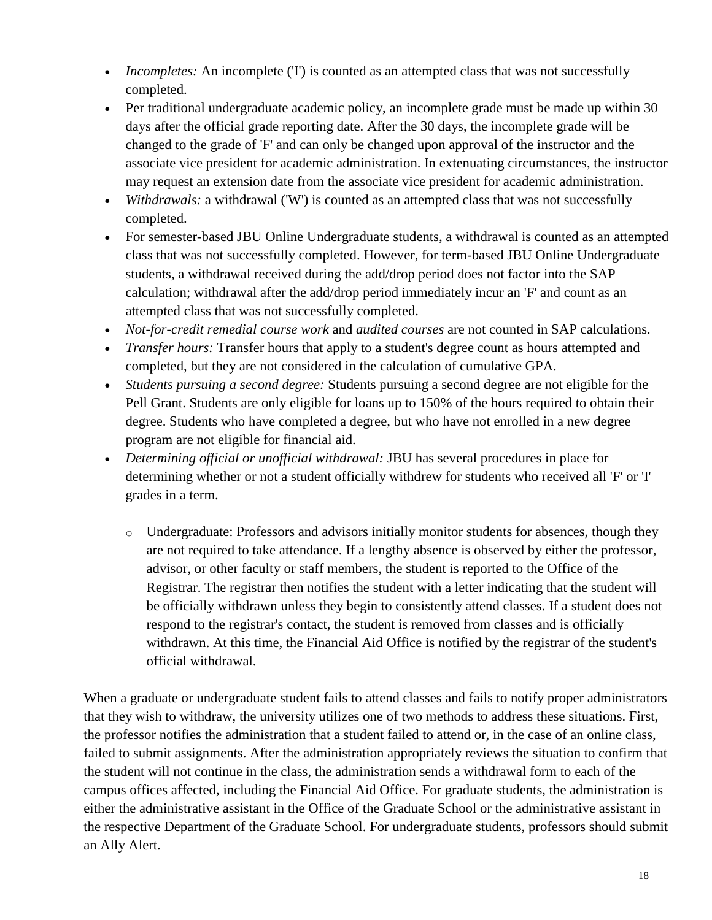- *Incompletes:* An incomplete ('I') is counted as an attempted class that was not successfully completed.
- Per traditional undergraduate academic policy, an incomplete grade must be made up within 30 days after the official grade reporting date. After the 30 days, the incomplete grade will be changed to the grade of 'F' and can only be changed upon approval of the instructor and the associate vice president for academic administration. In extenuating circumstances, the instructor may request an extension date from the associate vice president for academic administration.
- *Withdrawals:* a withdrawal ('W') is counted as an attempted class that was not successfully completed.
- For semester-based JBU Online Undergraduate students, a withdrawal is counted as an attempted class that was not successfully completed. However, for term-based JBU Online Undergraduate students, a withdrawal received during the add/drop period does not factor into the SAP calculation; withdrawal after the add/drop period immediately incur an 'F' and count as an attempted class that was not successfully completed.
- *Not-for-credit remedial course work* and *audited courses* are not counted in SAP calculations.
- *Transfer hours:* Transfer hours that apply to a student's degree count as hours attempted and completed, but they are not considered in the calculation of cumulative GPA.
- *Students pursuing a second degree:* Students pursuing a second degree are not eligible for the Pell Grant. Students are only eligible for loans up to 150% of the hours required to obtain their degree. Students who have completed a degree, but who have not enrolled in a new degree program are not eligible for financial aid.
- *Determining official or unofficial withdrawal:* JBU has several procedures in place for determining whether or not a student officially withdrew for students who received all 'F' or 'I' grades in a term.
  - Undergraduate: Professors and advisors initially monitor students for absences, though they are not required to take attendance. If a lengthy absence is observed by either the professor, advisor, or other faculty or staff members, the student is reported to the Office of the Registrar. The registrar then notifies the student with a letter indicating that the student will be officially withdrawn unless they begin to consistently attend classes. If a student does not respond to the registrar's contact, the student is removed from classes and is officially withdrawn. At this time, the Financial Aid Office is notified by the registrar of the student's official withdrawal.

When a graduate or undergraduate student fails to attend classes and fails to notify proper administrators that they wish to withdraw, the university utilizes one of two methods to address these situations. First, the professor notifies the administration that a student failed to attend or, in the case of an online class, failed to submit assignments. After the administration appropriately reviews the situation to confirm that the student will not continue in the class, the administration sends a withdrawal form to each of the campus offices affected, including the Financial Aid Office. For graduate students, the administration is either the administrative assistant in the Office of the Graduate School or the administrative assistant in the respective Department of the Graduate School. For undergraduate students, professors should submit an Ally Alert.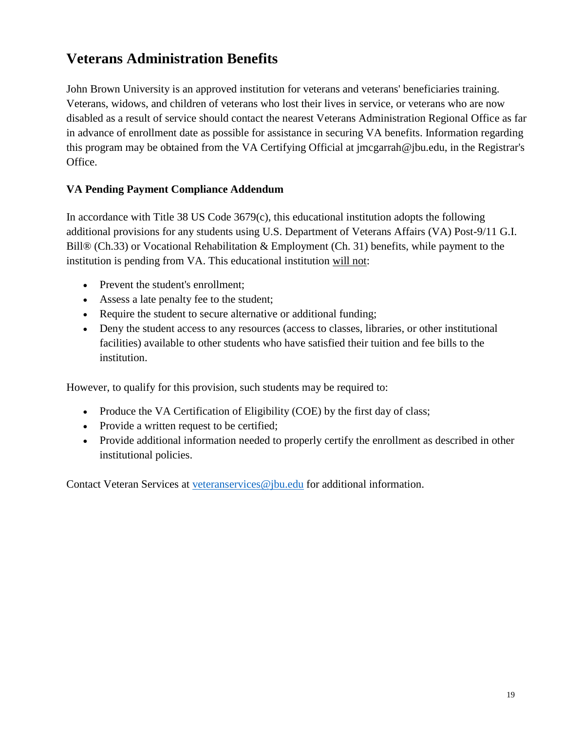## Veterans Administration Benefits

John Brown University is an approved institution for veterans and veterans' beneficiaries training. Veterans, widows, and children of veterans who lost their lives in service, or veterans who are now disabled as a result of service should contact the nearest Veterans Administration Regional Office as far in advance of enrollment date as possible for assistance in securing VA benefits. Information regarding this program may be obtained from the VA Certifying Official at jmcgarrah@jbu.edu, in the Registrar's Office.

### VA Pending Payment Compliance Addendum

In accordance with Title 38 US Code 3679(c), this educational institution adopts the following additional provisions for any students using U.S. Department of Veterans Affairs (VA) Post-9/11 G.I. Bill® (Ch.33) or Vocational Rehabilitation & Employment (Ch. 31) benefits, while payment to the institution is pending from VA. This educational institution <u>will not</u>:

- Prevent the student's enrollment;
- Assess a late penalty fee to the student;
- Require the student to secure alternative or additional funding;
- Deny the student access to any resources (access to classes, libraries, or other institutional facilities) available to other students who have satisfied their tuition and fee bills to the institution.

However, to qualify for this provision, such students may be required to:

- Produce the VA Certification of Eligibility (COE) by the first day of class;
- Provide a written request to be certified;
- Provide additional information needed to properly certify the enrollment as described in other institutional policies.

Contact Veteran Services at veteranservices@jbu.edu for additional information.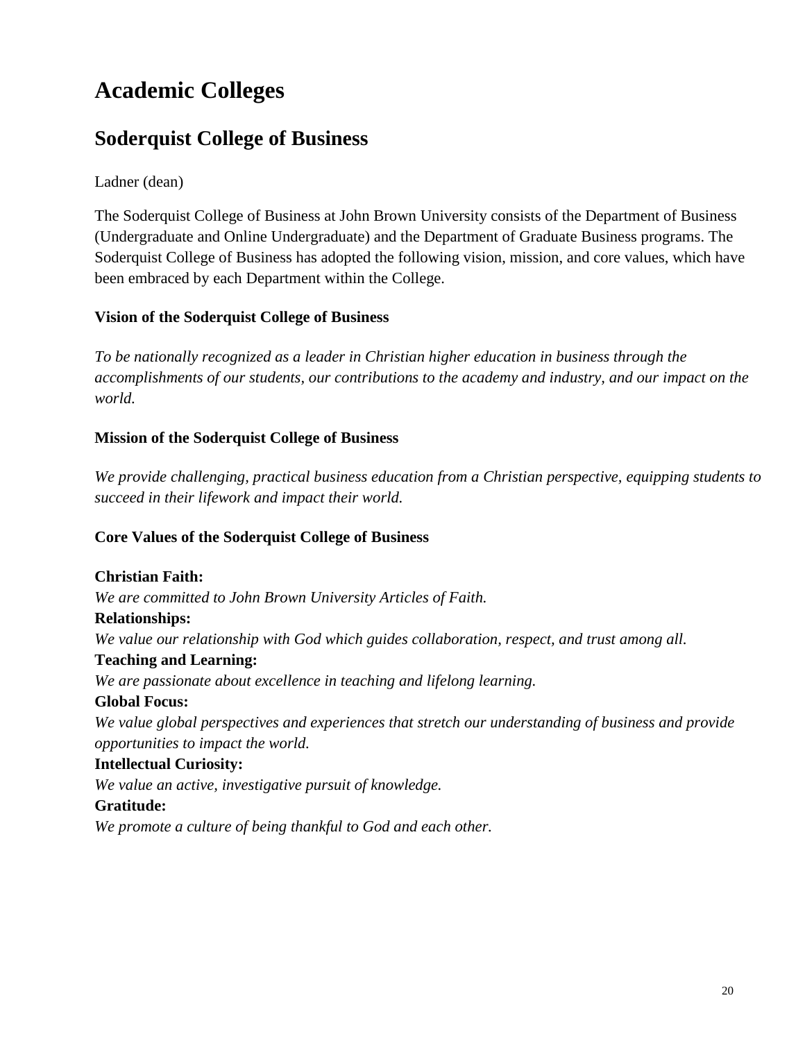# Academic Colleges

## Soderquist College of Business

Ladner (dean)

The Soderquist College of Business at John Brown University consists of the Department of Business (Undergraduate and Online Undergraduate) and the Department of Graduate Business programs. The Soderquist College of Business has adopted the following vision, mission, and core values, which have been embraced by each Department within the College.

**Vision of the Soderquist College of Business**

*To be nationally recognized as a leader in Christian higher education in business through the accomplishments of our students, our contributions to the academy and industry, and our impact on the world.*

**Mission of the Soderquist College of Business**

*We provide challenging, practical business education from a Christian perspective, equipping students to succeed in their lifework and impact their world.*

**Core Values of the Soderquist College of Business**

**Christian Faith:**
*We are committed to John Brown University Articles of Faith.*
**Relationships:**
*We value our relationship with God which guides collaboration, respect, and trust among all.*
**Teaching and Learning:**
*We are passionate about excellence in teaching and lifelong learning.*
**Global Focus:**
*We value global perspectives and experiences that stretch our understanding of business and provide opportunities to impact the world.*
**Intellectual Curiosity:**
*We value an active, investigative pursuit of knowledge.*
**Gratitude:**
*We promote a culture of being thankful to God and each other.*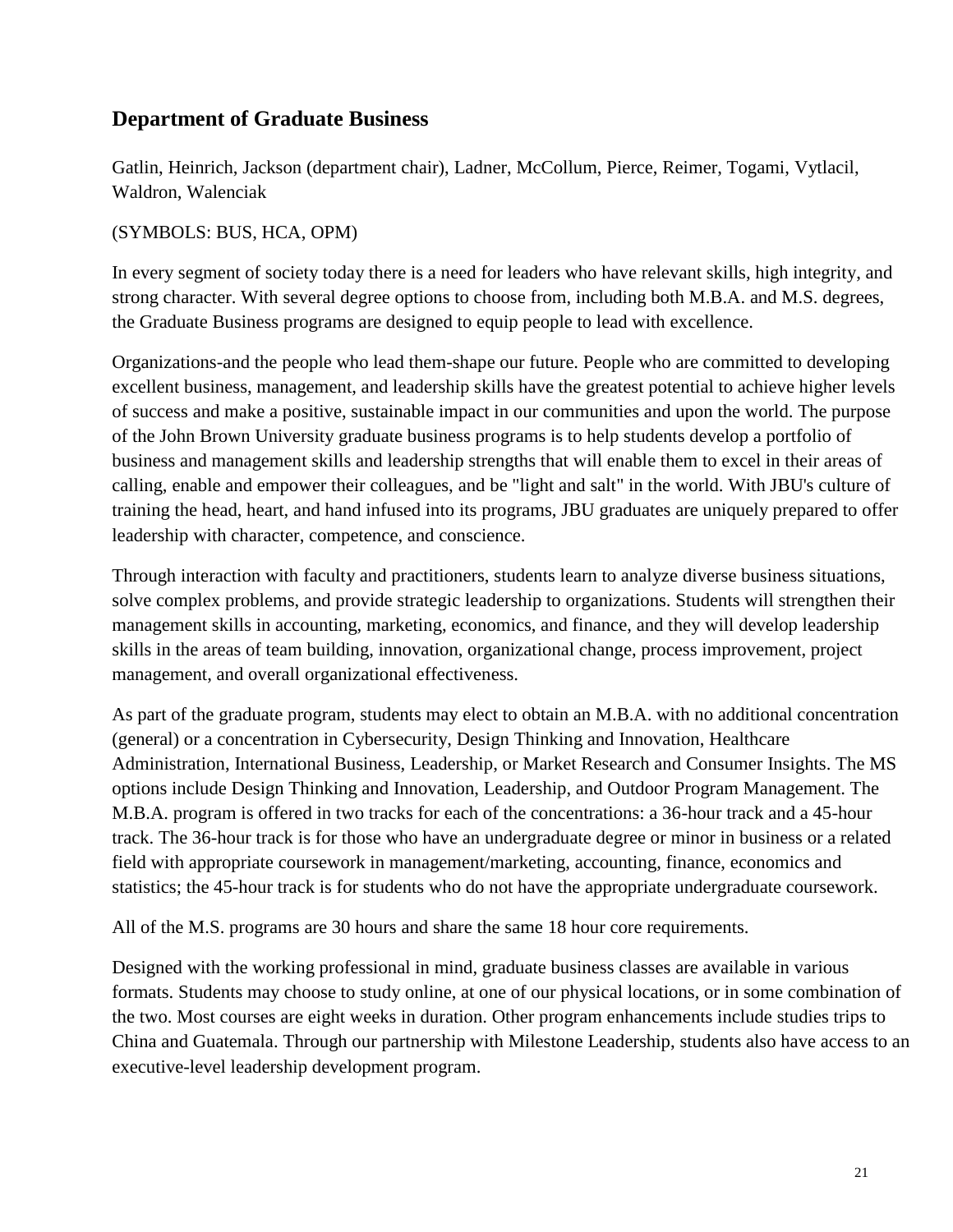## Department of Graduate Business

Gatlin, Heinrich, Jackson (department chair), Ladner, McCollum, Pierce, Reimer, Togami, Vytlacil, Waldron, Walenciak

(SYMBOLS: BUS, HCA, OPM)

In every segment of society today there is a need for leaders who have relevant skills, high integrity, and strong character. With several degree options to choose from, including both M.B.A. and M.S. degrees, the Graduate Business programs are designed to equip people to lead with excellence.

Organizations-and the people who lead them-shape our future. People who are committed to developing excellent business, management, and leadership skills have the greatest potential to achieve higher levels of success and make a positive, sustainable impact in our communities and upon the world. The purpose of the John Brown University graduate business programs is to help students develop a portfolio of business and management skills and leadership strengths that will enable them to excel in their areas of calling, enable and empower their colleagues, and be "light and salt" in the world. With JBU's culture of training the head, heart, and hand infused into its programs, JBU graduates are uniquely prepared to offer leadership with character, competence, and conscience.

Through interaction with faculty and practitioners, students learn to analyze diverse business situations, solve complex problems, and provide strategic leadership to organizations. Students will strengthen their management skills in accounting, marketing, economics, and finance, and they will develop leadership skills in the areas of team building, innovation, organizational change, process improvement, project management, and overall organizational effectiveness.

As part of the graduate program, students may elect to obtain an M.B.A. with no additional concentration (general) or a concentration in Cybersecurity, Design Thinking and Innovation, Healthcare Administration, International Business, Leadership, or Market Research and Consumer Insights. The MS options include Design Thinking and Innovation, Leadership, and Outdoor Program Management. The M.B.A. program is offered in two tracks for each of the concentrations: a 36-hour track and a 45-hour track. The 36-hour track is for those who have an undergraduate degree or minor in business or a related field with appropriate coursework in management/marketing, accounting, finance, economics and statistics; the 45-hour track is for students who do not have the appropriate undergraduate coursework.

All of the M.S. programs are 30 hours and share the same 18 hour core requirements.

Designed with the working professional in mind, graduate business classes are available in various formats. Students may choose to study online, at one of our physical locations, or in some combination of the two. Most courses are eight weeks in duration. Other program enhancements include studies trips to China and Guatemala. Through our partnership with Milestone Leadership, students also have access to an executive-level leadership development program.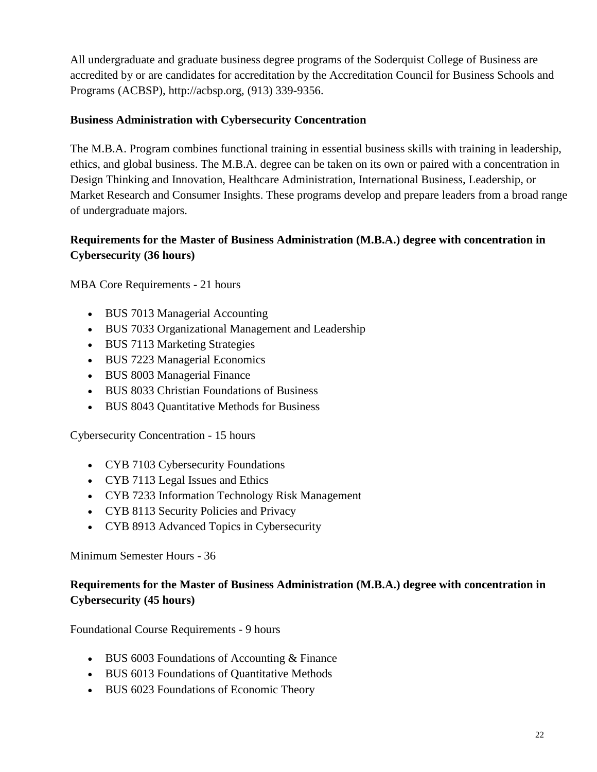All undergraduate and graduate business degree programs of the Soderquist College of Business are accredited by or are candidates for accreditation by the Accreditation Council for Business Schools and Programs (ACBSP), http://acbsp.org, (913) 339-9356.

**Business Administration with Cybersecurity Concentration**

The M.B.A. Program combines functional training in essential business skills with training in leadership, ethics, and global business. The M.B.A. degree can be taken on its own or paired with a concentration in Design Thinking and Innovation, Healthcare Administration, International Business, Leadership, or Market Research and Consumer Insights. These programs develop and prepare leaders from a broad range of undergraduate majors.

**Requirements for the Master of Business Administration (M.B.A.) degree with concentration in Cybersecurity (36 hours)**

MBA Core Requirements - 21 hours

- BUS 7013 Managerial Accounting
- BUS 7033 Organizational Management and Leadership
- BUS 7113 Marketing Strategies
- BUS 7223 Managerial Economics
- BUS 8003 Managerial Finance
- BUS 8033 Christian Foundations of Business
- BUS 8043 Quantitative Methods for Business

Cybersecurity Concentration - 15 hours

- CYB 7103 Cybersecurity Foundations
- CYB 7113 Legal Issues and Ethics
- CYB 7233 Information Technology Risk Management
- CYB 8113 Security Policies and Privacy
- CYB 8913 Advanced Topics in Cybersecurity

Minimum Semester Hours - 36

**Requirements for the Master of Business Administration (M.B.A.) degree with concentration in Cybersecurity (45 hours)**

Foundational Course Requirements - 9 hours

- BUS 6003 Foundations of Accounting & Finance
- BUS 6013 Foundations of Quantitative Methods
- BUS 6023 Foundations of Economic Theory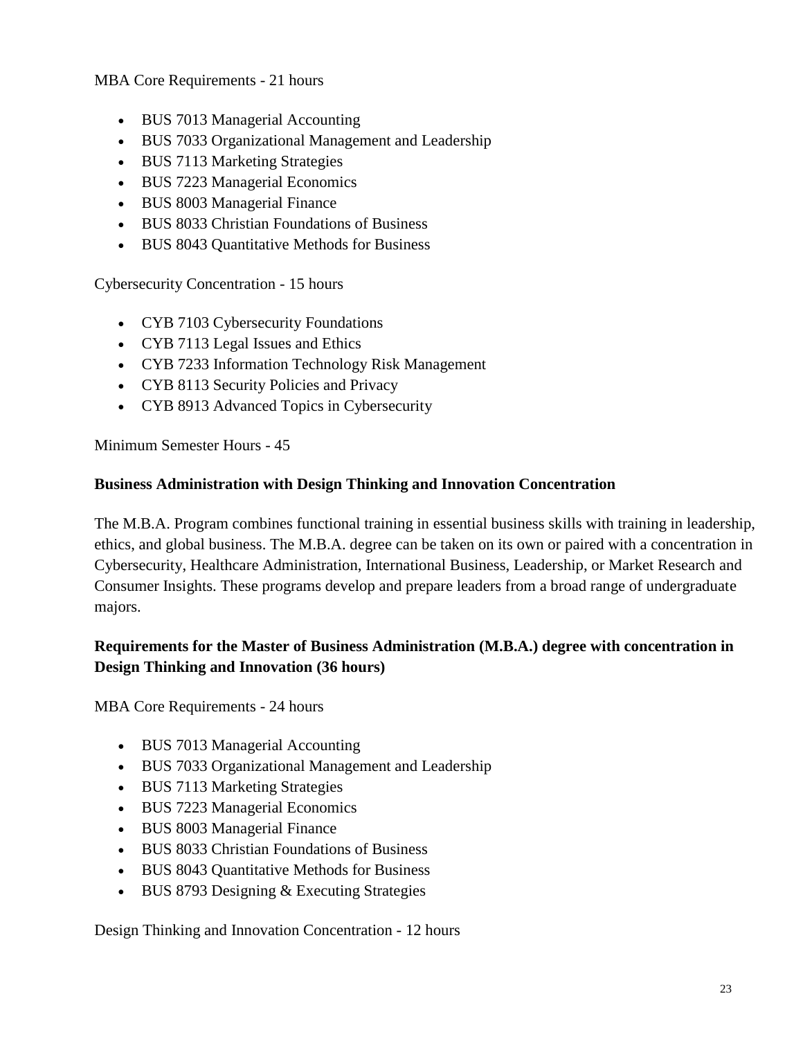MBA Core Requirements - 21 hours

- BUS 7013 Managerial Accounting
- BUS 7033 Organizational Management and Leadership
- BUS 7113 Marketing Strategies
- BUS 7223 Managerial Economics
- BUS 8003 Managerial Finance
- BUS 8033 Christian Foundations of Business
- BUS 8043 Quantitative Methods for Business

Cybersecurity Concentration - 15 hours

- CYB 7103 Cybersecurity Foundations
- CYB 7113 Legal Issues and Ethics
- CYB 7233 Information Technology Risk Management
- CYB 8113 Security Policies and Privacy
- CYB 8913 Advanced Topics in Cybersecurity

Minimum Semester Hours - 45

**Business Administration with Design Thinking and Innovation Concentration**

The M.B.A. Program combines functional training in essential business skills with training in leadership, ethics, and global business. The M.B.A. degree can be taken on its own or paired with a concentration in Cybersecurity, Healthcare Administration, International Business, Leadership, or Market Research and Consumer Insights. These programs develop and prepare leaders from a broad range of undergraduate majors.

**Requirements for the Master of Business Administration (M.B.A.) degree with concentration in Design Thinking and Innovation (36 hours)**

MBA Core Requirements - 24 hours

- BUS 7013 Managerial Accounting
- BUS 7033 Organizational Management and Leadership
- BUS 7113 Marketing Strategies
- BUS 7223 Managerial Economics
- BUS 8003 Managerial Finance
- BUS 8033 Christian Foundations of Business
- BUS 8043 Quantitative Methods for Business
- BUS 8793 Designing & Executing Strategies

Design Thinking and Innovation Concentration - 12 hours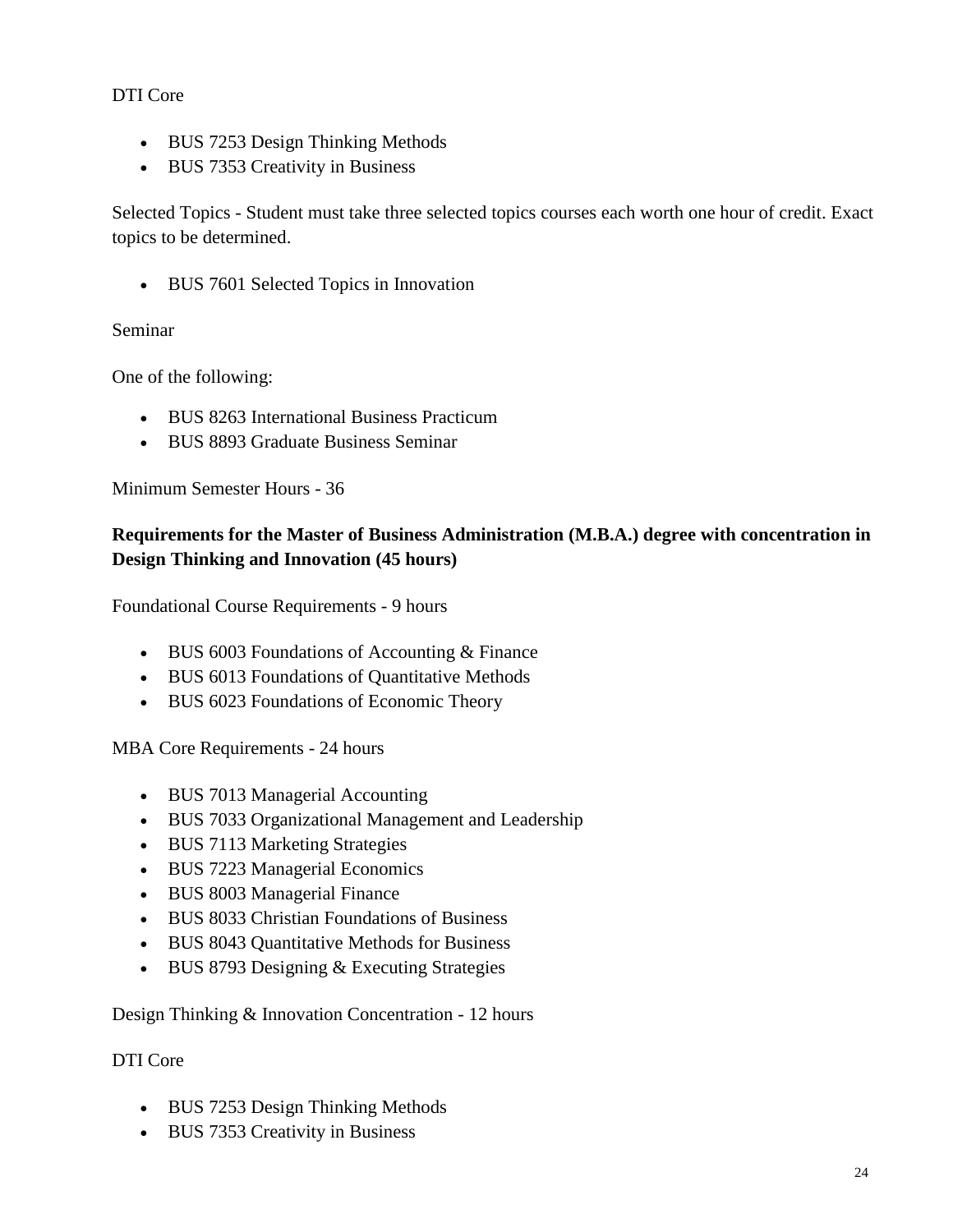DTI Core

- BUS 7253 Design Thinking Methods
- BUS 7353 Creativity in Business

Selected Topics - Student must take three selected topics courses each worth one hour of credit. Exact topics to be determined.

- BUS 7601 Selected Topics in Innovation

Seminar

One of the following:

- BUS 8263 International Business Practicum
- BUS 8893 Graduate Business Seminar

Minimum Semester Hours - 36

**Requirements for the Master of Business Administration (M.B.A.) degree with concentration in Design Thinking and Innovation (45 hours)**

Foundational Course Requirements - 9 hours

- BUS 6003 Foundations of Accounting & Finance
- BUS 6013 Foundations of Quantitative Methods
- BUS 6023 Foundations of Economic Theory

MBA Core Requirements - 24 hours

- BUS 7013 Managerial Accounting
- BUS 7033 Organizational Management and Leadership
- BUS 7113 Marketing Strategies
- BUS 7223 Managerial Economics
- BUS 8003 Managerial Finance
- BUS 8033 Christian Foundations of Business
- BUS 8043 Quantitative Methods for Business
- BUS 8793 Designing & Executing Strategies

Design Thinking & Innovation Concentration - 12 hours

DTI Core

- BUS 7253 Design Thinking Methods
- BUS 7353 Creativity in Business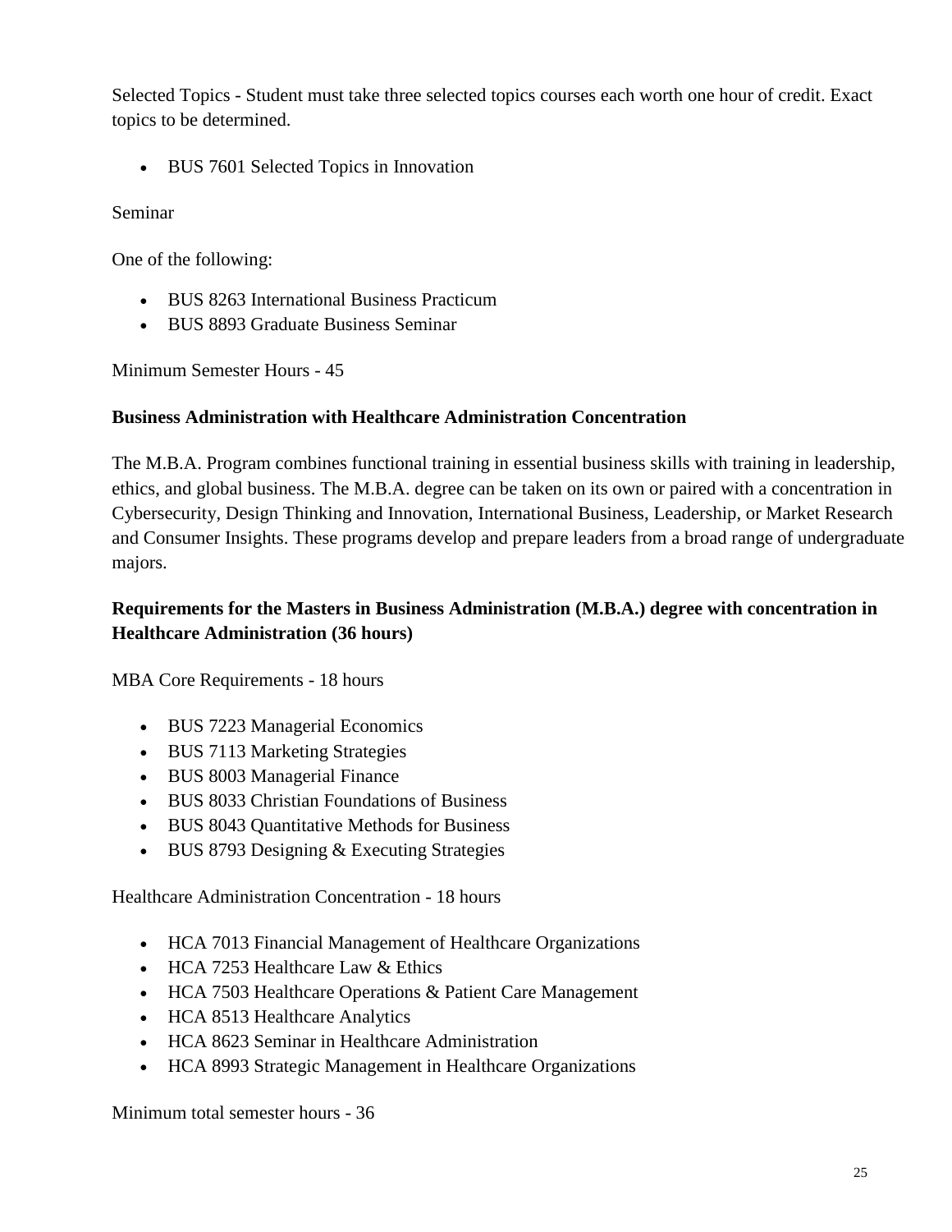Selected Topics - Student must take three selected topics courses each worth one hour of credit. Exact topics to be determined.

- BUS 7601 Selected Topics in Innovation

Seminar

One of the following:

- BUS 8263 International Business Practicum
- BUS 8893 Graduate Business Seminar

Minimum Semester Hours - 45

**Business Administration with Healthcare Administration Concentration**

The M.B.A. Program combines functional training in essential business skills with training in leadership, ethics, and global business. The M.B.A. degree can be taken on its own or paired with a concentration in Cybersecurity, Design Thinking and Innovation, International Business, Leadership, or Market Research and Consumer Insights. These programs develop and prepare leaders from a broad range of undergraduate majors.

**Requirements for the Masters in Business Administration (M.B.A.) degree with concentration in Healthcare Administration (36 hours)**

MBA Core Requirements - 18 hours

- BUS 7223 Managerial Economics
- BUS 7113 Marketing Strategies
- BUS 8003 Managerial Finance
- BUS 8033 Christian Foundations of Business
- BUS 8043 Quantitative Methods for Business
- BUS 8793 Designing & Executing Strategies

Healthcare Administration Concentration - 18 hours

- HCA 7013 Financial Management of Healthcare Organizations
- HCA 7253 Healthcare Law & Ethics
- HCA 7503 Healthcare Operations & Patient Care Management
- HCA 8513 Healthcare Analytics
- HCA 8623 Seminar in Healthcare Administration
- HCA 8993 Strategic Management in Healthcare Organizations

Minimum total semester hours - 36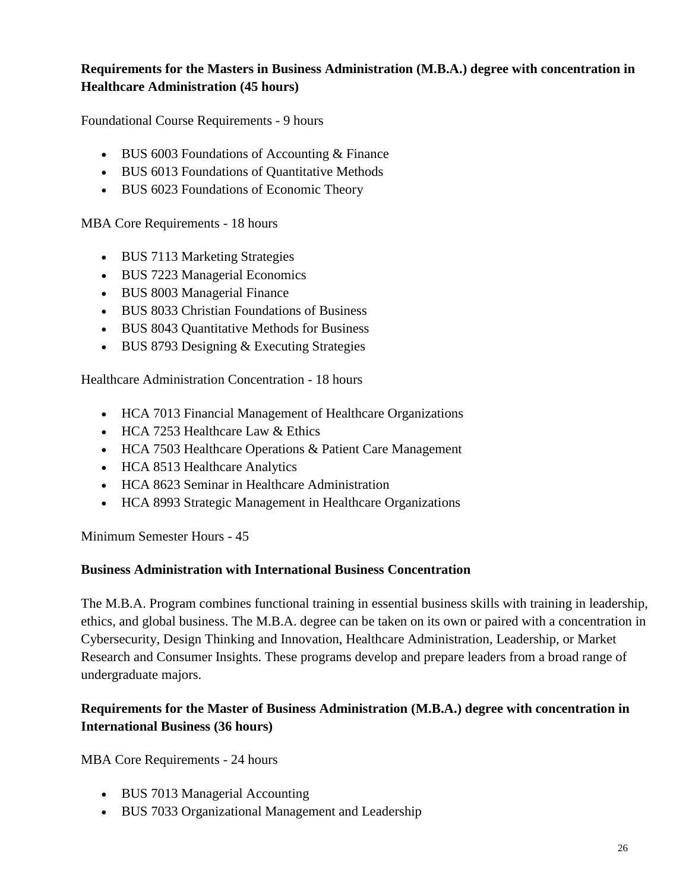**Requirements for the Masters in Business Administration (M.B.A.) degree with concentration in Healthcare Administration (45 hours)**

Foundational Course Requirements - 9 hours

- BUS 6003 Foundations of Accounting & Finance
- BUS 6013 Foundations of Quantitative Methods
- BUS 6023 Foundations of Economic Theory

MBA Core Requirements - 18 hours

- BUS 7113 Marketing Strategies
- BUS 7223 Managerial Economics
- BUS 8003 Managerial Finance
- BUS 8033 Christian Foundations of Business
- BUS 8043 Quantitative Methods for Business
- BUS 8793 Designing & Executing Strategies

Healthcare Administration Concentration - 18 hours

- HCA 7013 Financial Management of Healthcare Organizations
- HCA 7253 Healthcare Law & Ethics
- HCA 7503 Healthcare Operations & Patient Care Management
- HCA 8513 Healthcare Analytics
- HCA 8623 Seminar in Healthcare Administration
- HCA 8993 Strategic Management in Healthcare Organizations

Minimum Semester Hours - 45

**Business Administration with International Business Concentration**

The M.B.A. Program combines functional training in essential business skills with training in leadership, ethics, and global business. The M.B.A. degree can be taken on its own or paired with a concentration in Cybersecurity, Design Thinking and Innovation, Healthcare Administration, Leadership, or Market Research and Consumer Insights. These programs develop and prepare leaders from a broad range of undergraduate majors.

**Requirements for the Master of Business Administration (M.B.A.) degree with concentration in International Business (36 hours)**

MBA Core Requirements - 24 hours

- BUS 7013 Managerial Accounting
- BUS 7033 Organizational Management and Leadership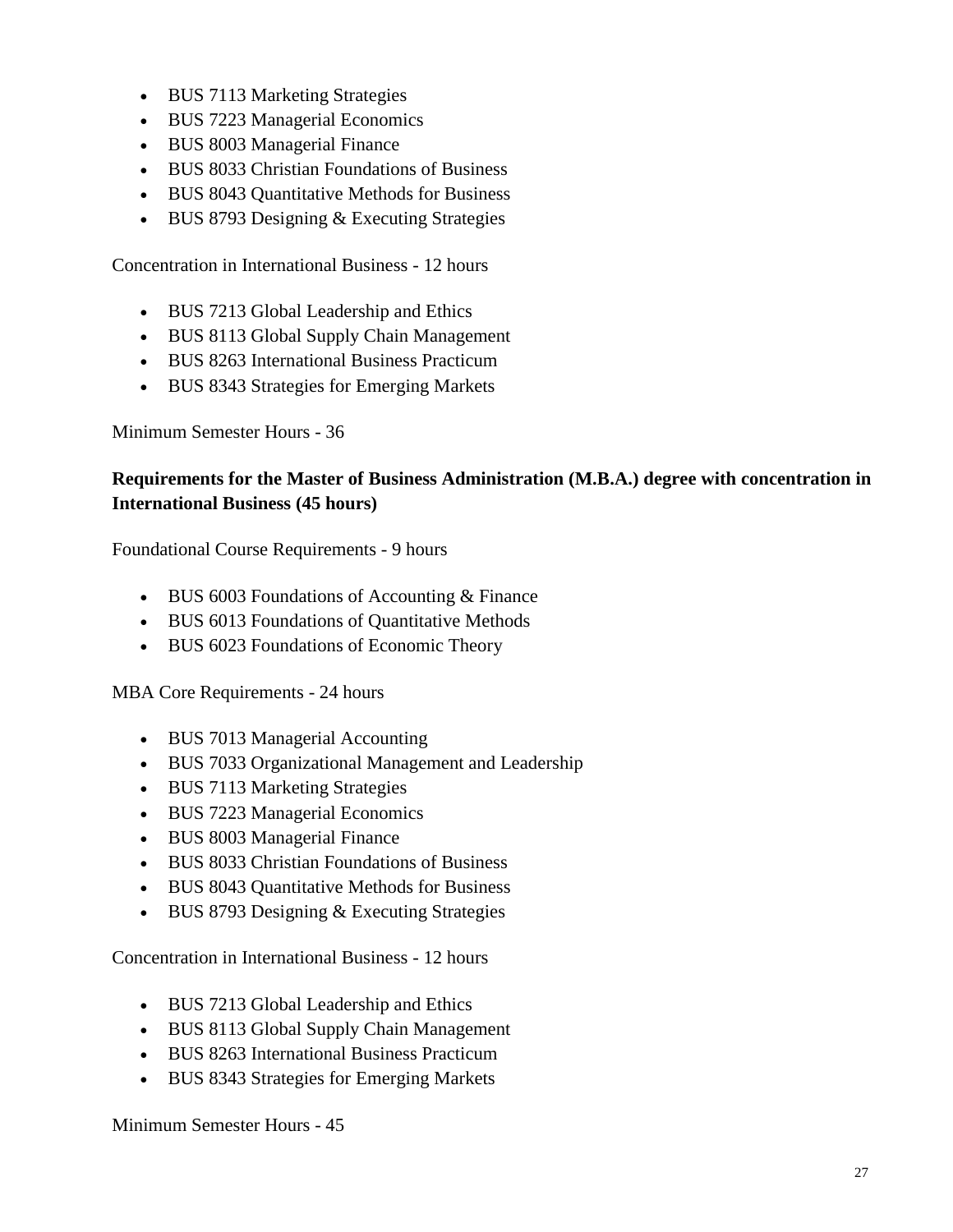- BUS 7113 Marketing Strategies
- BUS 7223 Managerial Economics
- BUS 8003 Managerial Finance
- BUS 8033 Christian Foundations of Business
- BUS 8043 Quantitative Methods for Business
- BUS 8793 Designing & Executing Strategies

Concentration in International Business - 12 hours

- BUS 7213 Global Leadership and Ethics
- BUS 8113 Global Supply Chain Management
- BUS 8263 International Business Practicum
- BUS 8343 Strategies for Emerging Markets

Minimum Semester Hours - 36

**Requirements for the Master of Business Administration (M.B.A.) degree with concentration in International Business (45 hours)**

Foundational Course Requirements - 9 hours

- BUS 6003 Foundations of Accounting & Finance
- BUS 6013 Foundations of Quantitative Methods
- BUS 6023 Foundations of Economic Theory

MBA Core Requirements - 24 hours

- BUS 7013 Managerial Accounting
- BUS 7033 Organizational Management and Leadership
- BUS 7113 Marketing Strategies
- BUS 7223 Managerial Economics
- BUS 8003 Managerial Finance
- BUS 8033 Christian Foundations of Business
- BUS 8043 Quantitative Methods for Business
- BUS 8793 Designing & Executing Strategies

Concentration in International Business - 12 hours

- BUS 7213 Global Leadership and Ethics
- BUS 8113 Global Supply Chain Management
- BUS 8263 International Business Practicum
- BUS 8343 Strategies for Emerging Markets

Minimum Semester Hours - 45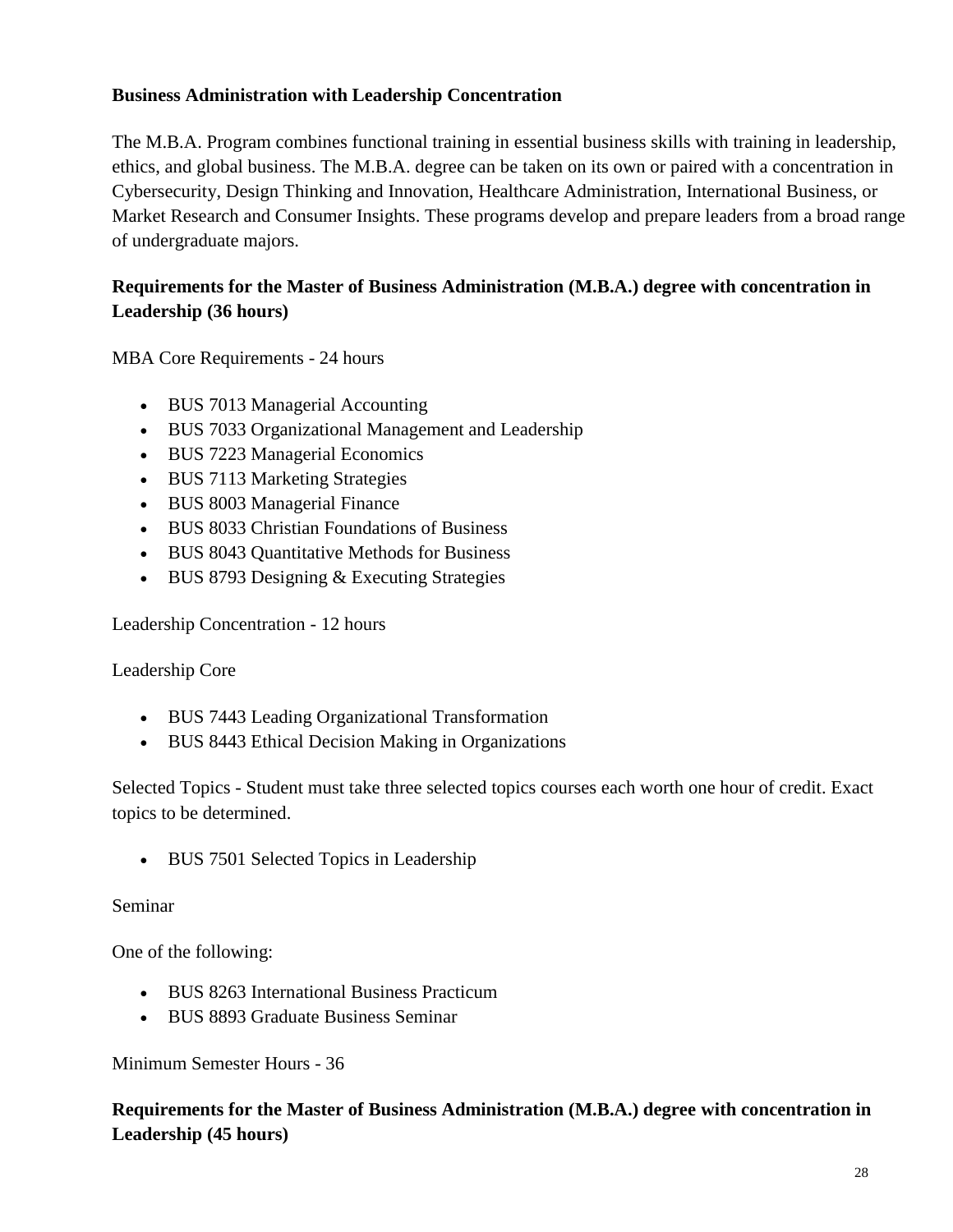**Business Administration with Leadership Concentration**

The M.B.A. Program combines functional training in essential business skills with training in leadership, ethics, and global business. The M.B.A. degree can be taken on its own or paired with a concentration in Cybersecurity, Design Thinking and Innovation, Healthcare Administration, International Business, or Market Research and Consumer Insights. These programs develop and prepare leaders from a broad range of undergraduate majors.

**Requirements for the Master of Business Administration (M.B.A.) degree with concentration in Leadership (36 hours)**

MBA Core Requirements - 24 hours

- BUS 7013 Managerial Accounting
- BUS 7033 Organizational Management and Leadership
- BUS 7223 Managerial Economics
- BUS 7113 Marketing Strategies
- BUS 8003 Managerial Finance
- BUS 8033 Christian Foundations of Business
- BUS 8043 Quantitative Methods for Business
- BUS 8793 Designing & Executing Strategies

Leadership Concentration - 12 hours

Leadership Core

- BUS 7443 Leading Organizational Transformation
- BUS 8443 Ethical Decision Making in Organizations

Selected Topics - Student must take three selected topics courses each worth one hour of credit. Exact topics to be determined.

- BUS 7501 Selected Topics in Leadership

Seminar

One of the following:

- BUS 8263 International Business Practicum
- BUS 8893 Graduate Business Seminar

Minimum Semester Hours - 36

**Requirements for the Master of Business Administration (M.B.A.) degree with concentration in Leadership (45 hours)**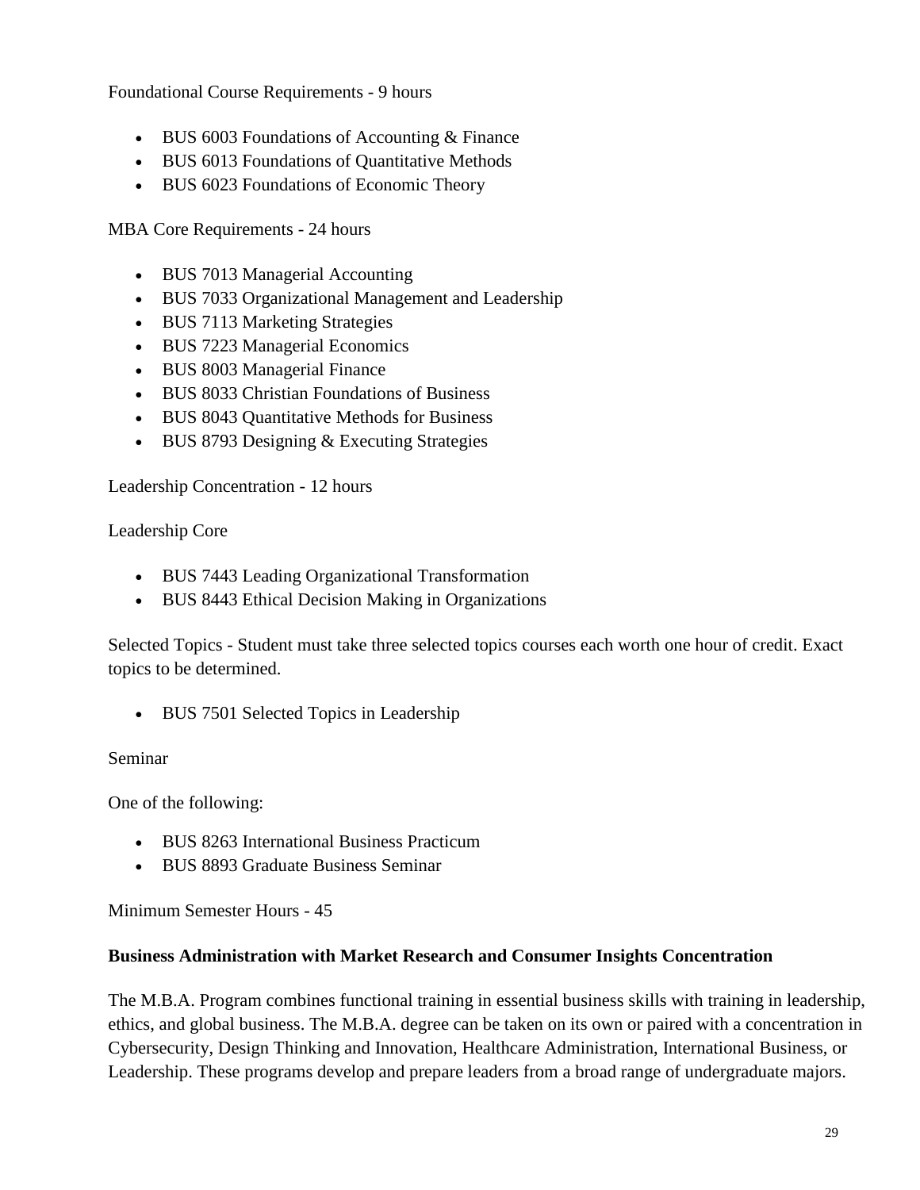Foundational Course Requirements - 9 hours

- BUS 6003 Foundations of Accounting & Finance
- BUS 6013 Foundations of Quantitative Methods
- BUS 6023 Foundations of Economic Theory

MBA Core Requirements - 24 hours

- BUS 7013 Managerial Accounting
- BUS 7033 Organizational Management and Leadership
- BUS 7113 Marketing Strategies
- BUS 7223 Managerial Economics
- BUS 8003 Managerial Finance
- BUS 8033 Christian Foundations of Business
- BUS 8043 Quantitative Methods for Business
- BUS 8793 Designing & Executing Strategies

Leadership Concentration - 12 hours

Leadership Core

- BUS 7443 Leading Organizational Transformation
- BUS 8443 Ethical Decision Making in Organizations

Selected Topics - Student must take three selected topics courses each worth one hour of credit. Exact topics to be determined.

- BUS 7501 Selected Topics in Leadership

Seminar

One of the following:

- BUS 8263 International Business Practicum
- BUS 8893 Graduate Business Seminar

Minimum Semester Hours - 45

### Business Administration with Market Research and Consumer Insights Concentration

The M.B.A. Program combines functional training in essential business skills with training in leadership, ethics, and global business. The M.B.A. degree can be taken on its own or paired with a concentration in Cybersecurity, Design Thinking and Innovation, Healthcare Administration, International Business, or Leadership. These programs develop and prepare leaders from a broad range of undergraduate majors.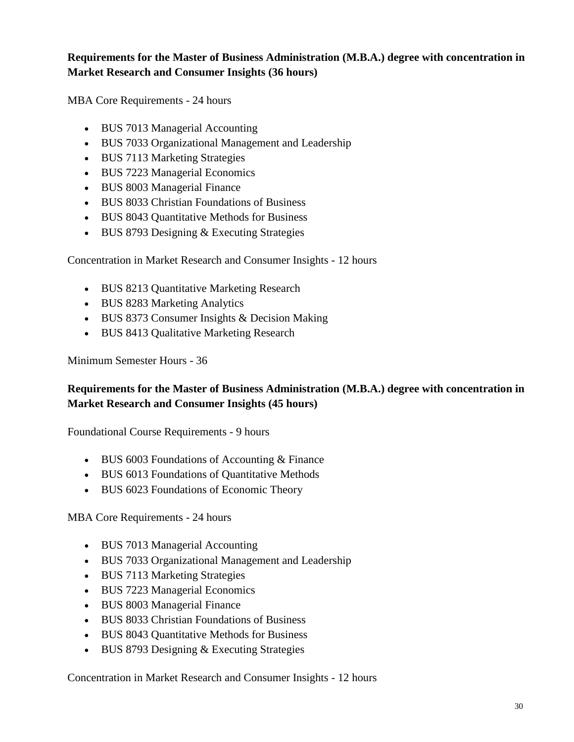**Requirements for the Master of Business Administration (M.B.A.) degree with concentration in Market Research and Consumer Insights (36 hours)**

MBA Core Requirements - 24 hours

- BUS 7013 Managerial Accounting
- BUS 7033 Organizational Management and Leadership
- BUS 7113 Marketing Strategies
- BUS 7223 Managerial Economics
- BUS 8003 Managerial Finance
- BUS 8033 Christian Foundations of Business
- BUS 8043 Quantitative Methods for Business
- BUS 8793 Designing & Executing Strategies

Concentration in Market Research and Consumer Insights - 12 hours

- BUS 8213 Quantitative Marketing Research
- BUS 8283 Marketing Analytics
- BUS 8373 Consumer Insights & Decision Making
- BUS 8413 Qualitative Marketing Research

Minimum Semester Hours - 36

**Requirements for the Master of Business Administration (M.B.A.) degree with concentration in Market Research and Consumer Insights (45 hours)**

Foundational Course Requirements - 9 hours

- BUS 6003 Foundations of Accounting & Finance
- BUS 6013 Foundations of Quantitative Methods
- BUS 6023 Foundations of Economic Theory

MBA Core Requirements - 24 hours

- BUS 7013 Managerial Accounting
- BUS 7033 Organizational Management and Leadership
- BUS 7113 Marketing Strategies
- BUS 7223 Managerial Economics
- BUS 8003 Managerial Finance
- BUS 8033 Christian Foundations of Business
- BUS 8043 Quantitative Methods for Business
- BUS 8793 Designing & Executing Strategies

Concentration in Market Research and Consumer Insights - 12 hours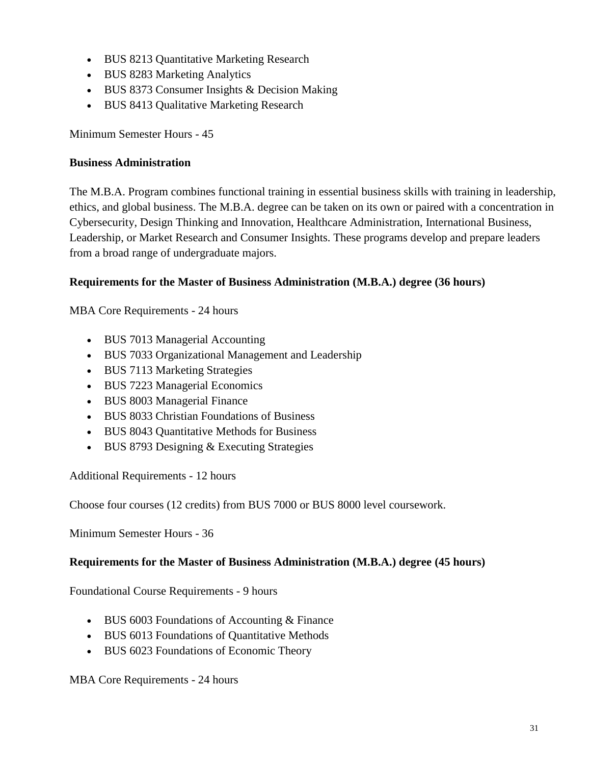- BUS 8213 Quantitative Marketing Research
- BUS 8283 Marketing Analytics
- BUS 8373 Consumer Insights & Decision Making
- BUS 8413 Qualitative Marketing Research

Minimum Semester Hours - 45

**Business Administration**

The M.B.A. Program combines functional training in essential business skills with training in leadership, ethics, and global business. The M.B.A. degree can be taken on its own or paired with a concentration in Cybersecurity, Design Thinking and Innovation, Healthcare Administration, International Business, Leadership, or Market Research and Consumer Insights. These programs develop and prepare leaders from a broad range of undergraduate majors.

**Requirements for the Master of Business Administration (M.B.A.) degree (36 hours)**

MBA Core Requirements - 24 hours

- BUS 7013 Managerial Accounting
- BUS 7033 Organizational Management and Leadership
- BUS 7113 Marketing Strategies
- BUS 7223 Managerial Economics
- BUS 8003 Managerial Finance
- BUS 8033 Christian Foundations of Business
- BUS 8043 Quantitative Methods for Business
- BUS 8793 Designing & Executing Strategies

Additional Requirements - 12 hours

Choose four courses (12 credits) from BUS 7000 or BUS 8000 level coursework.

Minimum Semester Hours - 36

**Requirements for the Master of Business Administration (M.B.A.) degree (45 hours)**

Foundational Course Requirements - 9 hours

- BUS 6003 Foundations of Accounting & Finance
- BUS 6013 Foundations of Quantitative Methods
- BUS 6023 Foundations of Economic Theory

MBA Core Requirements - 24 hours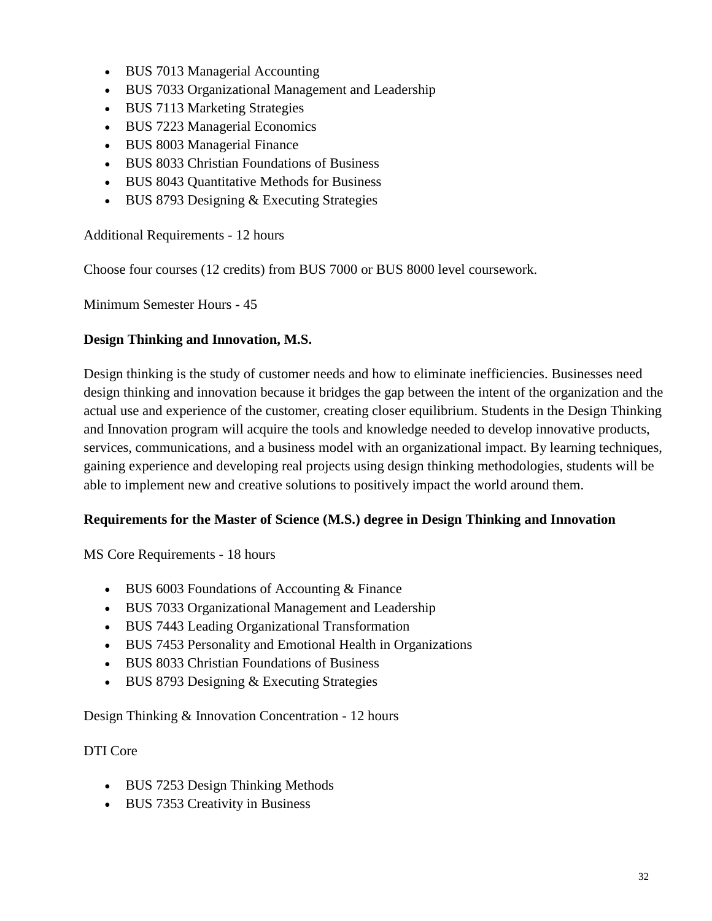- BUS 7013 Managerial Accounting
- BUS 7033 Organizational Management and Leadership
- BUS 7113 Marketing Strategies
- BUS 7223 Managerial Economics
- BUS 8003 Managerial Finance
- BUS 8033 Christian Foundations of Business
- BUS 8043 Quantitative Methods for Business
- BUS 8793 Designing & Executing Strategies

Additional Requirements - 12 hours

Choose four courses (12 credits) from BUS 7000 or BUS 8000 level coursework.

Minimum Semester Hours - 45

### Design Thinking and Innovation, M.S.

Design thinking is the study of customer needs and how to eliminate inefficiencies. Businesses need design thinking and innovation because it bridges the gap between the intent of the organization and the actual use and experience of the customer, creating closer equilibrium. Students in the Design Thinking and Innovation program will acquire the tools and knowledge needed to develop innovative products, services, communications, and a business model with an organizational impact. By learning techniques, gaining experience and developing real projects using design thinking methodologies, students will be able to implement new and creative solutions to positively impact the world around them.

#### Requirements for the Master of Science (M.S.) degree in Design Thinking and Innovation

MS Core Requirements - 18 hours

- BUS 6003 Foundations of Accounting & Finance
- BUS 7033 Organizational Management and Leadership
- BUS 7443 Leading Organizational Transformation
- BUS 7453 Personality and Emotional Health in Organizations
- BUS 8033 Christian Foundations of Business
- BUS 8793 Designing & Executing Strategies

Design Thinking & Innovation Concentration - 12 hours

DTI Core

- BUS 7253 Design Thinking Methods
- BUS 7353 Creativity in Business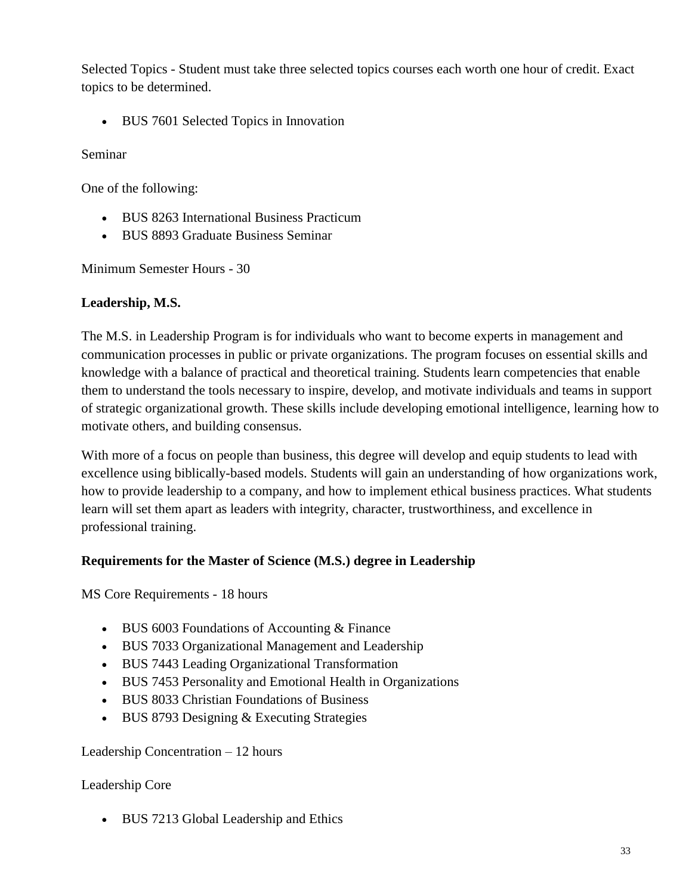Selected Topics - Student must take three selected topics courses each worth one hour of credit. Exact topics to be determined.

- BUS 7601 Selected Topics in Innovation

Seminar

One of the following:

- BUS 8263 International Business Practicum
- BUS 8893 Graduate Business Seminar

Minimum Semester Hours - 30

### Leadership, M.S.

The M.S. in Leadership Program is for individuals who want to become experts in management and communication processes in public or private organizations. The program focuses on essential skills and knowledge with a balance of practical and theoretical training. Students learn competencies that enable them to understand the tools necessary to inspire, develop, and motivate individuals and teams in support of strategic organizational growth. These skills include developing emotional intelligence, learning how to motivate others, and building consensus.

With more of a focus on people than business, this degree will develop and equip students to lead with excellence using biblically-based models. Students will gain an understanding of how organizations work, how to provide leadership to a company, and how to implement ethical business practices. What students learn will set them apart as leaders with integrity, character, trustworthiness, and excellence in professional training.

#### Requirements for the Master of Science (M.S.) degree in Leadership

MS Core Requirements - 18 hours

- BUS 6003 Foundations of Accounting & Finance
- BUS 7033 Organizational Management and Leadership
- BUS 7443 Leading Organizational Transformation
- BUS 7453 Personality and Emotional Health in Organizations
- BUS 8033 Christian Foundations of Business
- BUS 8793 Designing & Executing Strategies

Leadership Concentration – 12 hours

Leadership Core

- BUS 7213 Global Leadership and Ethics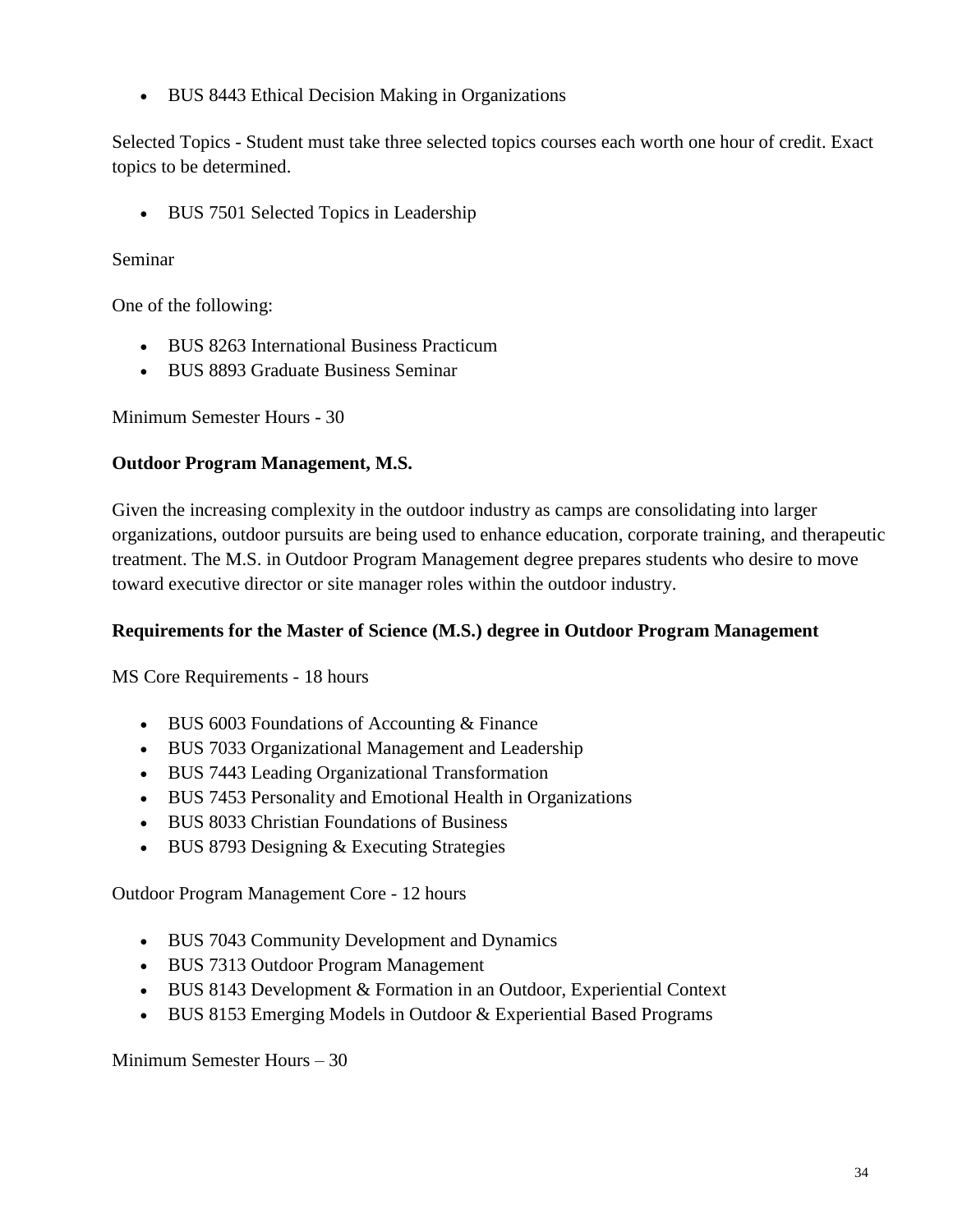- BUS 8443 Ethical Decision Making in Organizations

Selected Topics - Student must take three selected topics courses each worth one hour of credit. Exact topics to be determined.

- BUS 7501 Selected Topics in Leadership

Seminar

One of the following:

- BUS 8263 International Business Practicum
- BUS 8893 Graduate Business Seminar

Minimum Semester Hours - 30

### Outdoor Program Management, M.S.

Given the increasing complexity in the outdoor industry as camps are consolidating into larger organizations, outdoor pursuits are being used to enhance education, corporate training, and therapeutic treatment. The M.S. in Outdoor Program Management degree prepares students who desire to move toward executive director or site manager roles within the outdoor industry.

#### Requirements for the Master of Science (M.S.) degree in Outdoor Program Management

MS Core Requirements - 18 hours

- BUS 6003 Foundations of Accounting & Finance
- BUS 7033 Organizational Management and Leadership
- BUS 7443 Leading Organizational Transformation
- BUS 7453 Personality and Emotional Health in Organizations
- BUS 8033 Christian Foundations of Business
- BUS 8793 Designing & Executing Strategies

Outdoor Program Management Core - 12 hours

- BUS 7043 Community Development and Dynamics
- BUS 7313 Outdoor Program Management
- BUS 8143 Development & Formation in an Outdoor, Experiential Context
- BUS 8153 Emerging Models in Outdoor & Experiential Based Programs

Minimum Semester Hours – 30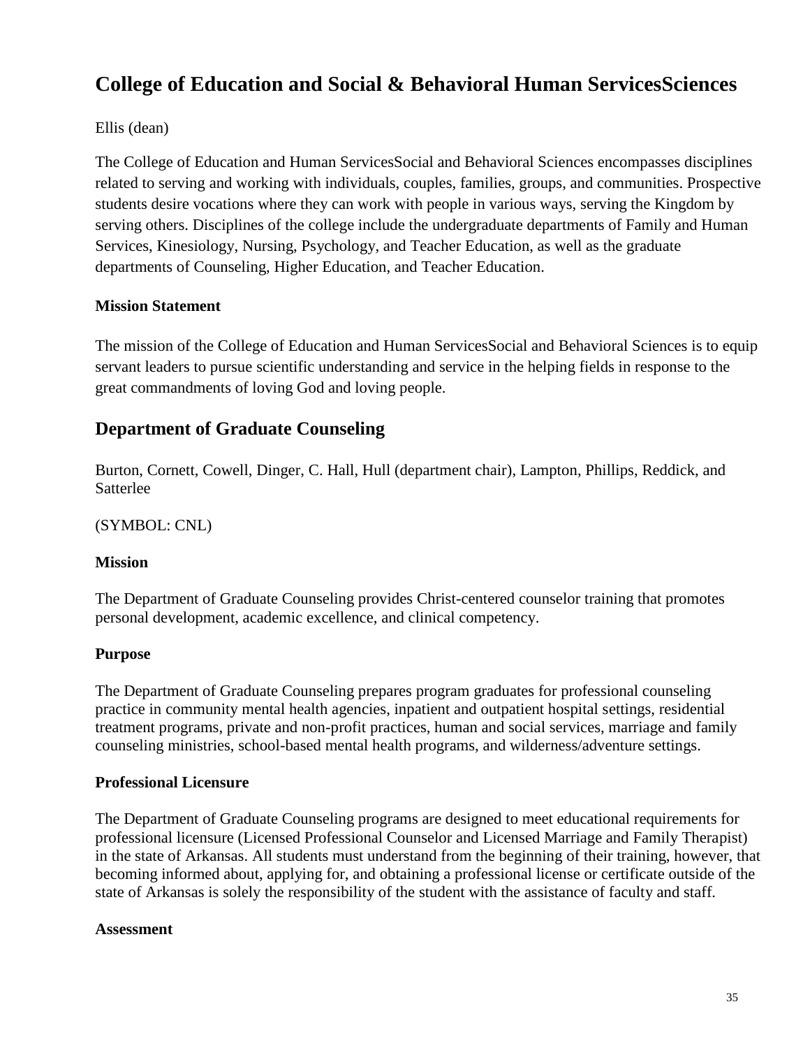# College of Education and Social & Behavioral Human ServicesSciences

Ellis (dean)

The College of Education and Human ServicesSocial and Behavioral Sciences encompasses disciplines related to serving and working with individuals, couples, families, groups, and communities. Prospective students desire vocations where they can work with people in various ways, serving the Kingdom by serving others. Disciplines of the college include the undergraduate departments of Family and Human Services, Kinesiology, Nursing, Psychology, and Teacher Education, as well as the graduate departments of Counseling, Higher Education, and Teacher Education.

**Mission Statement**

The mission of the College of Education and Human ServicesSocial and Behavioral Sciences is to equip servant leaders to pursue scientific understanding and service in the helping fields in response to the great commandments of loving God and loving people.

## Department of Graduate Counseling

Burton, Cornett, Cowell, Dinger, C. Hall, Hull (department chair), Lampton, Phillips, Reddick, and Satterlee

(SYMBOL: CNL)

**Mission**

The Department of Graduate Counseling provides Christ-centered counselor training that promotes personal development, academic excellence, and clinical competency.

**Purpose**

The Department of Graduate Counseling prepares program graduates for professional counseling practice in community mental health agencies, inpatient and outpatient hospital settings, residential treatment programs, private and non-profit practices, human and social services, marriage and family counseling ministries, school-based mental health programs, and wilderness/adventure settings.

**Professional Licensure**

The Department of Graduate Counseling programs are designed to meet educational requirements for professional licensure (Licensed Professional Counselor and Licensed Marriage and Family Therapist) in the state of Arkansas. All students must understand from the beginning of their training, however, that becoming informed about, applying for, and obtaining a professional license or certificate outside of the state of Arkansas is solely the responsibility of the student with the assistance of faculty and staff.

**Assessment**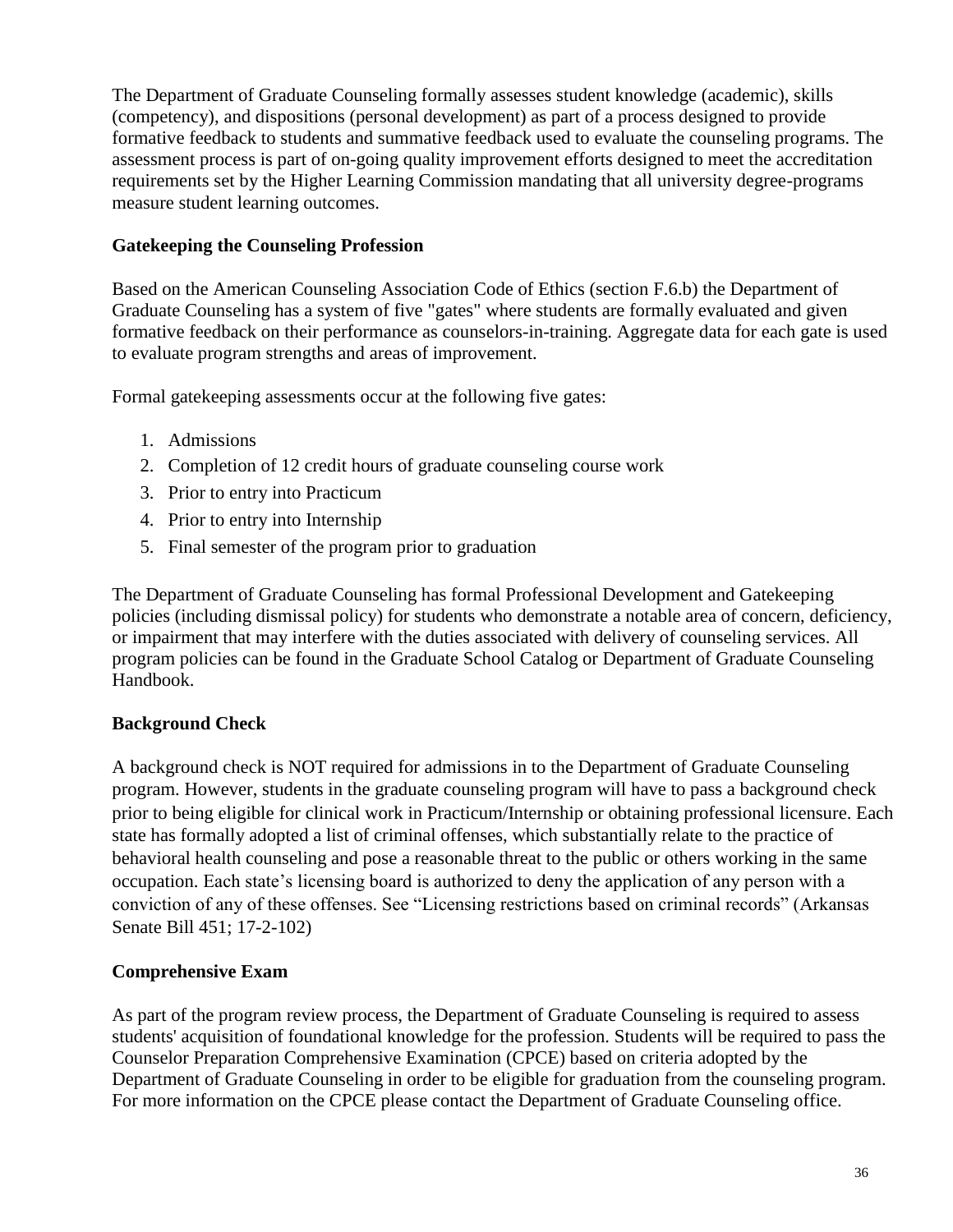The Department of Graduate Counseling formally assesses student knowledge (academic), skills (competency), and dispositions (personal development) as part of a process designed to provide formative feedback to students and summative feedback used to evaluate the counseling programs. The assessment process is part of on-going quality improvement efforts designed to meet the accreditation requirements set by the Higher Learning Commission mandating that all university degree-programs measure student learning outcomes.

### Gatekeeping the Counseling Profession

Based on the American Counseling Association Code of Ethics (section F.6.b) the Department of Graduate Counseling has a system of five "gates" where students are formally evaluated and given formative feedback on their performance as counselors-in-training. Aggregate data for each gate is used to evaluate program strengths and areas of improvement.

Formal gatekeeping assessments occur at the following five gates:

1. Admissions
2. Completion of 12 credit hours of graduate counseling course work
3. Prior to entry into Practicum
4. Prior to entry into Internship
5. Final semester of the program prior to graduation

The Department of Graduate Counseling has formal Professional Development and Gatekeeping policies (including dismissal policy) for students who demonstrate a notable area of concern, deficiency, or impairment that may interfere with the duties associated with delivery of counseling services. All program policies can be found in the Graduate School Catalog or Department of Graduate Counseling Handbook.

### Background Check

A background check is NOT required for admissions in to the Department of Graduate Counseling program. However, students in the graduate counseling program will have to pass a background check prior to being eligible for clinical work in Practicum/Internship or obtaining professional licensure. Each state has formally adopted a list of criminal offenses, which substantially relate to the practice of behavioral health counseling and pose a reasonable threat to the public or others working in the same occupation. Each state's licensing board is authorized to deny the application of any person with a conviction of any of these offenses. See "Licensing restrictions based on criminal records" (Arkansas Senate Bill 451; 17-2-102)

### Comprehensive Exam

As part of the program review process, the Department of Graduate Counseling is required to assess students' acquisition of foundational knowledge for the profession. Students will be required to pass the Counselor Preparation Comprehensive Examination (CPCE) based on criteria adopted by the Department of Graduate Counseling in order to be eligible for graduation from the counseling program. For more information on the CPCE please contact the Department of Graduate Counseling office.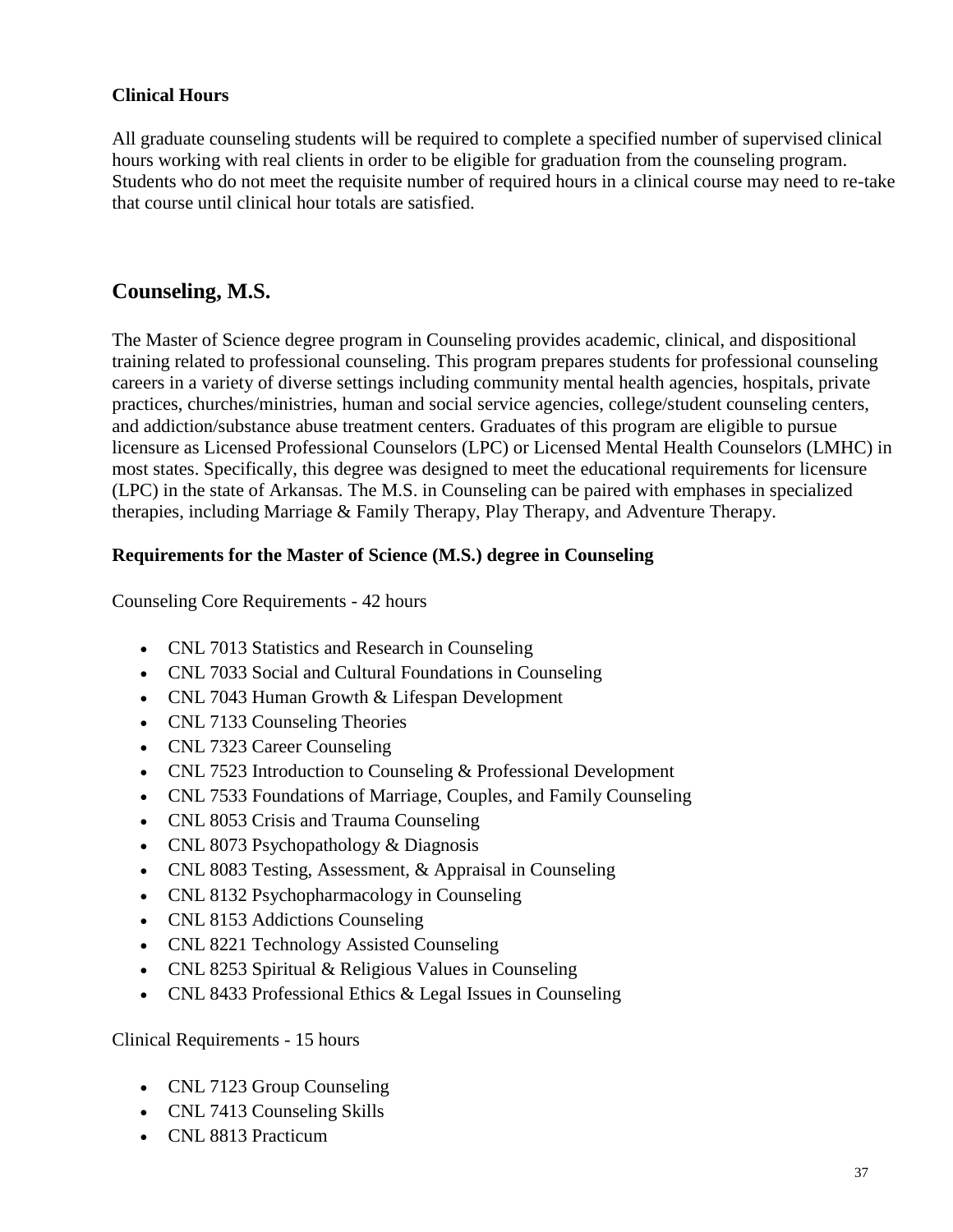**Clinical Hours**

All graduate counseling students will be required to complete a specified number of supervised clinical hours working with real clients in order to be eligible for graduation from the counseling program. Students who do not meet the requisite number of required hours in a clinical course may need to re-take that course until clinical hour totals are satisfied.

## Counseling, M.S.

The Master of Science degree program in Counseling provides academic, clinical, and dispositional training related to professional counseling. This program prepares students for professional counseling careers in a variety of diverse settings including community mental health agencies, hospitals, private practices, churches/ministries, human and social service agencies, college/student counseling centers, and addiction/substance abuse treatment centers. Graduates of this program are eligible to pursue licensure as Licensed Professional Counselors (LPC) or Licensed Mental Health Counselors (LMHC) in most states. Specifically, this degree was designed to meet the educational requirements for licensure (LPC) in the state of Arkansas. The M.S. in Counseling can be paired with emphases in specialized therapies, including Marriage & Family Therapy, Play Therapy, and Adventure Therapy.

**Requirements for the Master of Science (M.S.) degree in Counseling**

Counseling Core Requirements - 42 hours

- CNL 7013 Statistics and Research in Counseling
- CNL 7033 Social and Cultural Foundations in Counseling
- CNL 7043 Human Growth & Lifespan Development
- CNL 7133 Counseling Theories
- CNL 7323 Career Counseling
- CNL 7523 Introduction to Counseling & Professional Development
- CNL 7533 Foundations of Marriage, Couples, and Family Counseling
- CNL 8053 Crisis and Trauma Counseling
- CNL 8073 Psychopathology & Diagnosis
- CNL 8083 Testing, Assessment, & Appraisal in Counseling
- CNL 8132 Psychopharmacology in Counseling
- CNL 8153 Addictions Counseling
- CNL 8221 Technology Assisted Counseling
- CNL 8253 Spiritual & Religious Values in Counseling
- CNL 8433 Professional Ethics & Legal Issues in Counseling

Clinical Requirements - 15 hours

- CNL 7123 Group Counseling
- CNL 7413 Counseling Skills
- CNL 8813 Practicum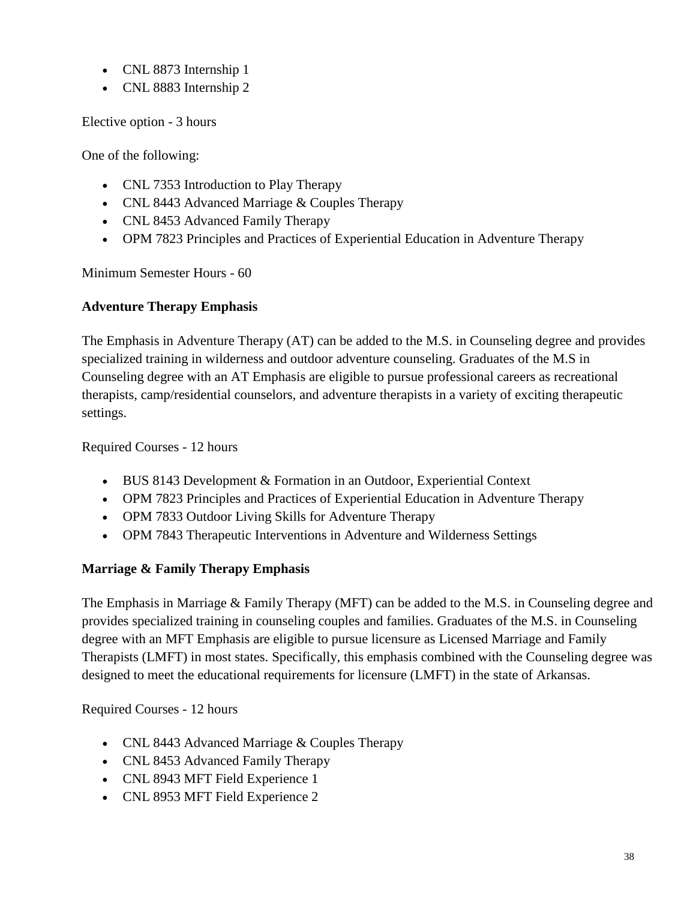- CNL 8873 Internship 1
- CNL 8883 Internship 2

Elective option - 3 hours

One of the following:

- CNL 7353 Introduction to Play Therapy
- CNL 8443 Advanced Marriage & Couples Therapy
- CNL 8453 Advanced Family Therapy
- OPM 7823 Principles and Practices of Experiential Education in Adventure Therapy

Minimum Semester Hours - 60

**Adventure Therapy Emphasis**

The Emphasis in Adventure Therapy (AT) can be added to the M.S. in Counseling degree and provides specialized training in wilderness and outdoor adventure counseling. Graduates of the M.S in Counseling degree with an AT Emphasis are eligible to pursue professional careers as recreational therapists, camp/residential counselors, and adventure therapists in a variety of exciting therapeutic settings.

Required Courses - 12 hours

- BUS 8143 Development & Formation in an Outdoor, Experiential Context
- OPM 7823 Principles and Practices of Experiential Education in Adventure Therapy
- OPM 7833 Outdoor Living Skills for Adventure Therapy
- OPM 7843 Therapeutic Interventions in Adventure and Wilderness Settings

**Marriage & Family Therapy Emphasis**

The Emphasis in Marriage & Family Therapy (MFT) can be added to the M.S. in Counseling degree and provides specialized training in counseling couples and families. Graduates of the M.S. in Counseling degree with an MFT Emphasis are eligible to pursue licensure as Licensed Marriage and Family Therapists (LMFT) in most states. Specifically, this emphasis combined with the Counseling degree was designed to meet the educational requirements for licensure (LMFT) in the state of Arkansas.

Required Courses - 12 hours

- CNL 8443 Advanced Marriage & Couples Therapy
- CNL 8453 Advanced Family Therapy
- CNL 8943 MFT Field Experience 1
- CNL 8953 MFT Field Experience 2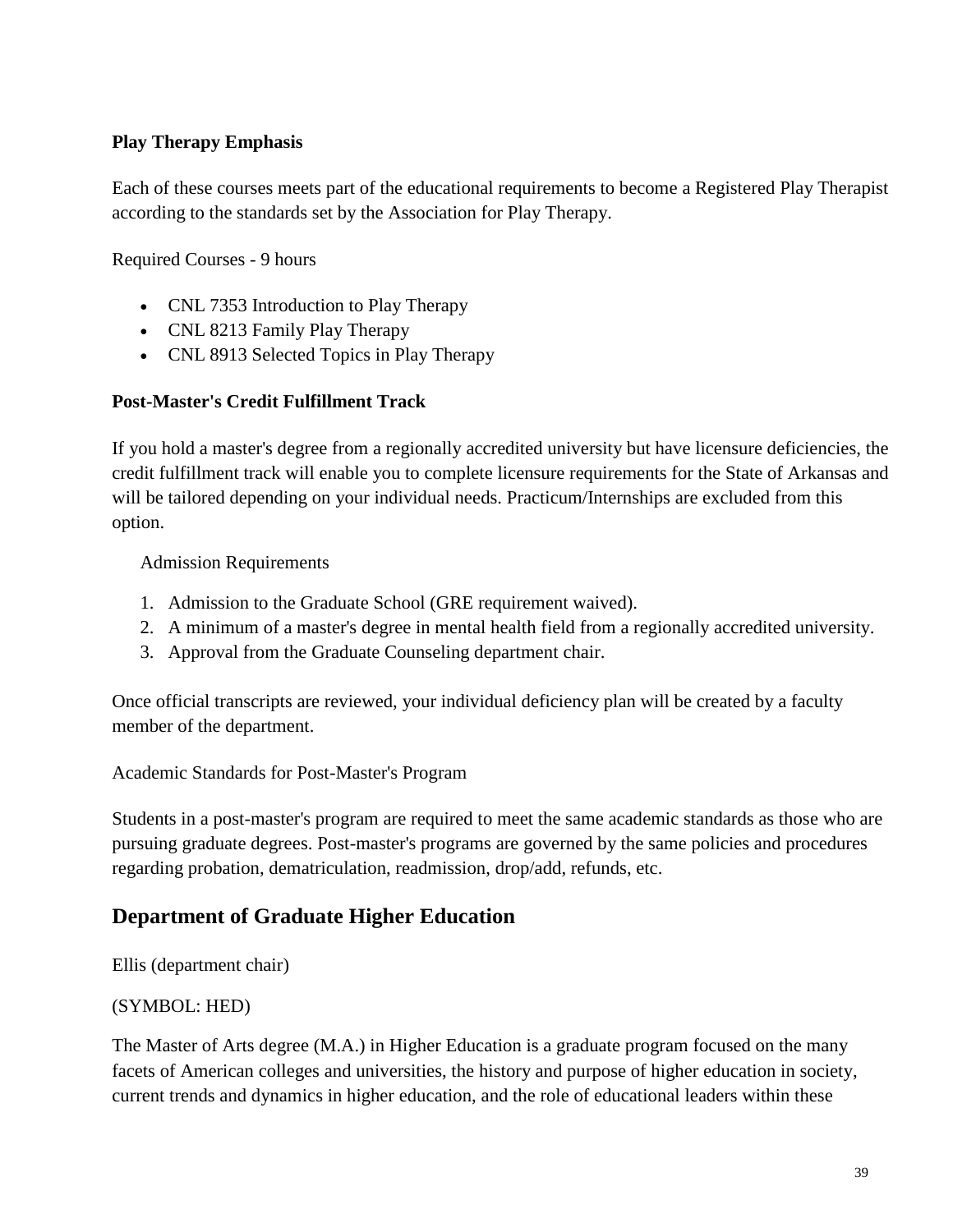**Play Therapy Emphasis**

Each of these courses meets part of the educational requirements to become a Registered Play Therapist according to the standards set by the Association for Play Therapy.

Required Courses - 9 hours

- CNL 7353 Introduction to Play Therapy
- CNL 8213 Family Play Therapy
- CNL 8913 Selected Topics in Play Therapy

**Post-Master's Credit Fulfillment Track**

If you hold a master's degree from a regionally accredited university but have licensure deficiencies, the credit fulfillment track will enable you to complete licensure requirements for the State of Arkansas and will be tailored depending on your individual needs. Practicum/Internships are excluded from this option.

Admission Requirements

1. Admission to the Graduate School (GRE requirement waived).
2. A minimum of a master's degree in mental health field from a regionally accredited university.
3. Approval from the Graduate Counseling department chair.

Once official transcripts are reviewed, your individual deficiency plan will be created by a faculty member of the department.

Academic Standards for Post-Master's Program

Students in a post-master's program are required to meet the same academic standards as those who are pursuing graduate degrees. Post-master's programs are governed by the same policies and procedures regarding probation, dematriculation, readmission, drop/add, refunds, etc.

## Department of Graduate Higher Education

Ellis (department chair)

(SYMBOL: HED)

The Master of Arts degree (M.A.) in Higher Education is a graduate program focused on the many facets of American colleges and universities, the history and purpose of higher education in society, current trends and dynamics in higher education, and the role of educational leaders within these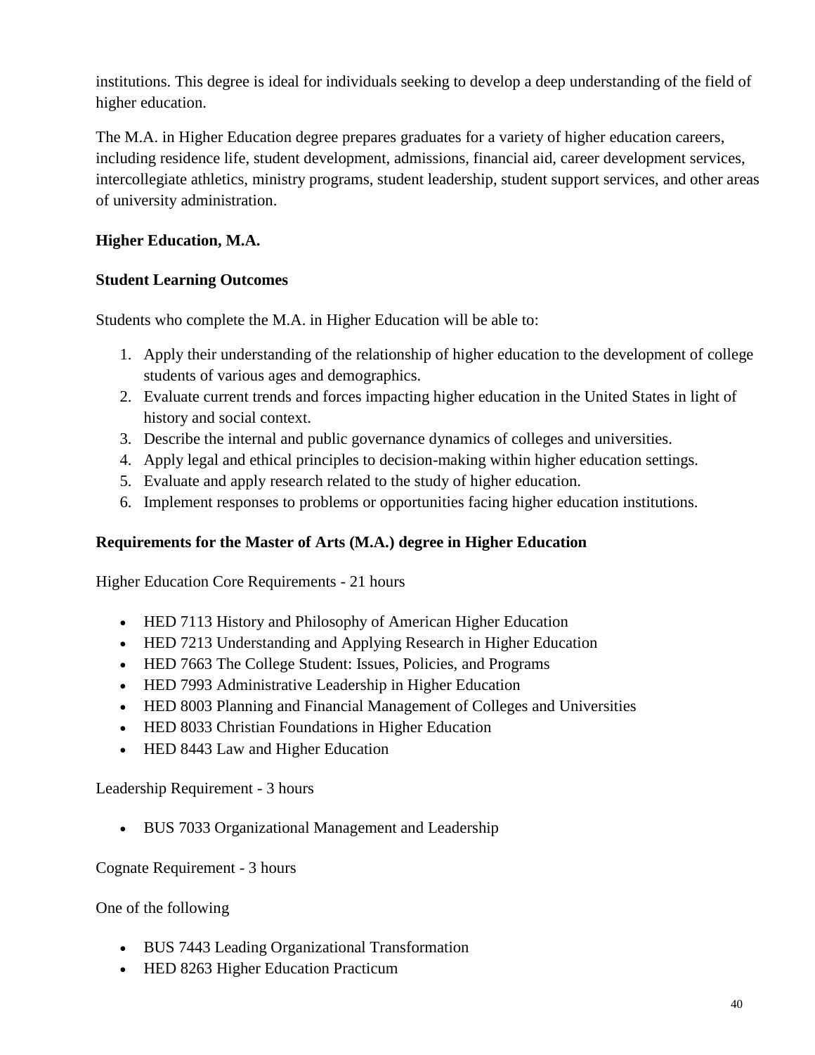institutions. This degree is ideal for individuals seeking to develop a deep understanding of the field of higher education.

The M.A. in Higher Education degree prepares graduates for a variety of higher education careers, including residence life, student development, admissions, financial aid, career development services, intercollegiate athletics, ministry programs, student leadership, student support services, and other areas of university administration.

**Higher Education, M.A.**

**Student Learning Outcomes**

Students who complete the M.A. in Higher Education will be able to:

1. Apply their understanding of the relationship of higher education to the development of college students of various ages and demographics.
2. Evaluate current trends and forces impacting higher education in the United States in light of history and social context.
3. Describe the internal and public governance dynamics of colleges and universities.
4. Apply legal and ethical principles to decision-making within higher education settings.
5. Evaluate and apply research related to the study of higher education.
6. Implement responses to problems or opportunities facing higher education institutions.

**Requirements for the Master of Arts (M.A.) degree in Higher Education**

Higher Education Core Requirements - 21 hours

- HED 7113 History and Philosophy of American Higher Education
- HED 7213 Understanding and Applying Research in Higher Education
- HED 7663 The College Student: Issues, Policies, and Programs
- HED 7993 Administrative Leadership in Higher Education
- HED 8003 Planning and Financial Management of Colleges and Universities
- HED 8033 Christian Foundations in Higher Education
- HED 8443 Law and Higher Education

Leadership Requirement - 3 hours

- BUS 7033 Organizational Management and Leadership

Cognate Requirement - 3 hours

One of the following

- BUS 7443 Leading Organizational Transformation
- HED 8263 Higher Education Practicum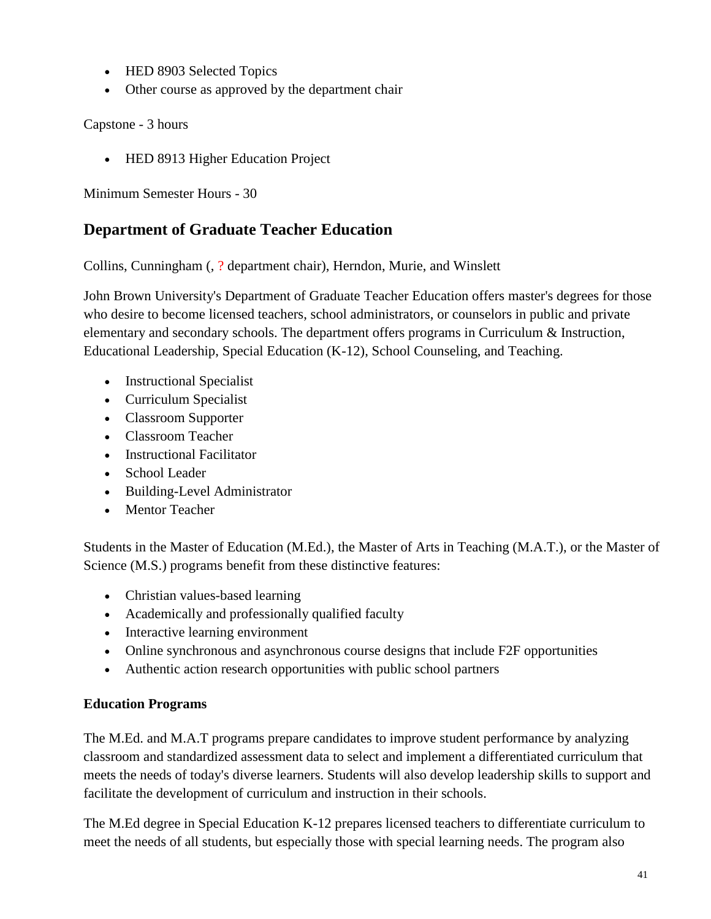- HED 8903 Selected Topics
- Other course as approved by the department chair

Capstone - 3 hours

- HED 8913 Higher Education Project

Minimum Semester Hours - 30

## Department of Graduate Teacher Education

Collins, Cunningham (, ? department chair), Herndon, Murie, and Winslett

John Brown University's Department of Graduate Teacher Education offers master's degrees for those who desire to become licensed teachers, school administrators, or counselors in public and private elementary and secondary schools. The department offers programs in Curriculum & Instruction, Educational Leadership, Special Education (K-12), School Counseling, and Teaching.

- Instructional Specialist
- Curriculum Specialist
- Classroom Supporter
- Classroom Teacher
- Instructional Facilitator
- School Leader
- Building-Level Administrator
- Mentor Teacher

Students in the Master of Education (M.Ed.), the Master of Arts in Teaching (M.A.T.), or the Master of Science (M.S.) programs benefit from these distinctive features:

- Christian values-based learning
- Academically and professionally qualified faculty
- Interactive learning environment
- Online synchronous and asynchronous course designs that include F2F opportunities
- Authentic action research opportunities with public school partners

**Education Programs**

The M.Ed. and M.A.T programs prepare candidates to improve student performance by analyzing classroom and standardized assessment data to select and implement a differentiated curriculum that meets the needs of today's diverse learners. Students will also develop leadership skills to support and facilitate the development of curriculum and instruction in their schools.

The M.Ed degree in Special Education K-12 prepares licensed teachers to differentiate curriculum to meet the needs of all students, but especially those with special learning needs. The program also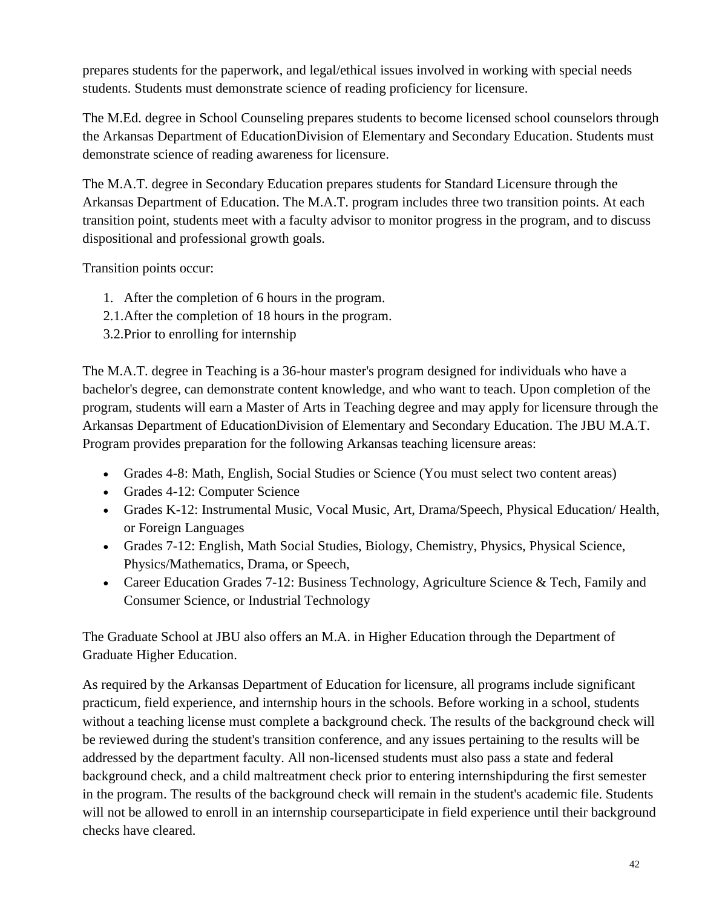prepares students for the paperwork, and legal/ethical issues involved in working with special needs students. Students must demonstrate science of reading proficiency for licensure.

The M.Ed. degree in School Counseling prepares students to become licensed school counselors through the Arkansas Department of EducationDivision of Elementary and Secondary Education. Students must demonstrate science of reading awareness for licensure.

The M.A.T. degree in Secondary Education prepares students for Standard Licensure through the Arkansas Department of Education. The M.A.T. program includes three two transition points. At each transition point, students meet with a faculty advisor to monitor progress in the program, and to discuss dispositional and professional growth goals.

Transition points occur:

1. After the completion of 6 hours in the program.
2.1.After the completion of 18 hours in the program.
3.2.Prior to enrolling for internship

The M.A.T. degree in Teaching is a 36-hour master's program designed for individuals who have a bachelor's degree, can demonstrate content knowledge, and who want to teach. Upon completion of the program, students will earn a Master of Arts in Teaching degree and may apply for licensure through the Arkansas Department of EducationDivision of Elementary and Secondary Education. The JBU M.A.T. Program provides preparation for the following Arkansas teaching licensure areas:

- Grades 4-8: Math, English, Social Studies or Science (You must select two content areas)
- Grades 4-12: Computer Science
- Grades K-12: Instrumental Music, Vocal Music, Art, Drama/Speech, Physical Education/ Health, or Foreign Languages
- Grades 7-12: English, Math Social Studies, Biology, Chemistry, Physics, Physical Science, Physics/Mathematics, Drama, or Speech,
- Career Education Grades 7-12: Business Technology, Agriculture Science & Tech, Family and Consumer Science, or Industrial Technology

The Graduate School at JBU also offers an M.A. in Higher Education through the Department of Graduate Higher Education.

As required by the Arkansas Department of Education for licensure, all programs include significant practicum, field experience, and internship hours in the schools. Before working in a school, students without a teaching license must complete a background check. The results of the background check will be reviewed during the student's transition conference, and any issues pertaining to the results will be addressed by the department faculty. All non-licensed students must also pass a state and federal background check, and a child maltreatment check prior to entering internshipduring the first semester in the program. The results of the background check will remain in the student's academic file. Students will not be allowed to enroll in an internship courseparticipate in field experience until their background checks have cleared.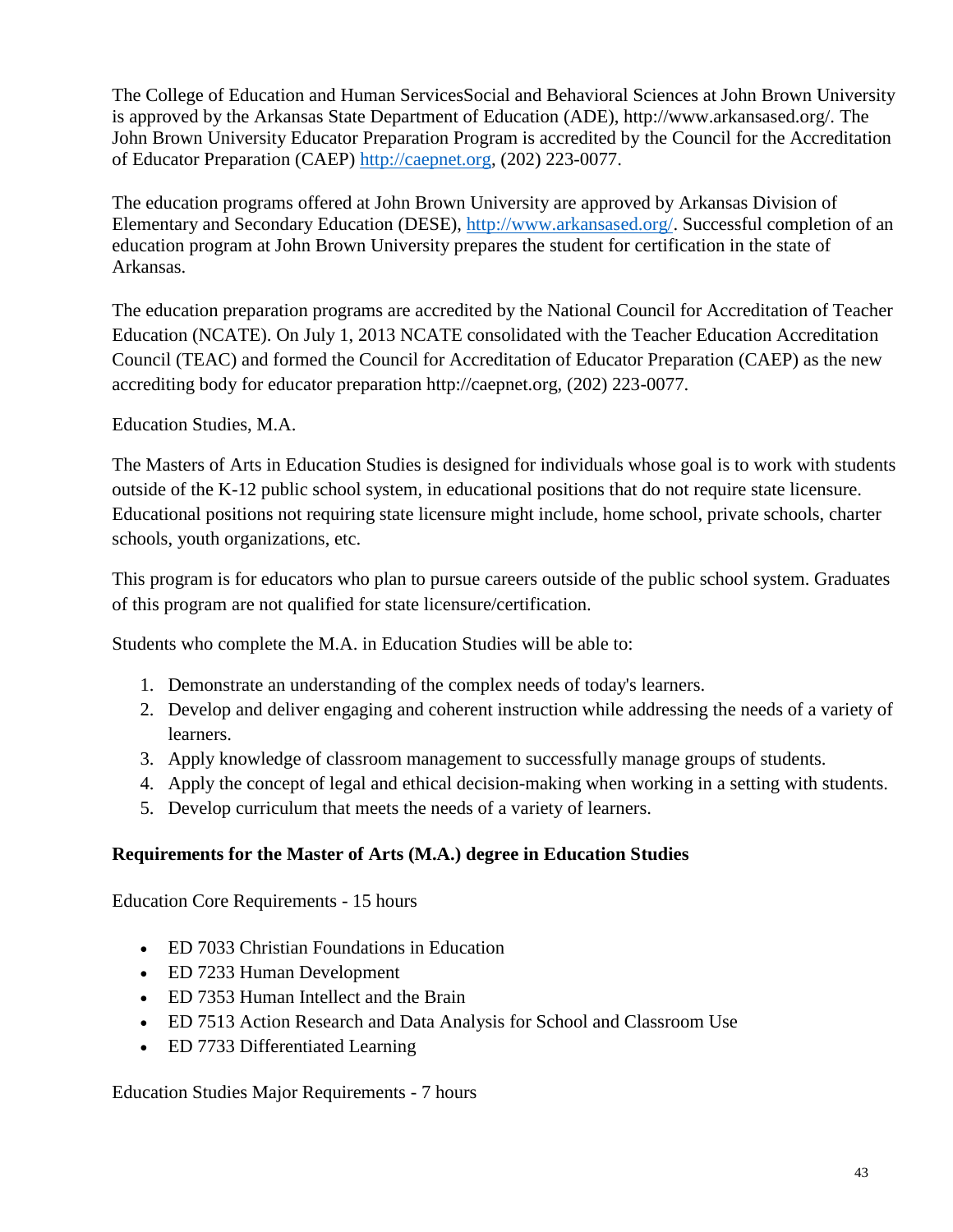The College of Education and Human ServicesSocial and Behavioral Sciences at John Brown University is approved by the Arkansas State Department of Education (ADE), http://www.arkansased.org/. The John Brown University Educator Preparation Program is accredited by the Council for the Accreditation of Educator Preparation (CAEP) [http://caepnet.org](http://caepnet.org), (202) 223-0077.

The education programs offered at John Brown University are approved by Arkansas Division of Elementary and Secondary Education (DESE), [http://www.arkansased.org/](http://www.arkansased.org/). Successful completion of an education program at John Brown University prepares the student for certification in the state of Arkansas.

The education preparation programs are accredited by the National Council for Accreditation of Teacher Education (NCATE). On July 1, 2013 NCATE consolidated with the Teacher Education Accreditation Council (TEAC) and formed the Council for Accreditation of Educator Preparation (CAEP) as the new accrediting body for educator preparation http://caepnet.org, (202) 223-0077.

Education Studies, M.A.

The Masters of Arts in Education Studies is designed for individuals whose goal is to work with students outside of the K-12 public school system, in educational positions that do not require state licensure. Educational positions not requiring state licensure might include, home school, private schools, charter schools, youth organizations, etc.

This program is for educators who plan to pursue careers outside of the public school system. Graduates of this program are not qualified for state licensure/certification.

Students who complete the M.A. in Education Studies will be able to:

1. Demonstrate an understanding of the complex needs of today's learners.
2. Develop and deliver engaging and coherent instruction while addressing the needs of a variety of learners.
3. Apply knowledge of classroom management to successfully manage groups of students.
4. Apply the concept of legal and ethical decision-making when working in a setting with students.
5. Develop curriculum that meets the needs of a variety of learners.

**Requirements for the Master of Arts (M.A.) degree in Education Studies**

Education Core Requirements - 15 hours

- ED 7033 Christian Foundations in Education
- ED 7233 Human Development
- ED 7353 Human Intellect and the Brain
- ED 7513 Action Research and Data Analysis for School and Classroom Use
- ED 7733 Differentiated Learning

Education Studies Major Requirements - 7 hours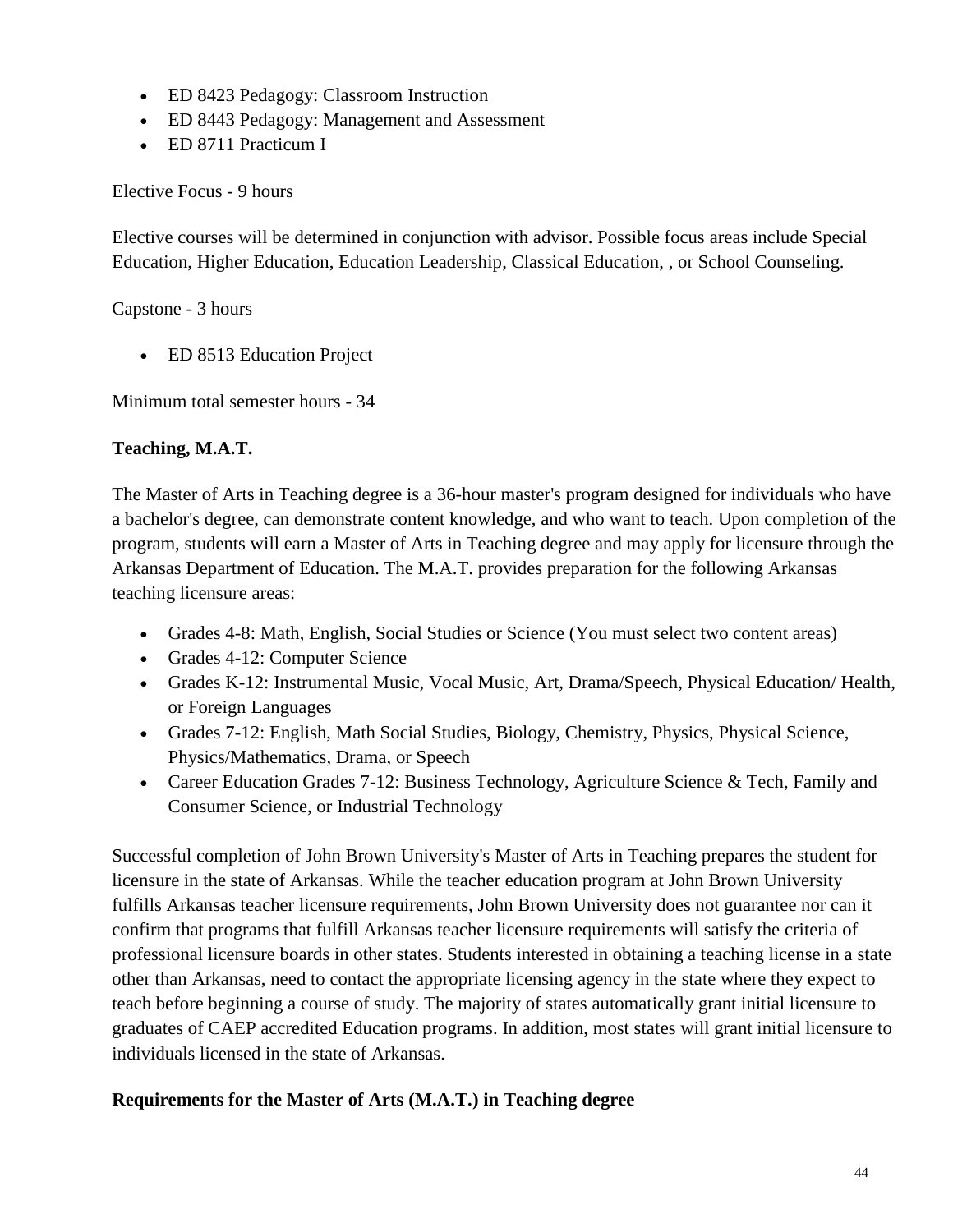- ED 8423 Pedagogy: Classroom Instruction
- ED 8443 Pedagogy: Management and Assessment
- ED 8711 Practicum I

Elective Focus - 9 hours

Elective courses will be determined in conjunction with advisor. Possible focus areas include Special Education, Higher Education, Education Leadership, Classical Education, , or School Counseling.

Capstone - 3 hours

- ED 8513 Education Project

Minimum total semester hours - 34

**Teaching, M.A.T.**

The Master of Arts in Teaching degree is a 36-hour master's program designed for individuals who have a bachelor's degree, can demonstrate content knowledge, and who want to teach. Upon completion of the program, students will earn a Master of Arts in Teaching degree and may apply for licensure through the Arkansas Department of Education. The M.A.T. provides preparation for the following Arkansas teaching licensure areas:

- Grades 4-8: Math, English, Social Studies or Science (You must select two content areas)
- Grades 4-12: Computer Science
- Grades K-12: Instrumental Music, Vocal Music, Art, Drama/Speech, Physical Education/ Health, or Foreign Languages
- Grades 7-12: English, Math Social Studies, Biology, Chemistry, Physics, Physical Science, Physics/Mathematics, Drama, or Speech
- Career Education Grades 7-12: Business Technology, Agriculture Science & Tech, Family and Consumer Science, or Industrial Technology

Successful completion of John Brown University's Master of Arts in Teaching prepares the student for licensure in the state of Arkansas. While the teacher education program at John Brown University fulfills Arkansas teacher licensure requirements, John Brown University does not guarantee nor can it confirm that programs that fulfill Arkansas teacher licensure requirements will satisfy the criteria of professional licensure boards in other states. Students interested in obtaining a teaching license in a state other than Arkansas, need to contact the appropriate licensing agency in the state where they expect to teach before beginning a course of study. The majority of states automatically grant initial licensure to graduates of CAEP accredited Education programs. In addition, most states will grant initial licensure to individuals licensed in the state of Arkansas.

**Requirements for the Master of Arts (M.A.T.) in Teaching degree**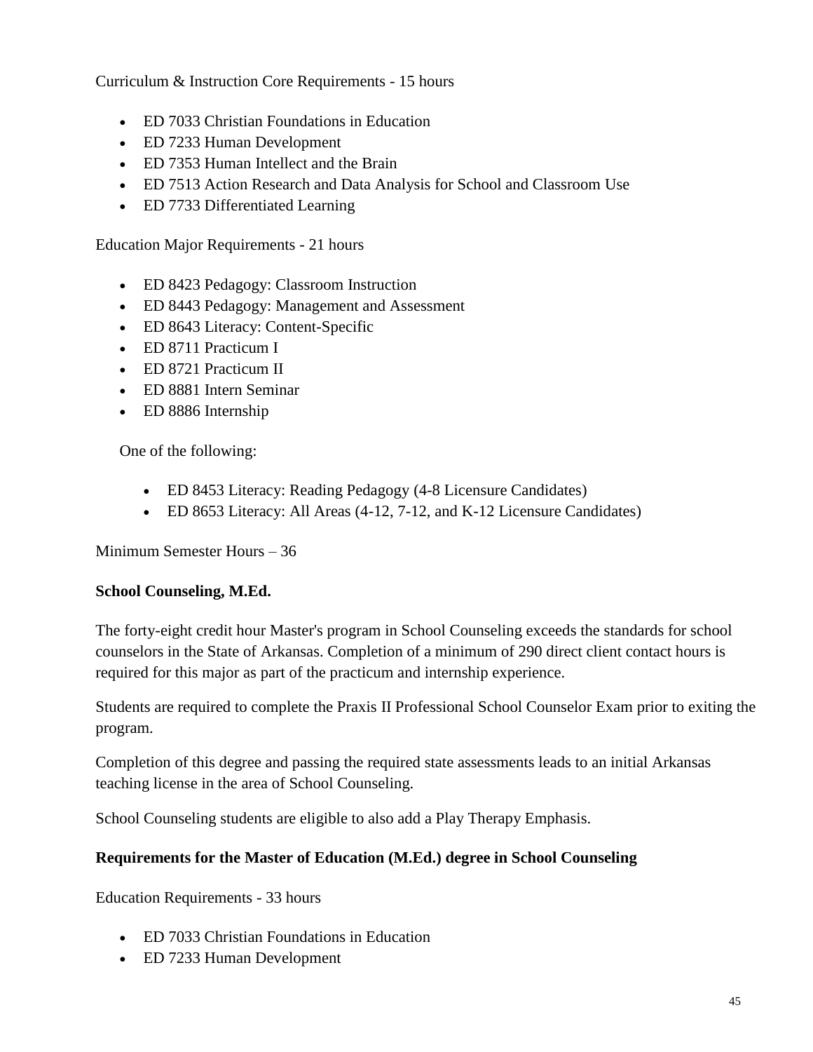Curriculum & Instruction Core Requirements - 15 hours

- ED 7033 Christian Foundations in Education
- ED 7233 Human Development
- ED 7353 Human Intellect and the Brain
- ED 7513 Action Research and Data Analysis for School and Classroom Use
- ED 7733 Differentiated Learning

Education Major Requirements - 21 hours

- ED 8423 Pedagogy: Classroom Instruction
- ED 8443 Pedagogy: Management and Assessment
- ED 8643 Literacy: Content-Specific
- ED 8711 Practicum I
- ED 8721 Practicum II
- ED 8881 Intern Seminar
- ED 8886 Internship

One of the following:

- ED 8453 Literacy: Reading Pedagogy (4-8 Licensure Candidates)
- ED 8653 Literacy: All Areas (4-12, 7-12, and K-12 Licensure Candidates)

Minimum Semester Hours – 36

**School Counseling, M.Ed.**

The forty-eight credit hour Master's program in School Counseling exceeds the standards for school counselors in the State of Arkansas. Completion of a minimum of 290 direct client contact hours is required for this major as part of the practicum and internship experience.

Students are required to complete the Praxis II Professional School Counselor Exam prior to exiting the program.

Completion of this degree and passing the required state assessments leads to an initial Arkansas teaching license in the area of School Counseling.

School Counseling students are eligible to also add a Play Therapy Emphasis.

**Requirements for the Master of Education (M.Ed.) degree in School Counseling**

Education Requirements - 33 hours

- ED 7033 Christian Foundations in Education
- ED 7233 Human Development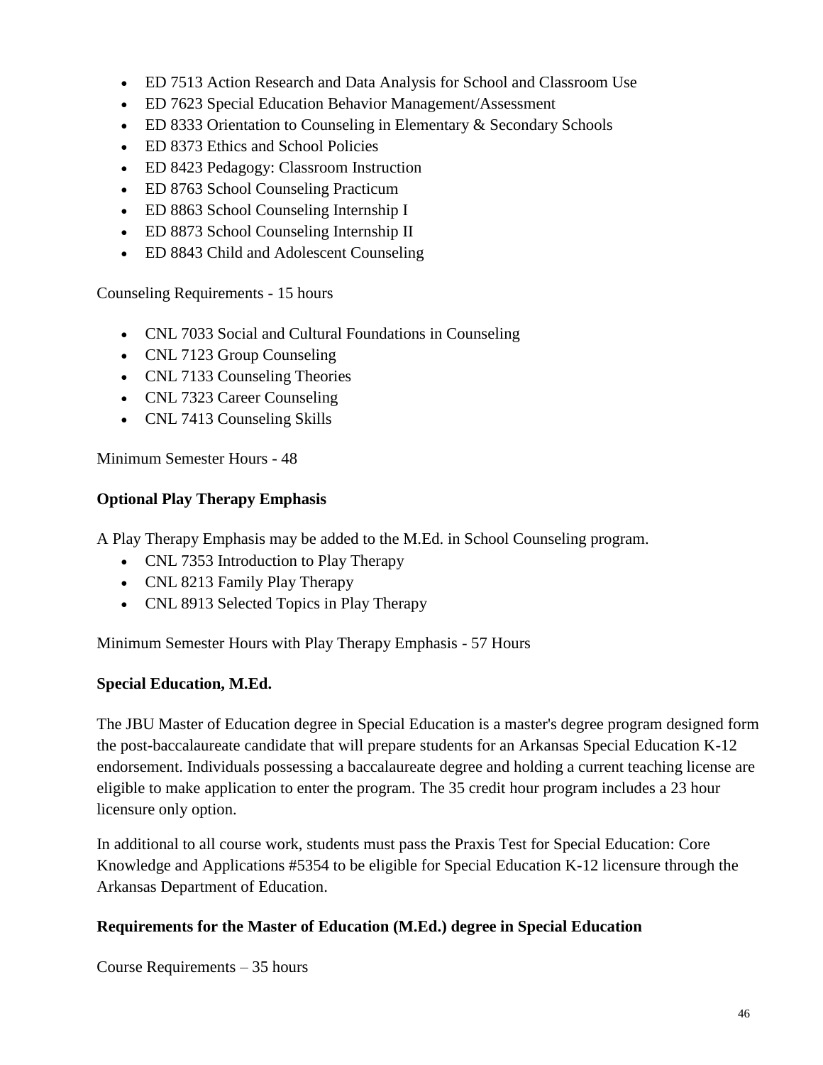- ED 7513 Action Research and Data Analysis for School and Classroom Use
- ED 7623 Special Education Behavior Management/Assessment
- ED 8333 Orientation to Counseling in Elementary & Secondary Schools
- ED 8373 Ethics and School Policies
- ED 8423 Pedagogy: Classroom Instruction
- ED 8763 School Counseling Practicum
- ED 8863 School Counseling Internship I
- ED 8873 School Counseling Internship II
- ED 8843 Child and Adolescent Counseling

Counseling Requirements - 15 hours

- CNL 7033 Social and Cultural Foundations in Counseling
- CNL 7123 Group Counseling
- CNL 7133 Counseling Theories
- CNL 7323 Career Counseling
- CNL 7413 Counseling Skills

Minimum Semester Hours - 48

**Optional Play Therapy Emphasis**

A Play Therapy Emphasis may be added to the M.Ed. in School Counseling program.

- CNL 7353 Introduction to Play Therapy
- CNL 8213 Family Play Therapy
- CNL 8913 Selected Topics in Play Therapy

Minimum Semester Hours with Play Therapy Emphasis - 57 Hours

**Special Education, M.Ed.**

The JBU Master of Education degree in Special Education is a master's degree program designed form the post-baccalaureate candidate that will prepare students for an Arkansas Special Education K-12 endorsement. Individuals possessing a baccalaureate degree and holding a current teaching license are eligible to make application to enter the program. The 35 credit hour program includes a 23 hour licensure only option.

In additional to all course work, students must pass the Praxis Test for Special Education: Core Knowledge and Applications #5354 to be eligible for Special Education K-12 licensure through the Arkansas Department of Education.

**Requirements for the Master of Education (M.Ed.) degree in Special Education**

Course Requirements – 35 hours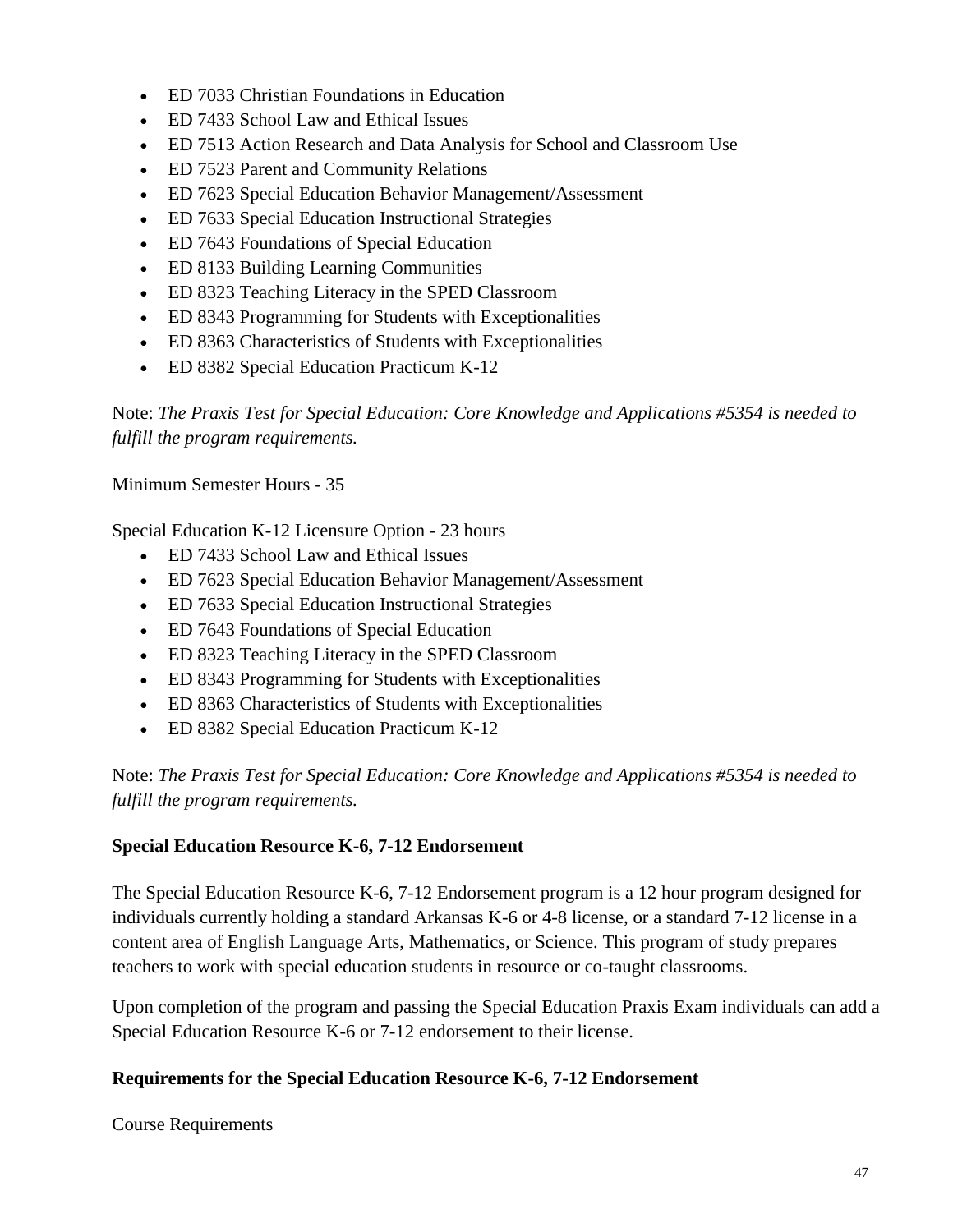- ED 7033 Christian Foundations in Education
- ED 7433 School Law and Ethical Issues
- ED 7513 Action Research and Data Analysis for School and Classroom Use
- ED 7523 Parent and Community Relations
- ED 7623 Special Education Behavior Management/Assessment
- ED 7633 Special Education Instructional Strategies
- ED 7643 Foundations of Special Education
- ED 8133 Building Learning Communities
- ED 8323 Teaching Literacy in the SPED Classroom
- ED 8343 Programming for Students with Exceptionalities
- ED 8363 Characteristics of Students with Exceptionalities
- ED 8382 Special Education Practicum K-12

Note: *The Praxis Test for Special Education: Core Knowledge and Applications #5354 is needed to fulfill the program requirements.*

Minimum Semester Hours - 35

Special Education K-12 Licensure Option - 23 hours

- ED 7433 School Law and Ethical Issues
- ED 7623 Special Education Behavior Management/Assessment
- ED 7633 Special Education Instructional Strategies
- ED 7643 Foundations of Special Education
- ED 8323 Teaching Literacy in the SPED Classroom
- ED 8343 Programming for Students with Exceptionalities
- ED 8363 Characteristics of Students with Exceptionalities
- ED 8382 Special Education Practicum K-12

Note: *The Praxis Test for Special Education: Core Knowledge and Applications #5354 is needed to fulfill the program requirements.*

**Special Education Resource K-6, 7-12 Endorsement**

The Special Education Resource K-6, 7-12 Endorsement program is a 12 hour program designed for individuals currently holding a standard Arkansas K-6 or 4-8 license, or a standard 7-12 license in a content area of English Language Arts, Mathematics, or Science. This program of study prepares teachers to work with special education students in resource or co-taught classrooms.

Upon completion of the program and passing the Special Education Praxis Exam individuals can add a Special Education Resource K-6 or 7-12 endorsement to their license.

**Requirements for the Special Education Resource K-6, 7-12 Endorsement**

Course Requirements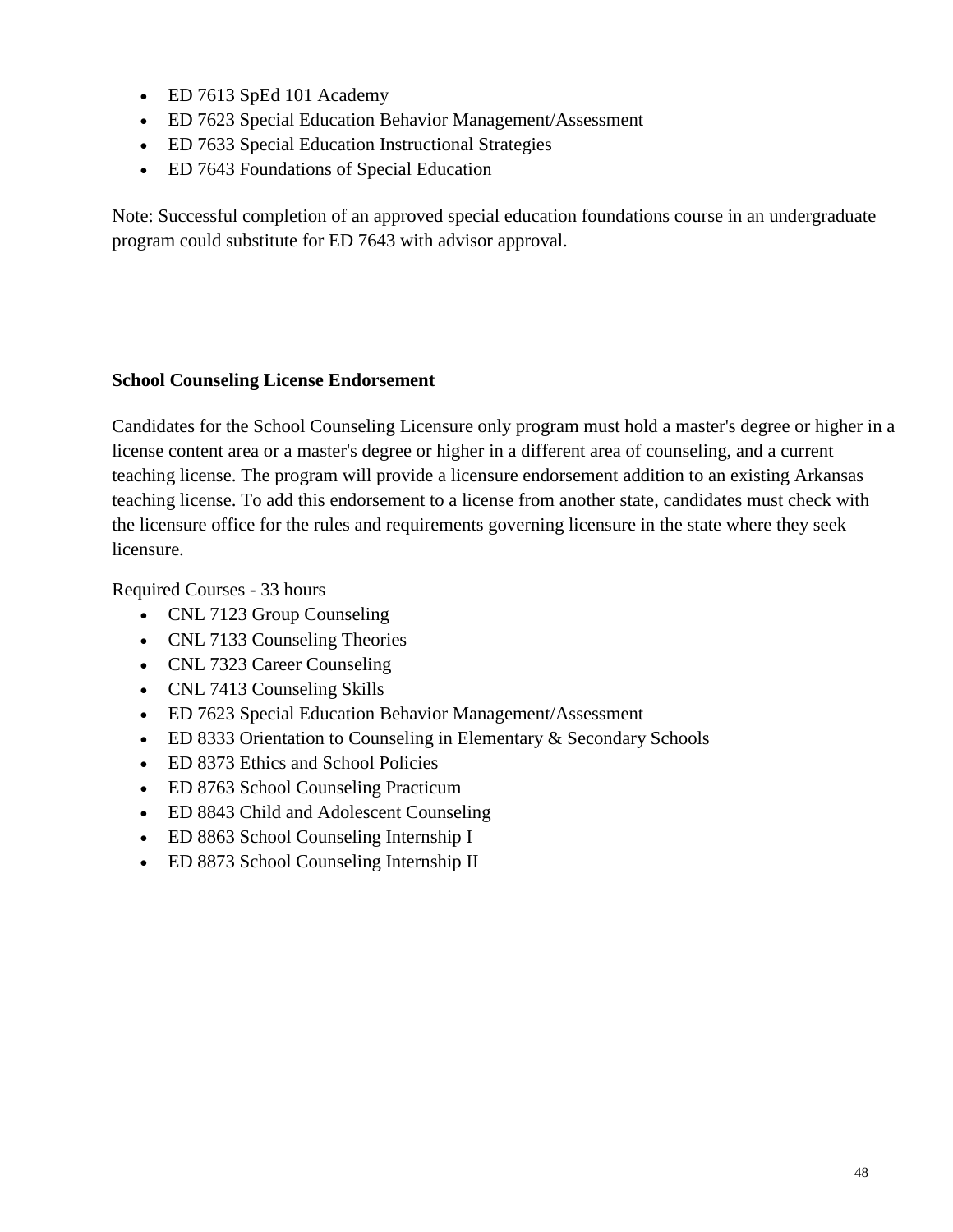- ED 7613 SpEd 101 Academy
- ED 7623 Special Education Behavior Management/Assessment
- ED 7633 Special Education Instructional Strategies
- ED 7643 Foundations of Special Education

Note: Successful completion of an approved special education foundations course in an undergraduate program could substitute for ED 7643 with advisor approval.

### School Counseling License Endorsement

Candidates for the School Counseling Licensure only program must hold a master's degree or higher in a license content area or a master's degree or higher in a different area of counseling, and a current teaching license. The program will provide a licensure endorsement addition to an existing Arkansas teaching license. To add this endorsement to a license from another state, candidates must check with the licensure office for the rules and requirements governing licensure in the state where they seek licensure.

Required Courses - 33 hours

- CNL 7123 Group Counseling
- CNL 7133 Counseling Theories
- CNL 7323 Career Counseling
- CNL 7413 Counseling Skills
- ED 7623 Special Education Behavior Management/Assessment
- ED 8333 Orientation to Counseling in Elementary & Secondary Schools
- ED 8373 Ethics and School Policies
- ED 8763 School Counseling Practicum
- ED 8843 Child and Adolescent Counseling
- ED 8863 School Counseling Internship I
- ED 8873 School Counseling Internship II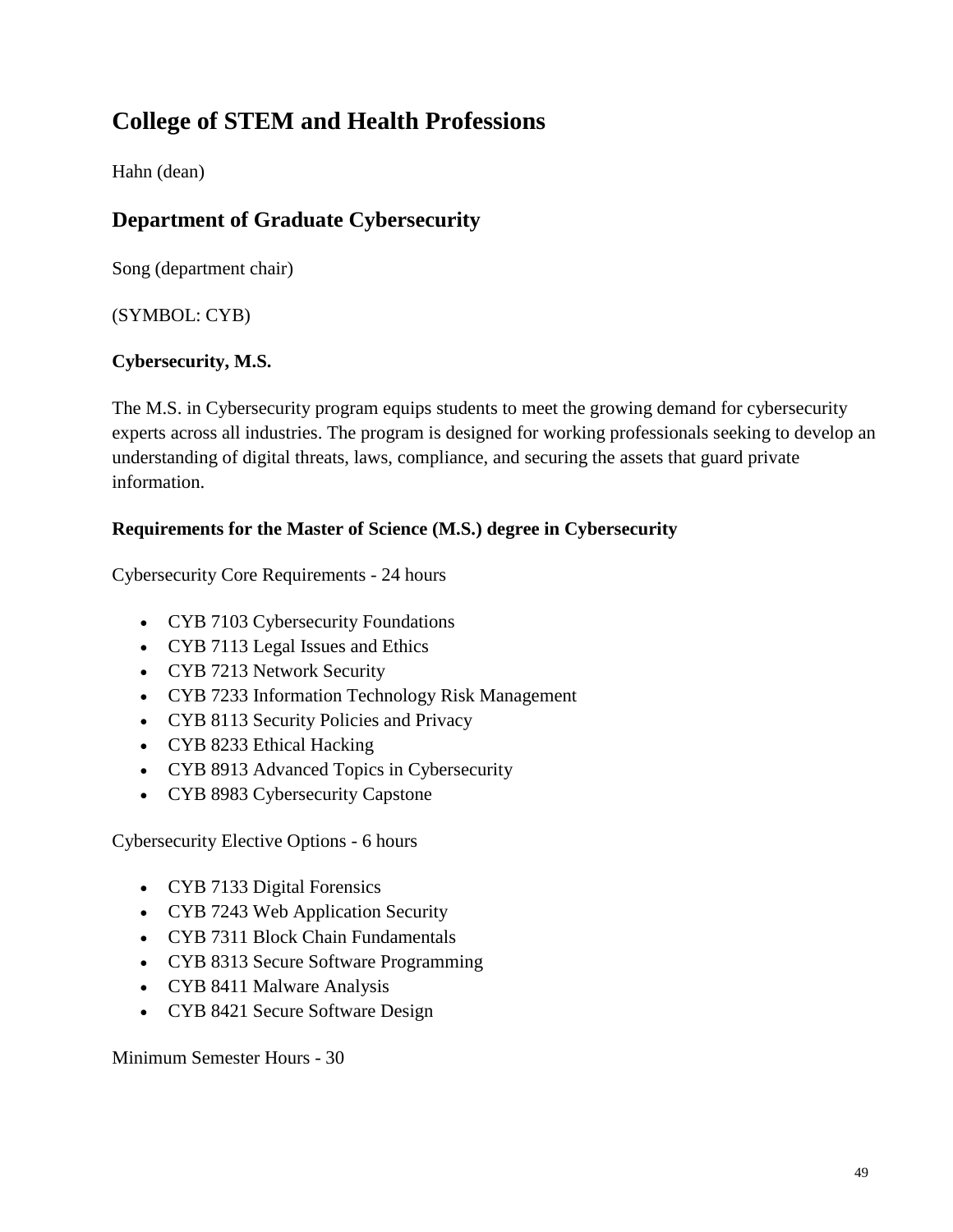# College of STEM and Health Professions

Hahn (dean)

## Department of Graduate Cybersecurity

Song (department chair)

(SYMBOL: CYB)

### Cybersecurity, M.S.

The M.S. in Cybersecurity program equips students to meet the growing demand for cybersecurity experts across all industries. The program is designed for working professionals seeking to develop an understanding of digital threats, laws, compliance, and securing the assets that guard private information.

#### Requirements for the Master of Science (M.S.) degree in Cybersecurity

Cybersecurity Core Requirements - 24 hours

- CYB 7103 Cybersecurity Foundations
- CYB 7113 Legal Issues and Ethics
- CYB 7213 Network Security
- CYB 7233 Information Technology Risk Management
- CYB 8113 Security Policies and Privacy
- CYB 8233 Ethical Hacking
- CYB 8913 Advanced Topics in Cybersecurity
- CYB 8983 Cybersecurity Capstone

Cybersecurity Elective Options - 6 hours

- CYB 7133 Digital Forensics
- CYB 7243 Web Application Security
- CYB 7311 Block Chain Fundamentals
- CYB 8313 Secure Software Programming
- CYB 8411 Malware Analysis
- CYB 8421 Secure Software Design

Minimum Semester Hours - 30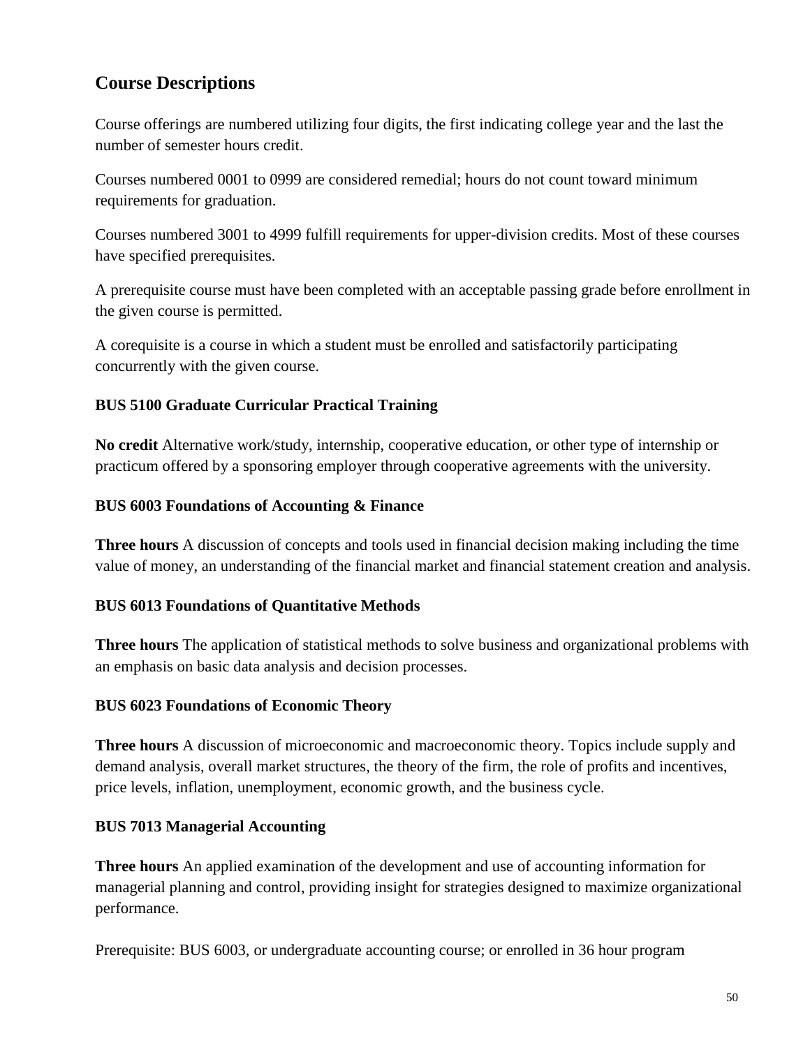## Course Descriptions

Course offerings are numbered utilizing four digits, the first indicating college year and the last the number of semester hours credit.

Courses numbered 0001 to 0999 are considered remedial; hours do not count toward minimum requirements for graduation.

Courses numbered 3001 to 4999 fulfill requirements for upper-division credits. Most of these courses have specified prerequisites.

A prerequisite course must have been completed with an acceptable passing grade before enrollment in the given course is permitted.

A corequisite is a course in which a student must be enrolled and satisfactorily participating concurrently with the given course.

### BUS 5100 Graduate Curricular Practical Training

**No credit** Alternative work/study, internship, cooperative education, or other type of internship or practicum offered by a sponsoring employer through cooperative agreements with the university.

### BUS 6003 Foundations of Accounting & Finance

**Three hours** A discussion of concepts and tools used in financial decision making including the time value of money, an understanding of the financial market and financial statement creation and analysis.

### BUS 6013 Foundations of Quantitative Methods

**Three hours** The application of statistical methods to solve business and organizational problems with an emphasis on basic data analysis and decision processes.

### BUS 6023 Foundations of Economic Theory

**Three hours** A discussion of microeconomic and macroeconomic theory. Topics include supply and demand analysis, overall market structures, the theory of the firm, the role of profits and incentives, price levels, inflation, unemployment, economic growth, and the business cycle.

### BUS 7013 Managerial Accounting

**Three hours** An applied examination of the development and use of accounting information for managerial planning and control, providing insight for strategies designed to maximize organizational performance.

Prerequisite: BUS 6003, or undergraduate accounting course; or enrolled in 36 hour program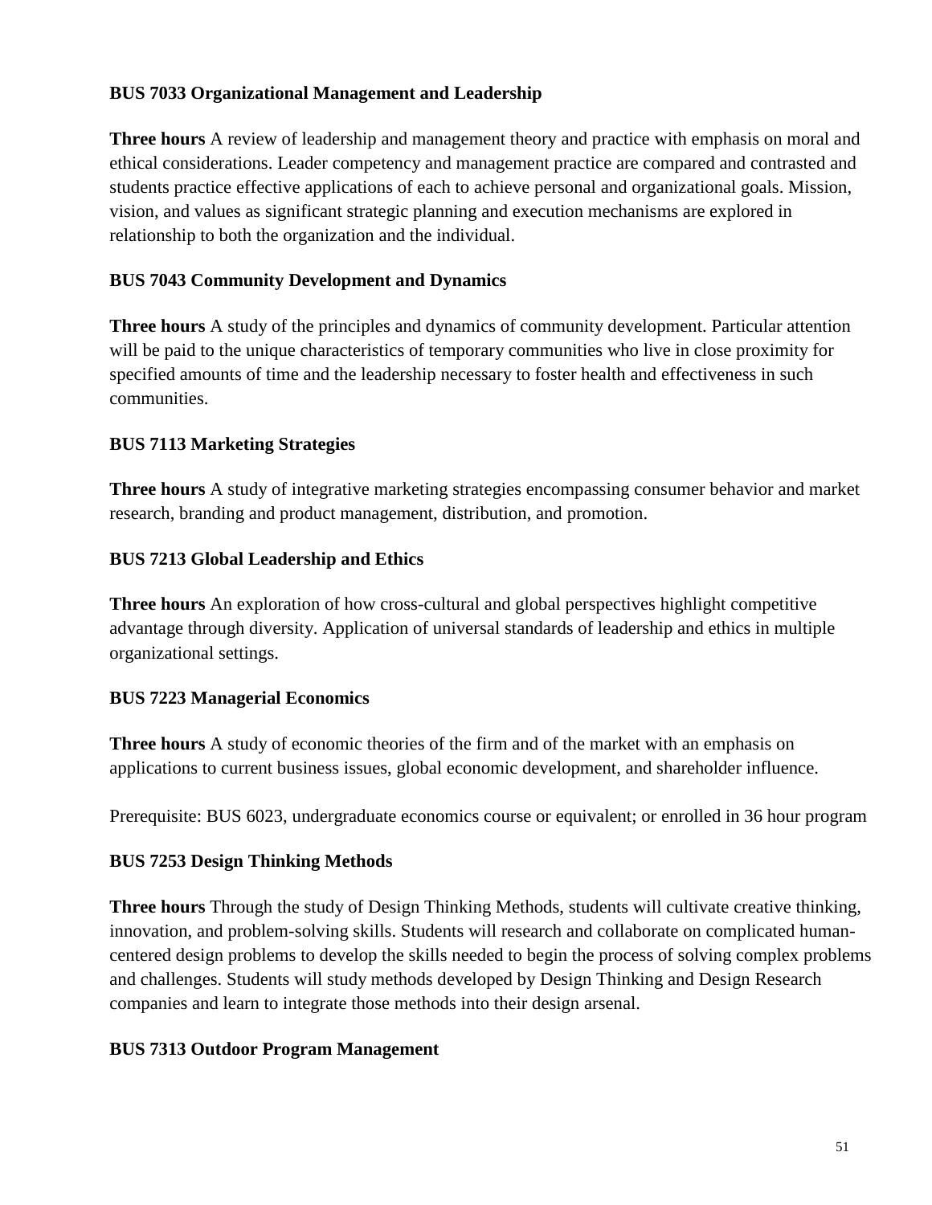### BUS 7033 Organizational Management and Leadership

**Three hours** A review of leadership and management theory and practice with emphasis on moral and ethical considerations. Leader competency and management practice are compared and contrasted and students practice effective applications of each to achieve personal and organizational goals. Mission, vision, and values as significant strategic planning and execution mechanisms are explored in relationship to both the organization and the individual.

### BUS 7043 Community Development and Dynamics

**Three hours** A study of the principles and dynamics of community development. Particular attention will be paid to the unique characteristics of temporary communities who live in close proximity for specified amounts of time and the leadership necessary to foster health and effectiveness in such communities.

### BUS 7113 Marketing Strategies

**Three hours** A study of integrative marketing strategies encompassing consumer behavior and market research, branding and product management, distribution, and promotion.

### BUS 7213 Global Leadership and Ethics

**Three hours** An exploration of how cross-cultural and global perspectives highlight competitive advantage through diversity. Application of universal standards of leadership and ethics in multiple organizational settings.

### BUS 7223 Managerial Economics

**Three hours** A study of economic theories of the firm and of the market with an emphasis on applications to current business issues, global economic development, and shareholder influence.

Prerequisite: BUS 6023, undergraduate economics course or equivalent; or enrolled in 36 hour program

### BUS 7253 Design Thinking Methods

**Three hours** Through the study of Design Thinking Methods, students will cultivate creative thinking, innovation, and problem-solving skills. Students will research and collaborate on complicated human-centered design problems to develop the skills needed to begin the process of solving complex problems and challenges. Students will study methods developed by Design Thinking and Design Research companies and learn to integrate those methods into their design arsenal.

### BUS 7313 Outdoor Program Management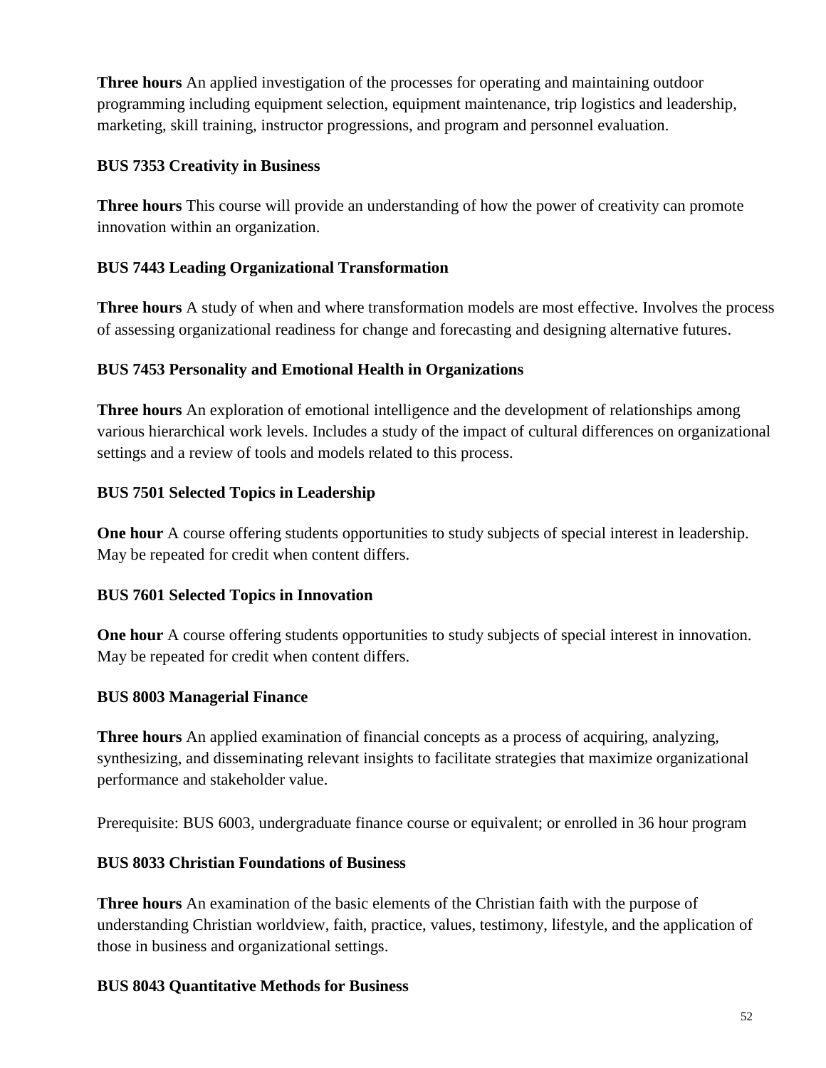**Three hours** An applied investigation of the processes for operating and maintaining outdoor programming including equipment selection, equipment maintenance, trip logistics and leadership, marketing, skill training, instructor progressions, and program and personnel evaluation.

**BUS 7353 Creativity in Business**

**Three hours** This course will provide an understanding of how the power of creativity can promote innovation within an organization.

**BUS 7443 Leading Organizational Transformation**

**Three hours** A study of when and where transformation models are most effective. Involves the process of assessing organizational readiness for change and forecasting and designing alternative futures.

**BUS 7453 Personality and Emotional Health in Organizations**

**Three hours** An exploration of emotional intelligence and the development of relationships among various hierarchical work levels. Includes a study of the impact of cultural differences on organizational settings and a review of tools and models related to this process.

**BUS 7501 Selected Topics in Leadership**

**One hour** A course offering students opportunities to study subjects of special interest in leadership. May be repeated for credit when content differs.

**BUS 7601 Selected Topics in Innovation**

**One hour** A course offering students opportunities to study subjects of special interest in innovation. May be repeated for credit when content differs.

**BUS 8003 Managerial Finance**

**Three hours** An applied examination of financial concepts as a process of acquiring, analyzing, synthesizing, and disseminating relevant insights to facilitate strategies that maximize organizational performance and stakeholder value.

Prerequisite: BUS 6003, undergraduate finance course or equivalent; or enrolled in 36 hour program

**BUS 8033 Christian Foundations of Business**

**Three hours** An examination of the basic elements of the Christian faith with the purpose of understanding Christian worldview, faith, practice, values, testimony, lifestyle, and the application of those in business and organizational settings.

**BUS 8043 Quantitative Methods for Business**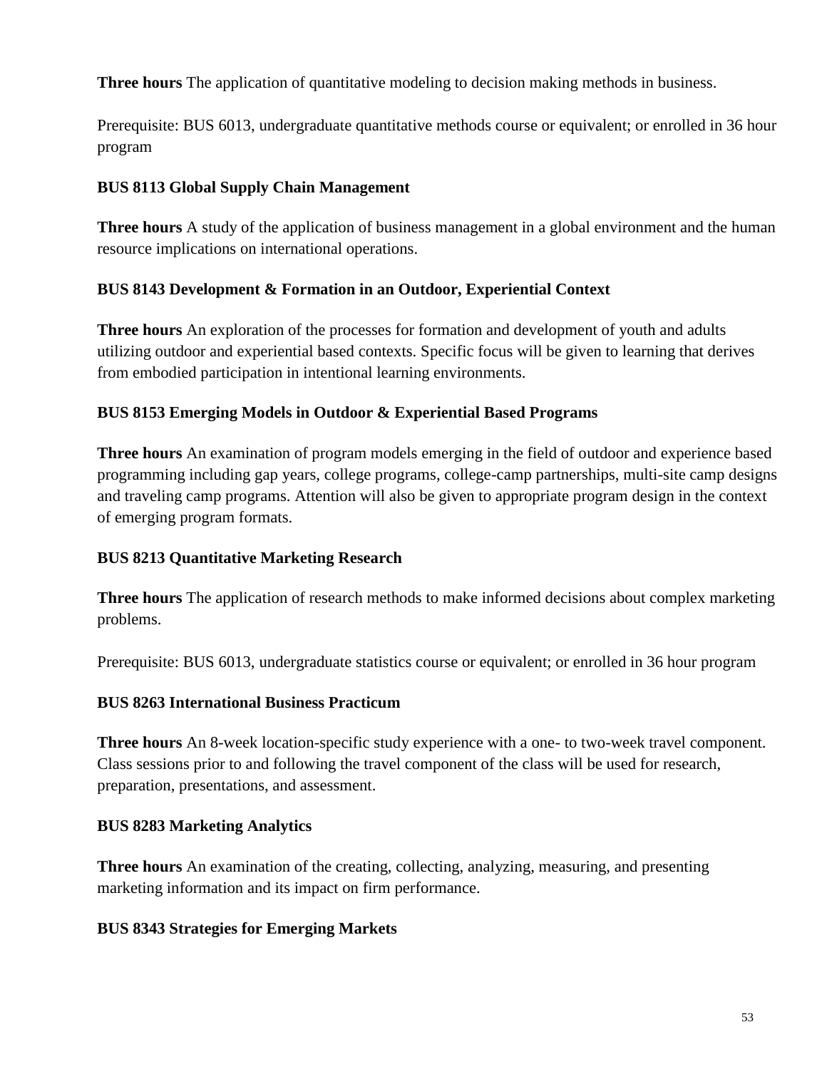**Three hours** The application of quantitative modeling to decision making methods in business.

Prerequisite: BUS 6013, undergraduate quantitative methods course or equivalent; or enrolled in 36 hour program

**BUS 8113 Global Supply Chain Management**

**Three hours** A study of the application of business management in a global environment and the human resource implications on international operations.

**BUS 8143 Development & Formation in an Outdoor, Experiential Context**

**Three hours** An exploration of the processes for formation and development of youth and adults utilizing outdoor and experiential based contexts. Specific focus will be given to learning that derives from embodied participation in intentional learning environments.

**BUS 8153 Emerging Models in Outdoor & Experiential Based Programs**

**Three hours** An examination of program models emerging in the field of outdoor and experience based programming including gap years, college programs, college-camp partnerships, multi-site camp designs and traveling camp programs. Attention will also be given to appropriate program design in the context of emerging program formats.

**BUS 8213 Quantitative Marketing Research**

**Three hours** The application of research methods to make informed decisions about complex marketing problems.

Prerequisite: BUS 6013, undergraduate statistics course or equivalent; or enrolled in 36 hour program

**BUS 8263 International Business Practicum**

**Three hours** An 8-week location-specific study experience with a one- to two-week travel component. Class sessions prior to and following the travel component of the class will be used for research, preparation, presentations, and assessment.

**BUS 8283 Marketing Analytics**

**Three hours** An examination of the creating, collecting, analyzing, measuring, and presenting marketing information and its impact on firm performance.

**BUS 8343 Strategies for Emerging Markets**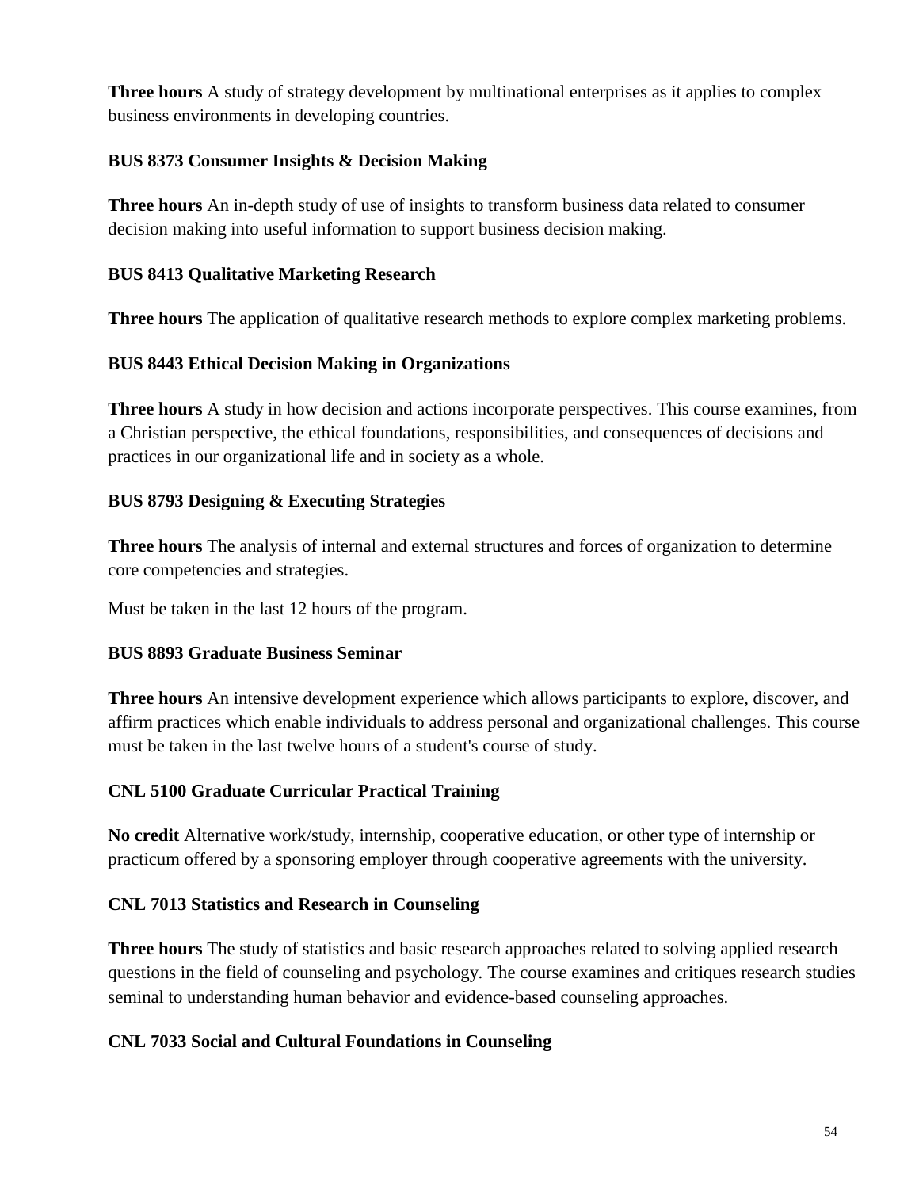**Three hours** A study of strategy development by multinational enterprises as it applies to complex business environments in developing countries.

### BUS 8373 Consumer Insights & Decision Making

**Three hours** An in-depth study of use of insights to transform business data related to consumer decision making into useful information to support business decision making.

### BUS 8413 Qualitative Marketing Research

**Three hours** The application of qualitative research methods to explore complex marketing problems.

### BUS 8443 Ethical Decision Making in Organizations

**Three hours** A study in how decision and actions incorporate perspectives. This course examines, from a Christian perspective, the ethical foundations, responsibilities, and consequences of decisions and practices in our organizational life and in society as a whole.

### BUS 8793 Designing & Executing Strategies

**Three hours** The analysis of internal and external structures and forces of organization to determine core competencies and strategies.

Must be taken in the last 12 hours of the program.

### BUS 8893 Graduate Business Seminar

**Three hours** An intensive development experience which allows participants to explore, discover, and affirm practices which enable individuals to address personal and organizational challenges. This course must be taken in the last twelve hours of a student's course of study.

### CNL 5100 Graduate Curricular Practical Training

**No credit** Alternative work/study, internship, cooperative education, or other type of internship or practicum offered by a sponsoring employer through cooperative agreements with the university.

### CNL 7013 Statistics and Research in Counseling

**Three hours** The study of statistics and basic research approaches related to solving applied research questions in the field of counseling and psychology. The course examines and critiques research studies seminal to understanding human behavior and evidence-based counseling approaches.

### CNL 7033 Social and Cultural Foundations in Counseling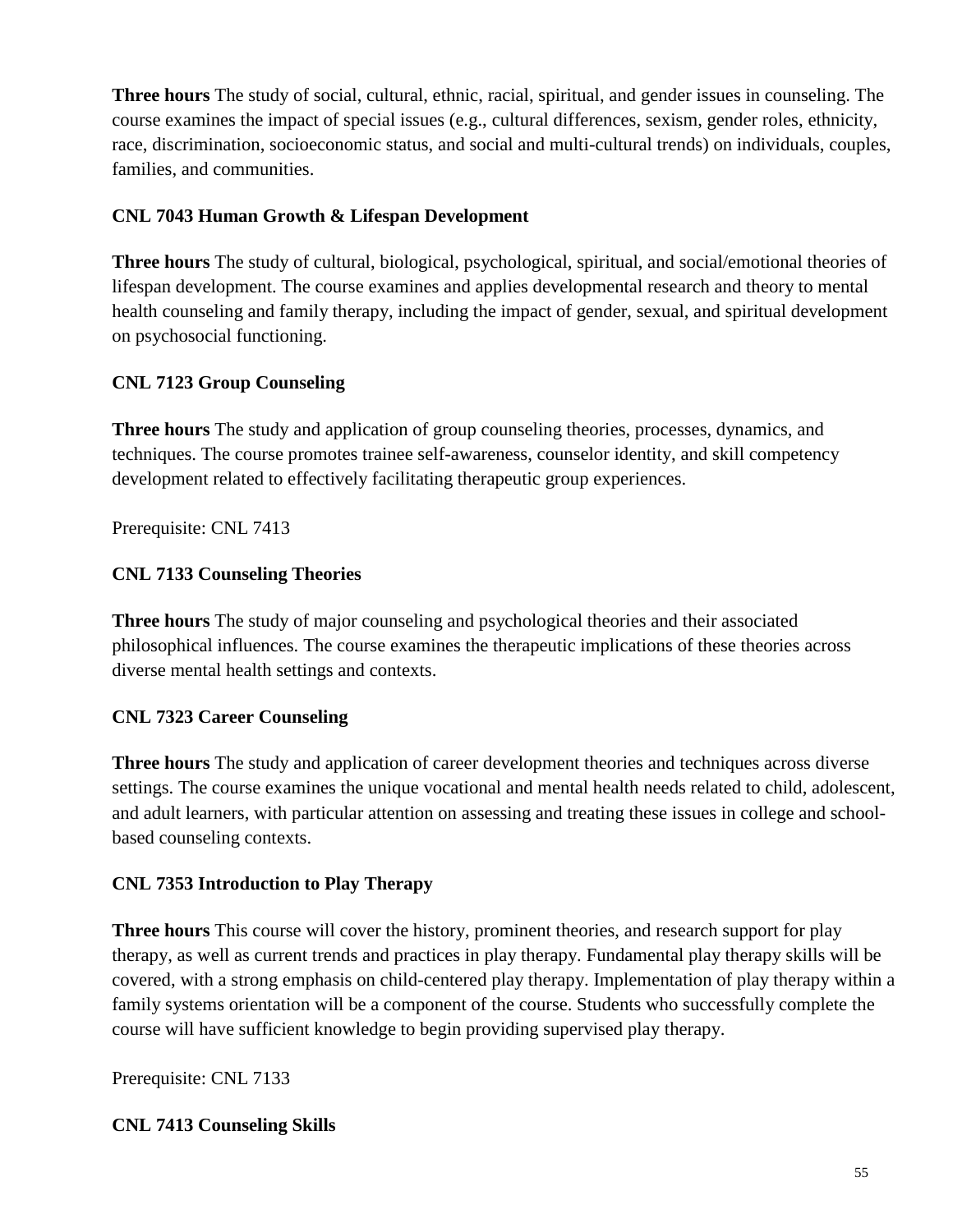**Three hours** The study of social, cultural, ethnic, racial, spiritual, and gender issues in counseling. The course examines the impact of special issues (e.g., cultural differences, sexism, gender roles, ethnicity, race, discrimination, socioeconomic status, and social and multi-cultural trends) on individuals, couples, families, and communities.

**CNL 7043 Human Growth & Lifespan Development**

**Three hours** The study of cultural, biological, psychological, spiritual, and social/emotional theories of lifespan development. The course examines and applies developmental research and theory to mental health counseling and family therapy, including the impact of gender, sexual, and spiritual development on psychosocial functioning.

**CNL 7123 Group Counseling**

**Three hours** The study and application of group counseling theories, processes, dynamics, and techniques. The course promotes trainee self-awareness, counselor identity, and skill competency development related to effectively facilitating therapeutic group experiences.

Prerequisite: CNL 7413

**CNL 7133 Counseling Theories**

**Three hours** The study of major counseling and psychological theories and their associated philosophical influences. The course examines the therapeutic implications of these theories across diverse mental health settings and contexts.

**CNL 7323 Career Counseling**

**Three hours** The study and application of career development theories and techniques across diverse settings. The course examines the unique vocational and mental health needs related to child, adolescent, and adult learners, with particular attention on assessing and treating these issues in college and school-based counseling contexts.

**CNL 7353 Introduction to Play Therapy**

**Three hours** This course will cover the history, prominent theories, and research support for play therapy, as well as current trends and practices in play therapy. Fundamental play therapy skills will be covered, with a strong emphasis on child-centered play therapy. Implementation of play therapy within a family systems orientation will be a component of the course. Students who successfully complete the course will have sufficient knowledge to begin providing supervised play therapy.

Prerequisite: CNL 7133

**CNL 7413 Counseling Skills**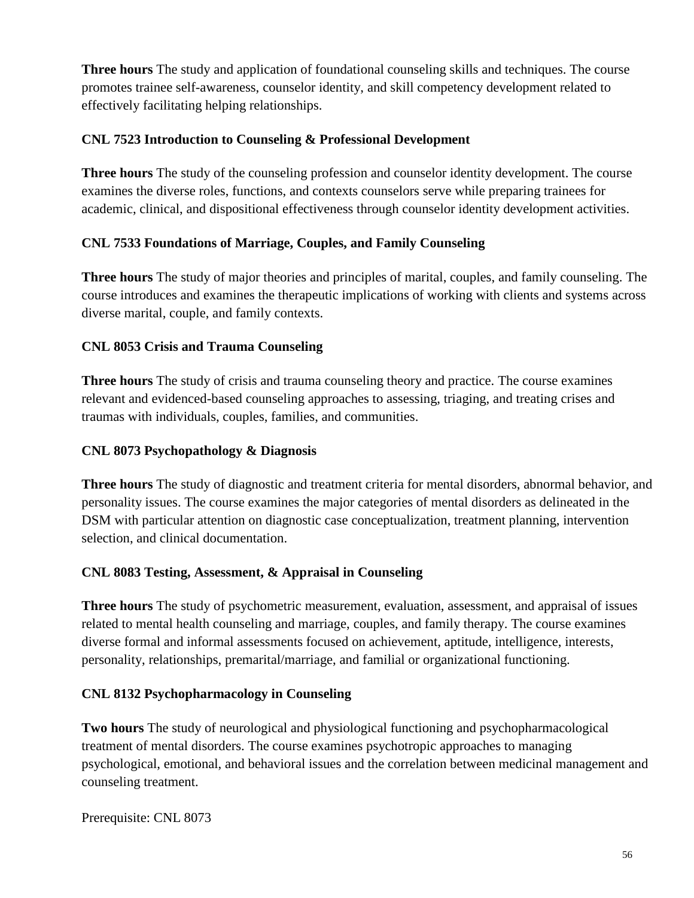**Three hours** The study and application of foundational counseling skills and techniques. The course promotes trainee self-awareness, counselor identity, and skill competency development related to effectively facilitating helping relationships.

### CNL 7523 Introduction to Counseling & Professional Development

**Three hours** The study of the counseling profession and counselor identity development. The course examines the diverse roles, functions, and contexts counselors serve while preparing trainees for academic, clinical, and dispositional effectiveness through counselor identity development activities.

### CNL 7533 Foundations of Marriage, Couples, and Family Counseling

**Three hours** The study of major theories and principles of marital, couples, and family counseling. The course introduces and examines the therapeutic implications of working with clients and systems across diverse marital, couple, and family contexts.

### CNL 8053 Crisis and Trauma Counseling

**Three hours** The study of crisis and trauma counseling theory and practice. The course examines relevant and evidenced-based counseling approaches to assessing, triaging, and treating crises and traumas with individuals, couples, families, and communities.

### CNL 8073 Psychopathology & Diagnosis

**Three hours** The study of diagnostic and treatment criteria for mental disorders, abnormal behavior, and personality issues. The course examines the major categories of mental disorders as delineated in the DSM with particular attention on diagnostic case conceptualization, treatment planning, intervention selection, and clinical documentation.

### CNL 8083 Testing, Assessment, & Appraisal in Counseling

**Three hours** The study of psychometric measurement, evaluation, assessment, and appraisal of issues related to mental health counseling and marriage, couples, and family therapy. The course examines diverse formal and informal assessments focused on achievement, aptitude, intelligence, interests, personality, relationships, premarital/marriage, and familial or organizational functioning.

### CNL 8132 Psychopharmacology in Counseling

**Two hours** The study of neurological and physiological functioning and psychopharmacological treatment of mental disorders. The course examines psychotropic approaches to managing psychological, emotional, and behavioral issues and the correlation between medicinal management and counseling treatment.

Prerequisite: CNL 8073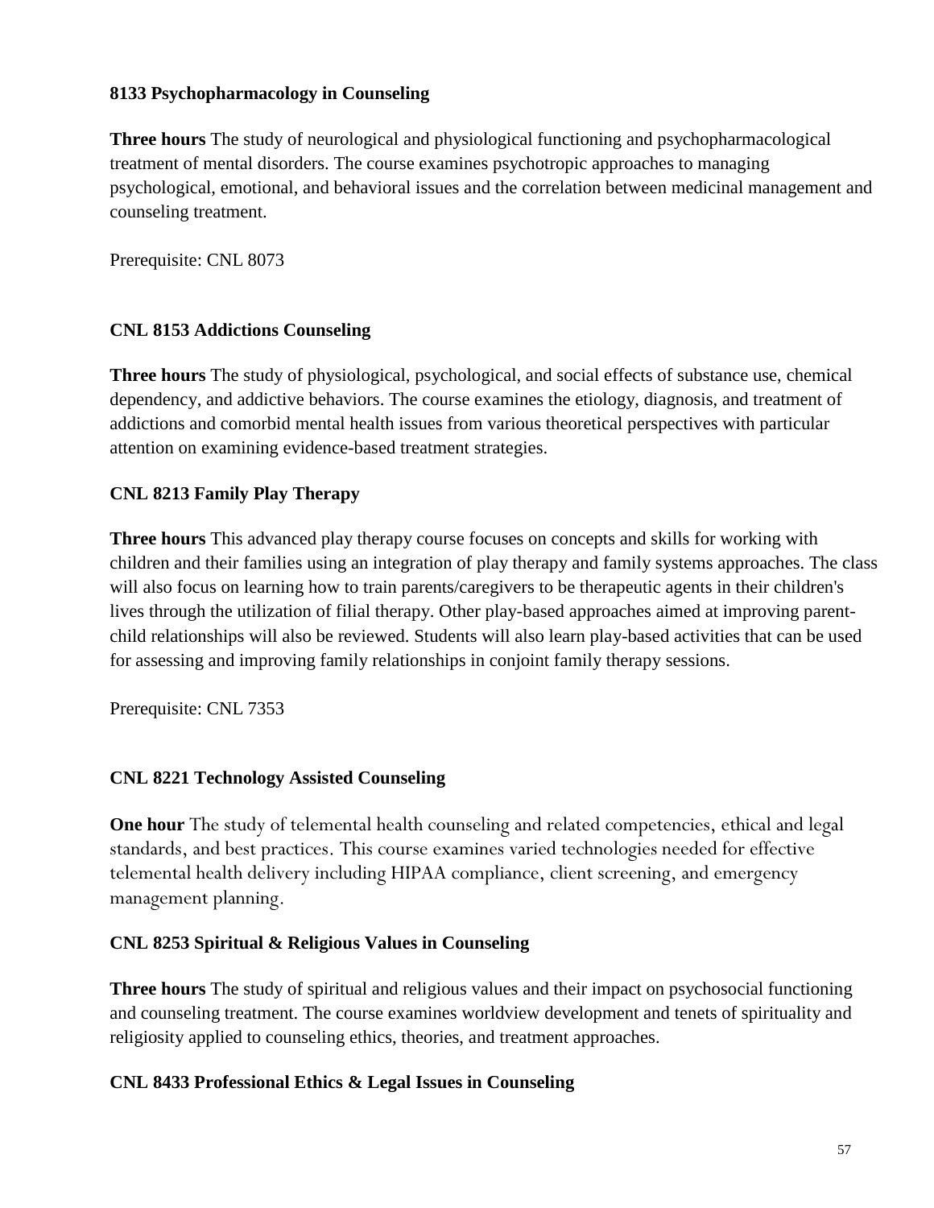**8133 Psychopharmacology in Counseling**

**Three hours** The study of neurological and physiological functioning and psychopharmacological treatment of mental disorders. The course examines psychotropic approaches to managing psychological, emotional, and behavioral issues and the correlation between medicinal management and counseling treatment.

Prerequisite: CNL 8073

**CNL 8153 Addictions Counseling**

**Three hours** The study of physiological, psychological, and social effects of substance use, chemical dependency, and addictive behaviors. The course examines the etiology, diagnosis, and treatment of addictions and comorbid mental health issues from various theoretical perspectives with particular attention on examining evidence-based treatment strategies.

**CNL 8213 Family Play Therapy**

**Three hours** This advanced play therapy course focuses on concepts and skills for working with children and their families using an integration of play therapy and family systems approaches. The class will also focus on learning how to train parents/caregivers to be therapeutic agents in their children's lives through the utilization of filial therapy. Other play-based approaches aimed at improving parent-child relationships will also be reviewed. Students will also learn play-based activities that can be used for assessing and improving family relationships in conjoint family therapy sessions.

Prerequisite: CNL 7353

**CNL 8221 Technology Assisted Counseling**

**One hour** The study of telemental health counseling and related competencies, ethical and legal standards, and best practices. This course examines varied technologies needed for effective telemental health delivery including HIPAA compliance, client screening, and emergency management planning.

**CNL 8253 Spiritual & Religious Values in Counseling**

**Three hours** The study of spiritual and religious values and their impact on psychosocial functioning and counseling treatment. The course examines worldview development and tenets of spirituality and religiosity applied to counseling ethics, theories, and treatment approaches.

**CNL 8433 Professional Ethics & Legal Issues in Counseling**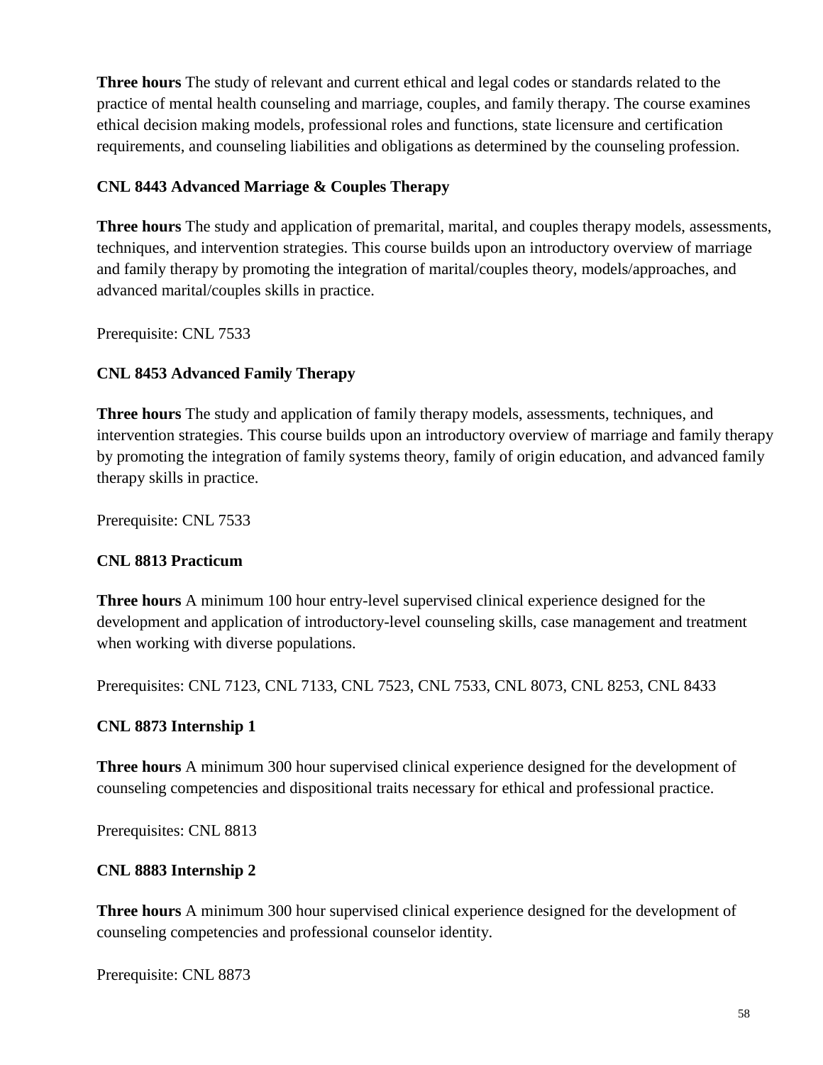**Three hours** The study of relevant and current ethical and legal codes or standards related to the practice of mental health counseling and marriage, couples, and family therapy. The course examines ethical decision making models, professional roles and functions, state licensure and certification requirements, and counseling liabilities and obligations as determined by the counseling profession.

### CNL 8443 Advanced Marriage & Couples Therapy

**Three hours** The study and application of premarital, marital, and couples therapy models, assessments, techniques, and intervention strategies. This course builds upon an introductory overview of marriage and family therapy by promoting the integration of marital/couples theory, models/approaches, and advanced marital/couples skills in practice.

Prerequisite: CNL 7533

### CNL 8453 Advanced Family Therapy

**Three hours** The study and application of family therapy models, assessments, techniques, and intervention strategies. This course builds upon an introductory overview of marriage and family therapy by promoting the integration of family systems theory, family of origin education, and advanced family therapy skills in practice.

Prerequisite: CNL 7533

### CNL 8813 Practicum

**Three hours** A minimum 100 hour entry-level supervised clinical experience designed for the development and application of introductory-level counseling skills, case management and treatment when working with diverse populations.

Prerequisites: CNL 7123, CNL 7133, CNL 7523, CNL 7533, CNL 8073, CNL 8253, CNL 8433

### CNL 8873 Internship 1

**Three hours** A minimum 300 hour supervised clinical experience designed for the development of counseling competencies and dispositional traits necessary for ethical and professional practice.

Prerequisites: CNL 8813

### CNL 8883 Internship 2

**Three hours** A minimum 300 hour supervised clinical experience designed for the development of counseling competencies and professional counselor identity.

Prerequisite: CNL 8873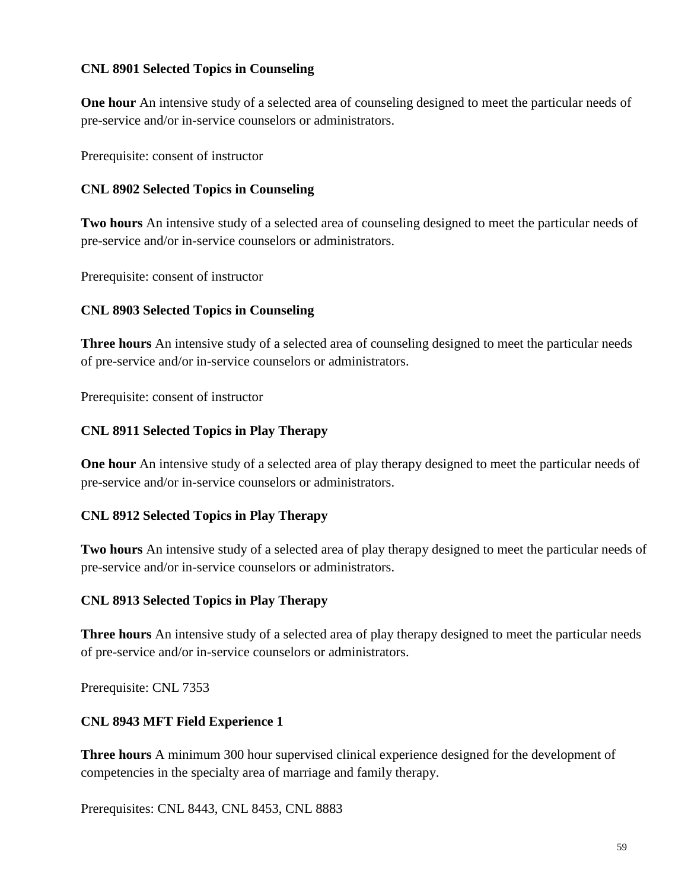**CNL 8901 Selected Topics in Counseling**

**One hour** An intensive study of a selected area of counseling designed to meet the particular needs of pre-service and/or in-service counselors or administrators.

Prerequisite: consent of instructor

**CNL 8902 Selected Topics in Counseling**

**Two hours** An intensive study of a selected area of counseling designed to meet the particular needs of pre-service and/or in-service counselors or administrators.

Prerequisite: consent of instructor

**CNL 8903 Selected Topics in Counseling**

**Three hours** An intensive study of a selected area of counseling designed to meet the particular needs of pre-service and/or in-service counselors or administrators.

Prerequisite: consent of instructor

**CNL 8911 Selected Topics in Play Therapy**

**One hour** An intensive study of a selected area of play therapy designed to meet the particular needs of pre-service and/or in-service counselors or administrators.

**CNL 8912 Selected Topics in Play Therapy**

**Two hours** An intensive study of a selected area of play therapy designed to meet the particular needs of pre-service and/or in-service counselors or administrators.

**CNL 8913 Selected Topics in Play Therapy**

**Three hours** An intensive study of a selected area of play therapy designed to meet the particular needs of pre-service and/or in-service counselors or administrators.

Prerequisite: CNL 7353

**CNL 8943 MFT Field Experience 1**

**Three hours** A minimum 300 hour supervised clinical experience designed for the development of competencies in the specialty area of marriage and family therapy.

Prerequisites: CNL 8443, CNL 8453, CNL 8883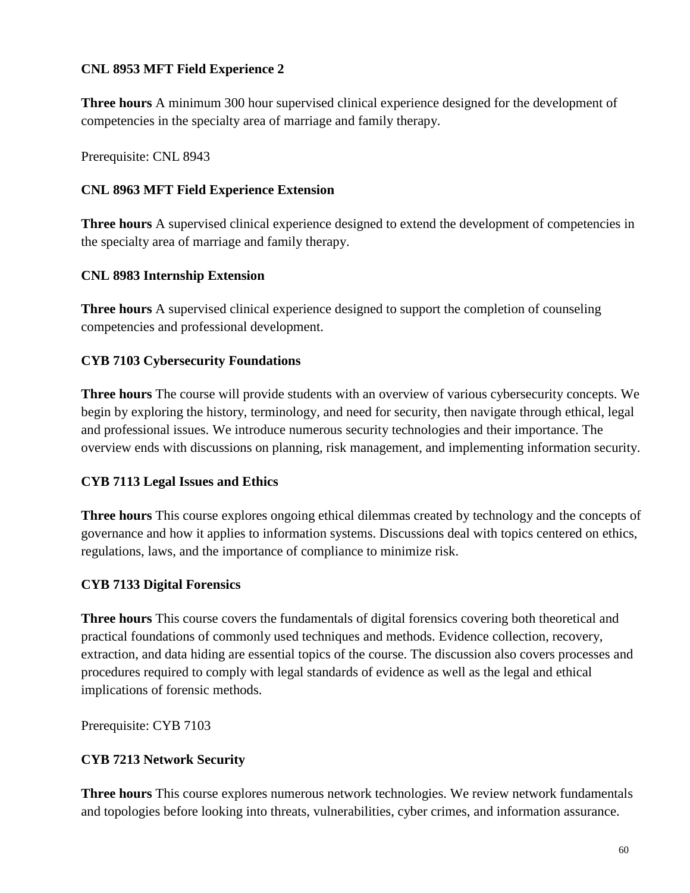**CNL 8953 MFT Field Experience 2**

**Three hours** A minimum 300 hour supervised clinical experience designed for the development of competencies in the specialty area of marriage and family therapy.

Prerequisite: CNL 8943

**CNL 8963 MFT Field Experience Extension**

**Three hours** A supervised clinical experience designed to extend the development of competencies in the specialty area of marriage and family therapy.

**CNL 8983 Internship Extension**

**Three hours** A supervised clinical experience designed to support the completion of counseling competencies and professional development.

**CYB 7103 Cybersecurity Foundations**

**Three hours** The course will provide students with an overview of various cybersecurity concepts. We begin by exploring the history, terminology, and need for security, then navigate through ethical, legal and professional issues. We introduce numerous security technologies and their importance. The overview ends with discussions on planning, risk management, and implementing information security.

**CYB 7113 Legal Issues and Ethics**

**Three hours** This course explores ongoing ethical dilemmas created by technology and the concepts of governance and how it applies to information systems. Discussions deal with topics centered on ethics, regulations, laws, and the importance of compliance to minimize risk.

**CYB 7133 Digital Forensics**

**Three hours** This course covers the fundamentals of digital forensics covering both theoretical and practical foundations of commonly used techniques and methods. Evidence collection, recovery, extraction, and data hiding are essential topics of the course. The discussion also covers processes and procedures required to comply with legal standards of evidence as well as the legal and ethical implications of forensic methods.

Prerequisite: CYB 7103

**CYB 7213 Network Security**

**Three hours** This course explores numerous network technologies. We review network fundamentals and topologies before looking into threats, vulnerabilities, cyber crimes, and information assurance.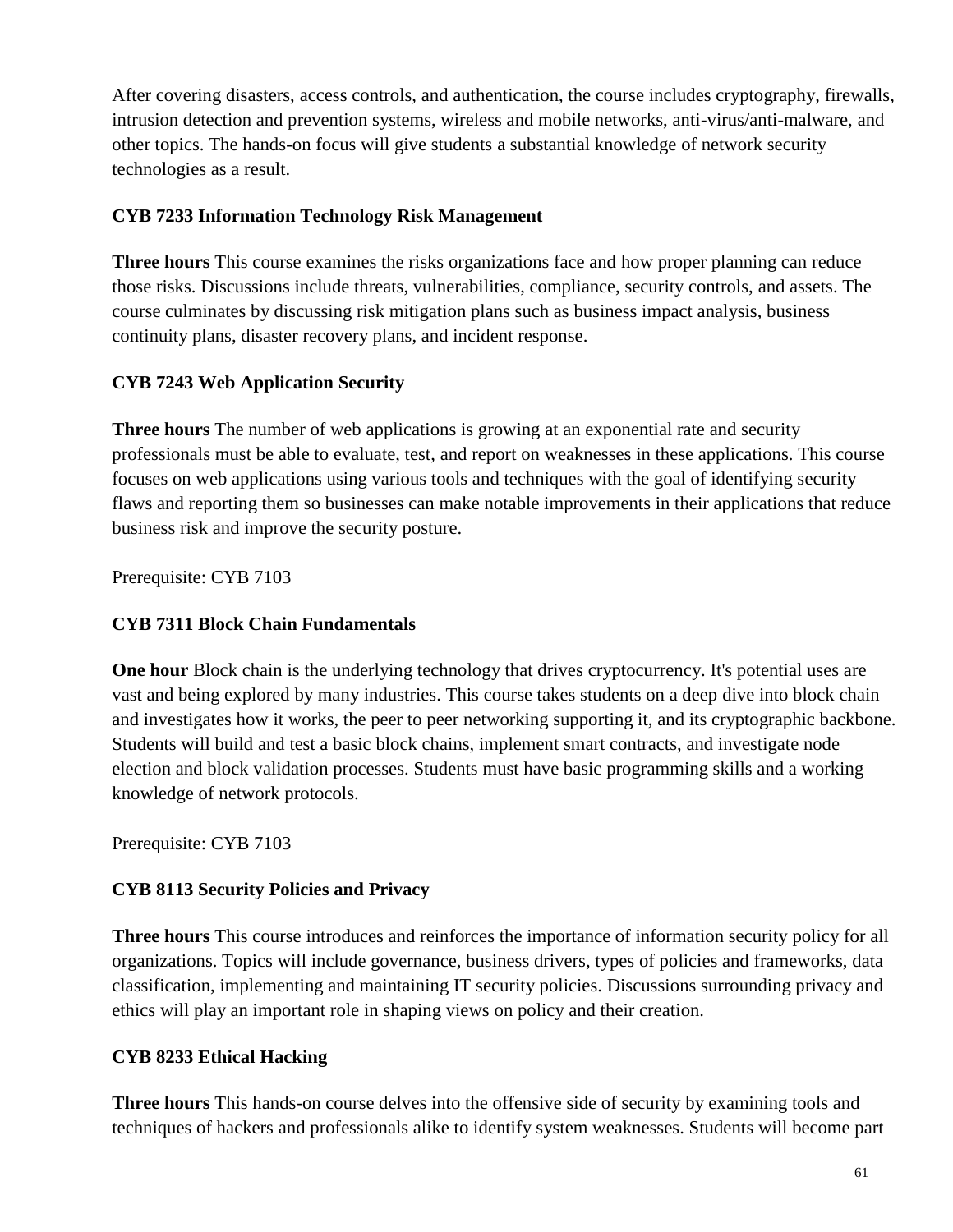After covering disasters, access controls, and authentication, the course includes cryptography, firewalls, intrusion detection and prevention systems, wireless and mobile networks, anti-virus/anti-malware, and other topics. The hands-on focus will give students a substantial knowledge of network security technologies as a result.

**CYB 7233 Information Technology Risk Management**

**Three hours** This course examines the risks organizations face and how proper planning can reduce those risks. Discussions include threats, vulnerabilities, compliance, security controls, and assets. The course culminates by discussing risk mitigation plans such as business impact analysis, business continuity plans, disaster recovery plans, and incident response.

**CYB 7243 Web Application Security**

**Three hours** The number of web applications is growing at an exponential rate and security professionals must be able to evaluate, test, and report on weaknesses in these applications. This course focuses on web applications using various tools and techniques with the goal of identifying security flaws and reporting them so businesses can make notable improvements in their applications that reduce business risk and improve the security posture.

Prerequisite: CYB 7103

**CYB 7311 Block Chain Fundamentals**

**One hour** Block chain is the underlying technology that drives cryptocurrency. It's potential uses are vast and being explored by many industries. This course takes students on a deep dive into block chain and investigates how it works, the peer to peer networking supporting it, and its cryptographic backbone. Students will build and test a basic block chains, implement smart contracts, and investigate node election and block validation processes. Students must have basic programming skills and a working knowledge of network protocols.

Prerequisite: CYB 7103

**CYB 8113 Security Policies and Privacy**

**Three hours** This course introduces and reinforces the importance of information security policy for all organizations. Topics will include governance, business drivers, types of policies and frameworks, data classification, implementing and maintaining IT security policies. Discussions surrounding privacy and ethics will play an important role in shaping views on policy and their creation.

**CYB 8233 Ethical Hacking**

**Three hours** This hands-on course delves into the offensive side of security by examining tools and techniques of hackers and professionals alike to identify system weaknesses. Students will become part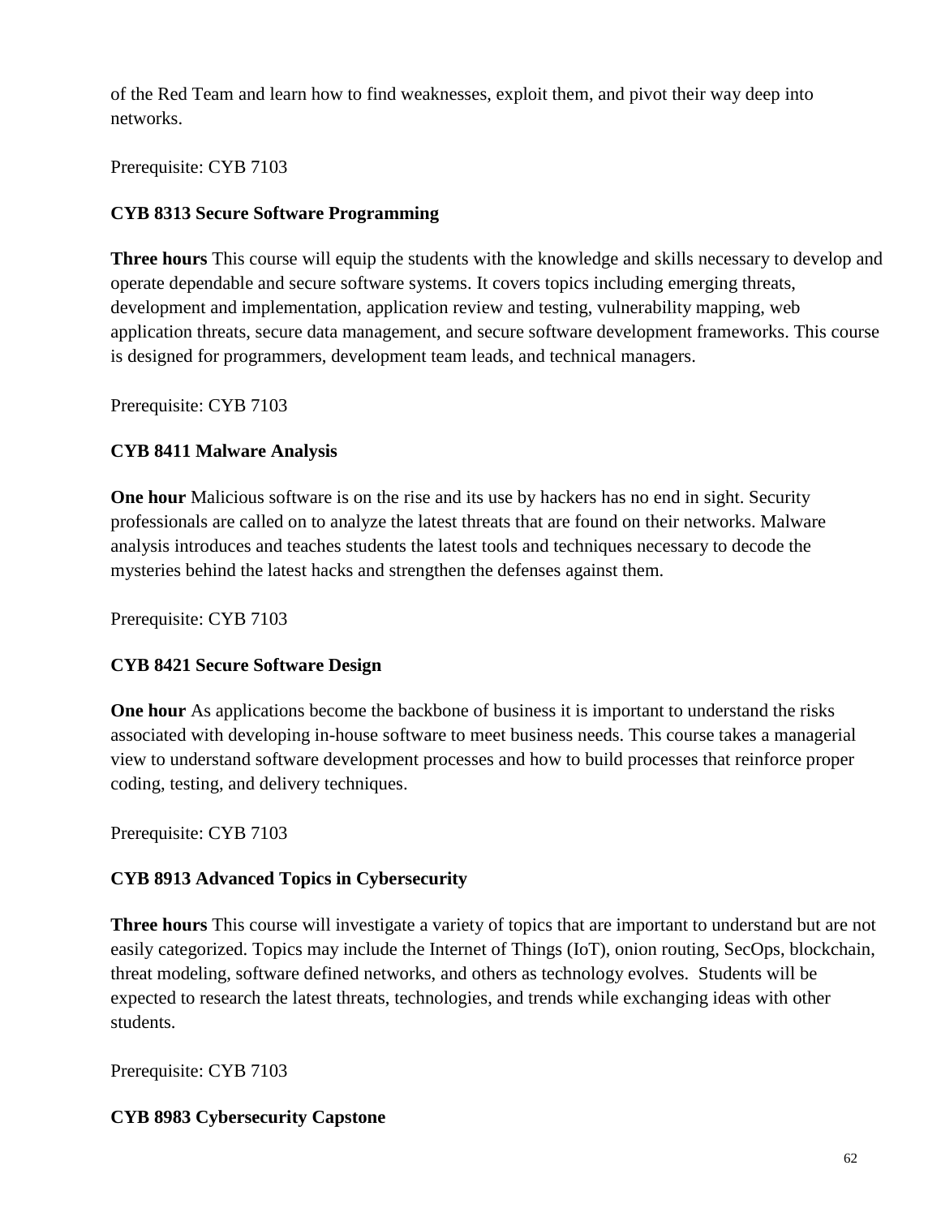of the Red Team and learn how to find weaknesses, exploit them, and pivot their way deep into networks.

Prerequisite: CYB 7103

**CYB 8313 Secure Software Programming**

**Three hours** This course will equip the students with the knowledge and skills necessary to develop and operate dependable and secure software systems. It covers topics including emerging threats, development and implementation, application review and testing, vulnerability mapping, web application threats, secure data management, and secure software development frameworks. This course is designed for programmers, development team leads, and technical managers.

Prerequisite: CYB 7103

**CYB 8411 Malware Analysis**

**One hour** Malicious software is on the rise and its use by hackers has no end in sight. Security professionals are called on to analyze the latest threats that are found on their networks. Malware analysis introduces and teaches students the latest tools and techniques necessary to decode the mysteries behind the latest hacks and strengthen the defenses against them.

Prerequisite: CYB 7103

**CYB 8421 Secure Software Design**

**One hour** As applications become the backbone of business it is important to understand the risks associated with developing in-house software to meet business needs. This course takes a managerial view to understand software development processes and how to build processes that reinforce proper coding, testing, and delivery techniques.

Prerequisite: CYB 7103

**CYB 8913 Advanced Topics in Cybersecurity**

**Three hours** This course will investigate a variety of topics that are important to understand but are not easily categorized. Topics may include the Internet of Things (IoT), onion routing, SecOps, blockchain, threat modeling, software defined networks, and others as technology evolves. Students will be expected to research the latest threats, technologies, and trends while exchanging ideas with other students.

Prerequisite: CYB 7103

**CYB 8983 Cybersecurity Capstone**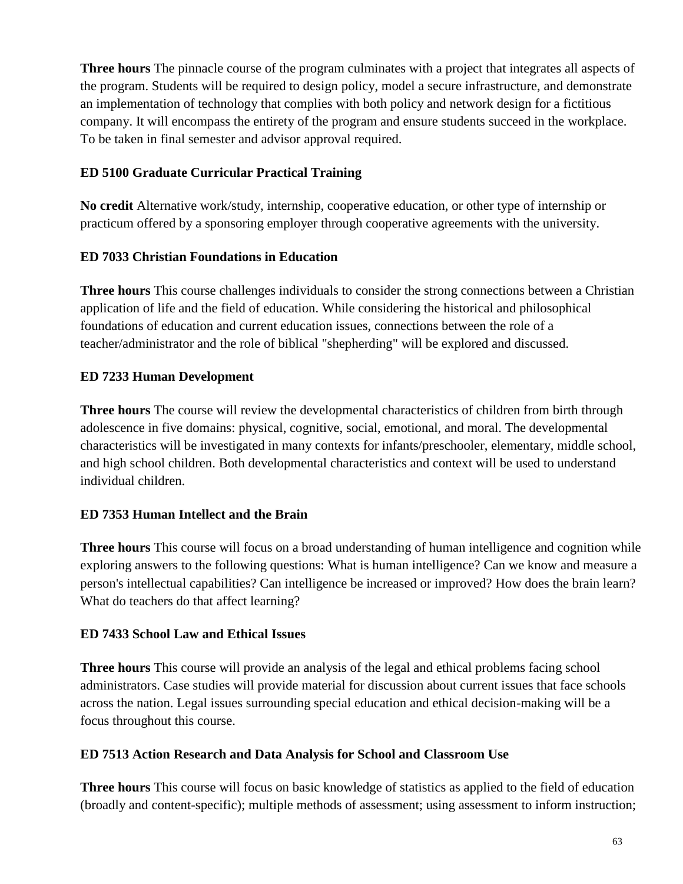**Three hours** The pinnacle course of the program culminates with a project that integrates all aspects of the program. Students will be required to design policy, model a secure infrastructure, and demonstrate an implementation of technology that complies with both policy and network design for a fictitious company. It will encompass the entirety of the program and ensure students succeed in the workplace. To be taken in final semester and advisor approval required.

### ED 5100 Graduate Curricular Practical Training

**No credit** Alternative work/study, internship, cooperative education, or other type of internship or practicum offered by a sponsoring employer through cooperative agreements with the university.

### ED 7033 Christian Foundations in Education

**Three hours** This course challenges individuals to consider the strong connections between a Christian application of life and the field of education. While considering the historical and philosophical foundations of education and current education issues, connections between the role of a teacher/administrator and the role of biblical "shepherding" will be explored and discussed.

### ED 7233 Human Development

**Three hours** The course will review the developmental characteristics of children from birth through adolescence in five domains: physical, cognitive, social, emotional, and moral. The developmental characteristics will be investigated in many contexts for infants/preschooler, elementary, middle school, and high school children. Both developmental characteristics and context will be used to understand individual children.

### ED 7353 Human Intellect and the Brain

**Three hours** This course will focus on a broad understanding of human intelligence and cognition while exploring answers to the following questions: What is human intelligence? Can we know and measure a person's intellectual capabilities? Can intelligence be increased or improved? How does the brain learn? What do teachers do that affect learning?

### ED 7433 School Law and Ethical Issues

**Three hours** This course will provide an analysis of the legal and ethical problems facing school administrators. Case studies will provide material for discussion about current issues that face schools across the nation. Legal issues surrounding special education and ethical decision-making will be a focus throughout this course.

### ED 7513 Action Research and Data Analysis for School and Classroom Use

**Three hours** This course will focus on basic knowledge of statistics as applied to the field of education (broadly and content-specific); multiple methods of assessment; using assessment to inform instruction;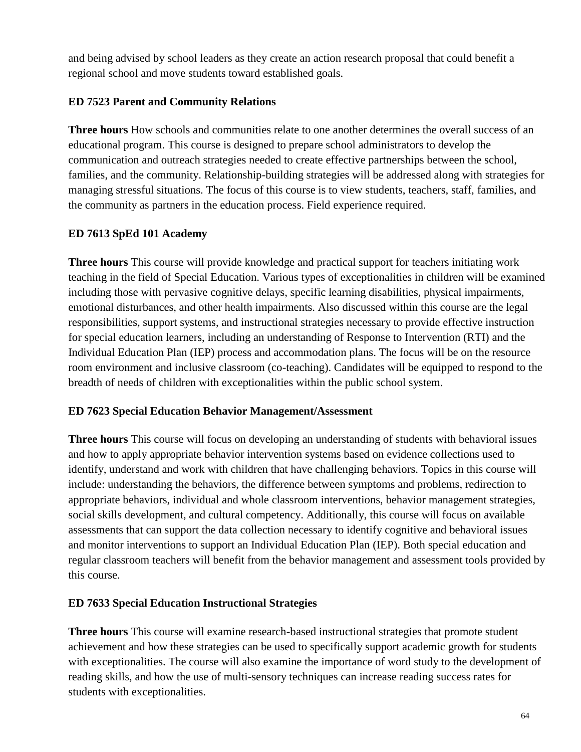and being advised by school leaders as they create an action research proposal that could benefit a regional school and move students toward established goals.

**ED 7523 Parent and Community Relations**

**Three hours** How schools and communities relate to one another determines the overall success of an educational program. This course is designed to prepare school administrators to develop the communication and outreach strategies needed to create effective partnerships between the school, families, and the community. Relationship-building strategies will be addressed along with strategies for managing stressful situations. The focus of this course is to view students, teachers, staff, families, and the community as partners in the education process. Field experience required.

**ED 7613 SpEd 101 Academy**

**Three hours** This course will provide knowledge and practical support for teachers initiating work teaching in the field of Special Education. Various types of exceptionalities in children will be examined including those with pervasive cognitive delays, specific learning disabilities, physical impairments, emotional disturbances, and other health impairments. Also discussed within this course are the legal responsibilities, support systems, and instructional strategies necessary to provide effective instruction for special education learners, including an understanding of Response to Intervention (RTI) and the Individual Education Plan (IEP) process and accommodation plans. The focus will be on the resource room environment and inclusive classroom (co-teaching). Candidates will be equipped to respond to the breadth of needs of children with exceptionalities within the public school system.

**ED 7623 Special Education Behavior Management/Assessment**

**Three hours** This course will focus on developing an understanding of students with behavioral issues and how to apply appropriate behavior intervention systems based on evidence collections used to identify, understand and work with children that have challenging behaviors. Topics in this course will include: understanding the behaviors, the difference between symptoms and problems, redirection to appropriate behaviors, individual and whole classroom interventions, behavior management strategies, social skills development, and cultural competency. Additionally, this course will focus on available assessments that can support the data collection necessary to identify cognitive and behavioral issues and monitor interventions to support an Individual Education Plan (IEP). Both special education and regular classroom teachers will benefit from the behavior management and assessment tools provided by this course.

**ED 7633 Special Education Instructional Strategies**

**Three hours** This course will examine research-based instructional strategies that promote student achievement and how these strategies can be used to specifically support academic growth for students with exceptionalities. The course will also examine the importance of word study to the development of reading skills, and how the use of multi-sensory techniques can increase reading success rates for students with exceptionalities.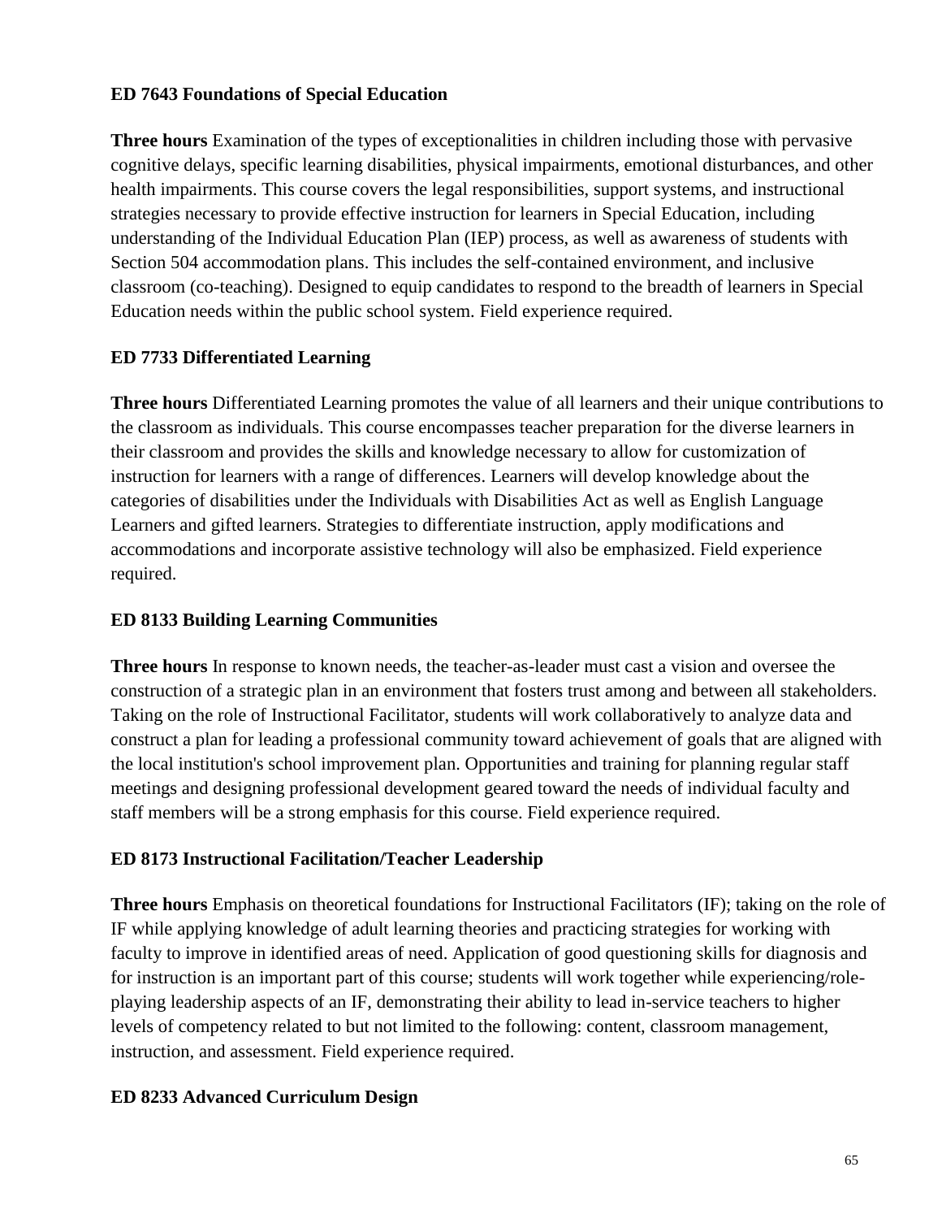**ED 7643 Foundations of Special Education**

**Three hours** Examination of the types of exceptionalities in children including those with pervasive cognitive delays, specific learning disabilities, physical impairments, emotional disturbances, and other health impairments. This course covers the legal responsibilities, support systems, and instructional strategies necessary to provide effective instruction for learners in Special Education, including understanding of the Individual Education Plan (IEP) process, as well as awareness of students with Section 504 accommodation plans. This includes the self-contained environment, and inclusive classroom (co-teaching). Designed to equip candidates to respond to the breadth of learners in Special Education needs within the public school system. Field experience required.

**ED 7733 Differentiated Learning**

**Three hours** Differentiated Learning promotes the value of all learners and their unique contributions to the classroom as individuals. This course encompasses teacher preparation for the diverse learners in their classroom and provides the skills and knowledge necessary to allow for customization of instruction for learners with a range of differences. Learners will develop knowledge about the categories of disabilities under the Individuals with Disabilities Act as well as English Language Learners and gifted learners. Strategies to differentiate instruction, apply modifications and accommodations and incorporate assistive technology will also be emphasized. Field experience required.

**ED 8133 Building Learning Communities**

**Three hours** In response to known needs, the teacher-as-leader must cast a vision and oversee the construction of a strategic plan in an environment that fosters trust among and between all stakeholders. Taking on the role of Instructional Facilitator, students will work collaboratively to analyze data and construct a plan for leading a professional community toward achievement of goals that are aligned with the local institution's school improvement plan. Opportunities and training for planning regular staff meetings and designing professional development geared toward the needs of individual faculty and staff members will be a strong emphasis for this course. Field experience required.

**ED 8173 Instructional Facilitation/Teacher Leadership**

**Three hours** Emphasis on theoretical foundations for Instructional Facilitators (IF); taking on the role of IF while applying knowledge of adult learning theories and practicing strategies for working with faculty to improve in identified areas of need. Application of good questioning skills for diagnosis and for instruction is an important part of this course; students will work together while experiencing/role-playing leadership aspects of an IF, demonstrating their ability to lead in-service teachers to higher levels of competency related to but not limited to the following: content, classroom management, instruction, and assessment. Field experience required.

**ED 8233 Advanced Curriculum Design**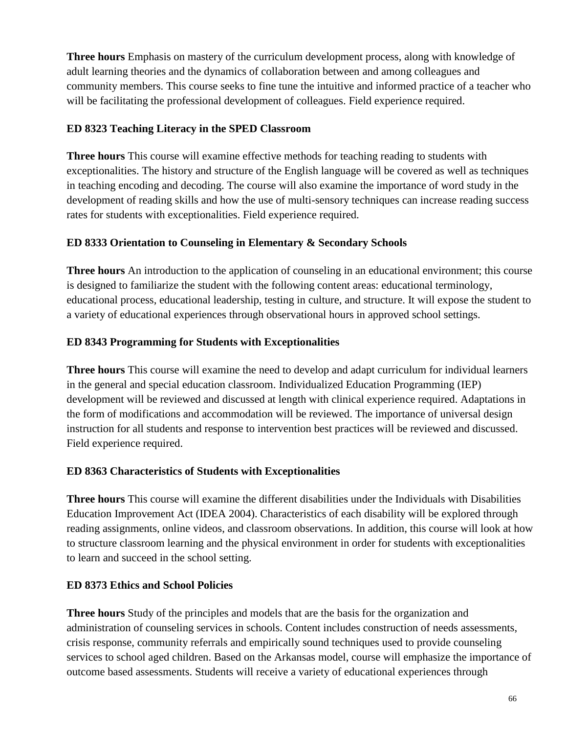**Three hours** Emphasis on mastery of the curriculum development process, along with knowledge of adult learning theories and the dynamics of collaboration between and among colleagues and community members. This course seeks to fine tune the intuitive and informed practice of a teacher who will be facilitating the professional development of colleagues. Field experience required.

**ED 8323 Teaching Literacy in the SPED Classroom**

**Three hours** This course will examine effective methods for teaching reading to students with exceptionalities. The history and structure of the English language will be covered as well as techniques in teaching encoding and decoding. The course will also examine the importance of word study in the development of reading skills and how the use of multi-sensory techniques can increase reading success rates for students with exceptionalities. Field experience required.

**ED 8333 Orientation to Counseling in Elementary & Secondary Schools**

**Three hours** An introduction to the application of counseling in an educational environment; this course is designed to familiarize the student with the following content areas: educational terminology, educational process, educational leadership, testing in culture, and structure. It will expose the student to a variety of educational experiences through observational hours in approved school settings.

**ED 8343 Programming for Students with Exceptionalities**

**Three hours** This course will examine the need to develop and adapt curriculum for individual learners in the general and special education classroom. Individualized Education Programming (IEP) development will be reviewed and discussed at length with clinical experience required. Adaptations in the form of modifications and accommodation will be reviewed. The importance of universal design instruction for all students and response to intervention best practices will be reviewed and discussed. Field experience required.

**ED 8363 Characteristics of Students with Exceptionalities**

**Three hours** This course will examine the different disabilities under the Individuals with Disabilities Education Improvement Act (IDEA 2004). Characteristics of each disability will be explored through reading assignments, online videos, and classroom observations. In addition, this course will look at how to structure classroom learning and the physical environment in order for students with exceptionalities to learn and succeed in the school setting.

**ED 8373 Ethics and School Policies**

**Three hours** Study of the principles and models that are the basis for the organization and administration of counseling services in schools. Content includes construction of needs assessments, crisis response, community referrals and empirically sound techniques used to provide counseling services to school aged children. Based on the Arkansas model, course will emphasize the importance of outcome based assessments. Students will receive a variety of educational experiences through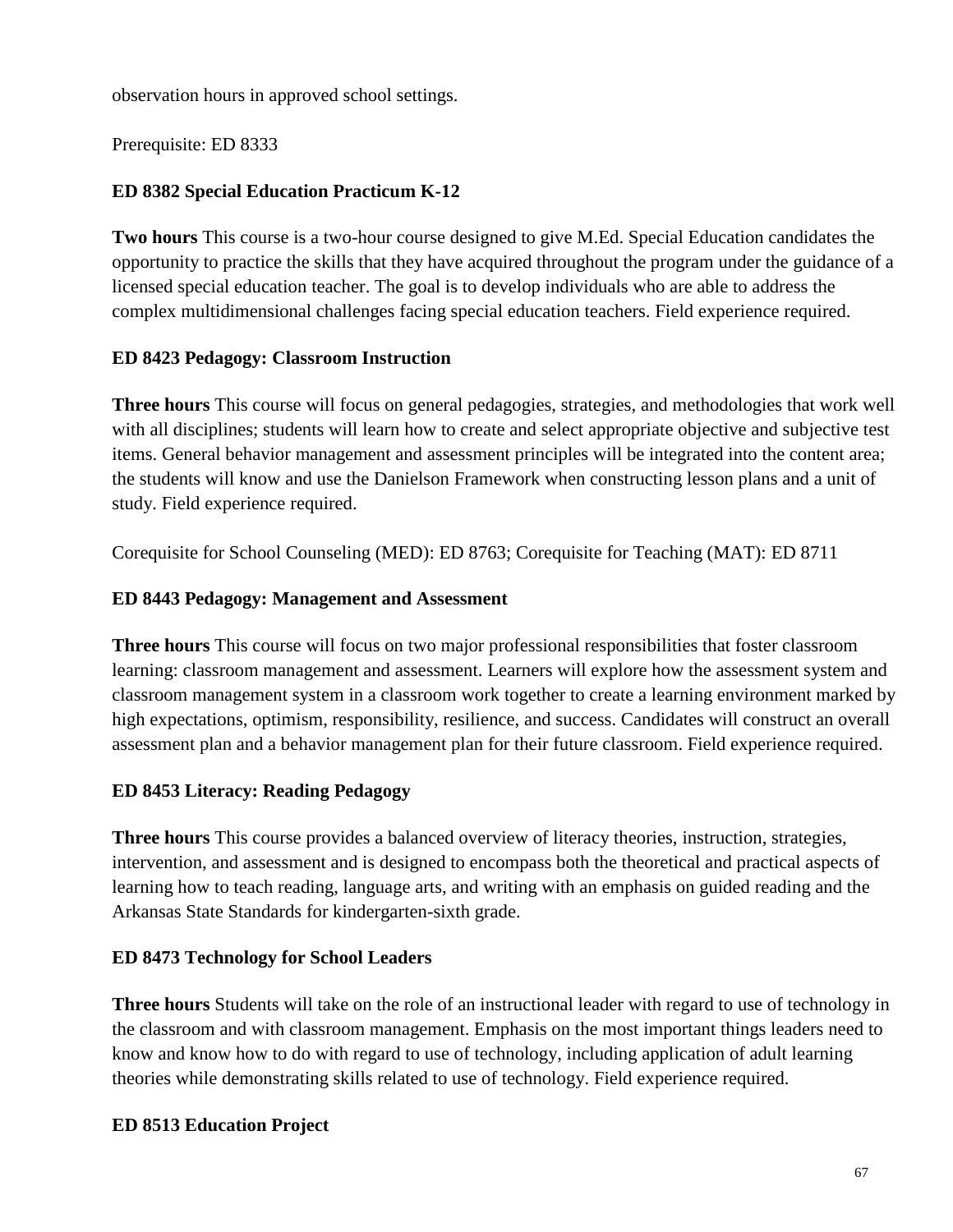observation hours in approved school settings.

Prerequisite: ED 8333

**ED 8382 Special Education Practicum K-12**

**Two hours** This course is a two-hour course designed to give M.Ed. Special Education candidates the opportunity to practice the skills that they have acquired throughout the program under the guidance of a licensed special education teacher. The goal is to develop individuals who are able to address the complex multidimensional challenges facing special education teachers. Field experience required.

**ED 8423 Pedagogy: Classroom Instruction**

**Three hours** This course will focus on general pedagogies, strategies, and methodologies that work well with all disciplines; students will learn how to create and select appropriate objective and subjective test items. General behavior management and assessment principles will be integrated into the content area; the students will know and use the Danielson Framework when constructing lesson plans and a unit of study. Field experience required.

Corequisite for School Counseling (MED): ED 8763; Corequisite for Teaching (MAT): ED 8711

**ED 8443 Pedagogy: Management and Assessment**

**Three hours** This course will focus on two major professional responsibilities that foster classroom learning: classroom management and assessment. Learners will explore how the assessment system and classroom management system in a classroom work together to create a learning environment marked by high expectations, optimism, responsibility, resilience, and success. Candidates will construct an overall assessment plan and a behavior management plan for their future classroom. Field experience required.

**ED 8453 Literacy: Reading Pedagogy**

**Three hours** This course provides a balanced overview of literacy theories, instruction, strategies, intervention, and assessment and is designed to encompass both the theoretical and practical aspects of learning how to teach reading, language arts, and writing with an emphasis on guided reading and the Arkansas State Standards for kindergarten-sixth grade.

**ED 8473 Technology for School Leaders**

**Three hours** Students will take on the role of an instructional leader with regard to use of technology in the classroom and with classroom management. Emphasis on the most important things leaders need to know and know how to do with regard to use of technology, including application of adult learning theories while demonstrating skills related to use of technology. Field experience required.

**ED 8513 Education Project**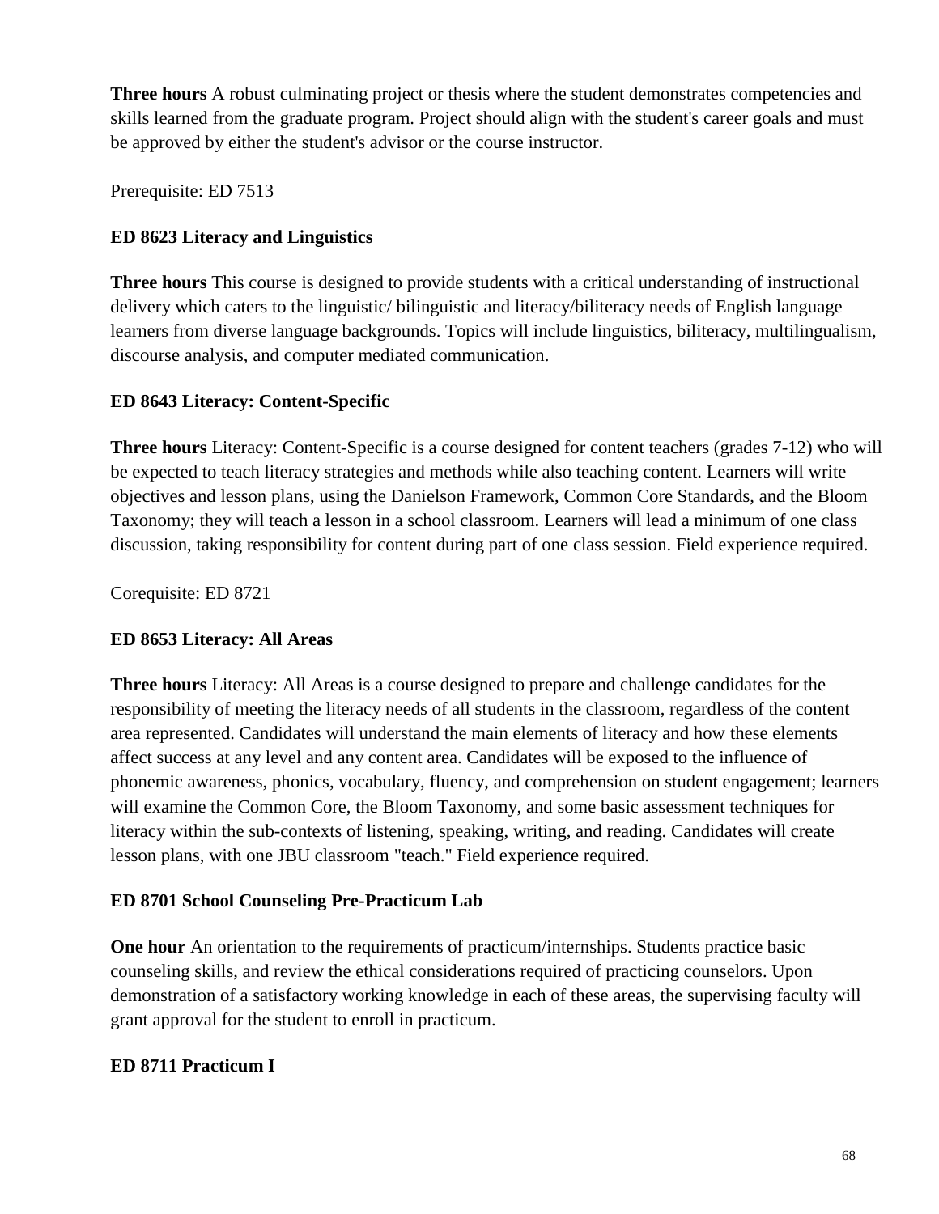**Three hours** A robust culminating project or thesis where the student demonstrates competencies and skills learned from the graduate program. Project should align with the student's career goals and must be approved by either the student's advisor or the course instructor.

Prerequisite: ED 7513

### ED 8623 Literacy and Linguistics

**Three hours** This course is designed to provide students with a critical understanding of instructional delivery which caters to the linguistic/ bilinguistic and literacy/biliteracy needs of English language learners from diverse language backgrounds. Topics will include linguistics, biliteracy, multilingualism, discourse analysis, and computer mediated communication.

### ED 8643 Literacy: Content-Specific

**Three hours** Literacy: Content-Specific is a course designed for content teachers (grades 7-12) who will be expected to teach literacy strategies and methods while also teaching content. Learners will write objectives and lesson plans, using the Danielson Framework, Common Core Standards, and the Bloom Taxonomy; they will teach a lesson in a school classroom. Learners will lead a minimum of one class discussion, taking responsibility for content during part of one class session. Field experience required.

Corequisite: ED 8721

### ED 8653 Literacy: All Areas

**Three hours** Literacy: All Areas is a course designed to prepare and challenge candidates for the responsibility of meeting the literacy needs of all students in the classroom, regardless of the content area represented. Candidates will understand the main elements of literacy and how these elements affect success at any level and any content area. Candidates will be exposed to the influence of phonemic awareness, phonics, vocabulary, fluency, and comprehension on student engagement; learners will examine the Common Core, the Bloom Taxonomy, and some basic assessment techniques for literacy within the sub-contexts of listening, speaking, writing, and reading. Candidates will create lesson plans, with one JBU classroom "teach." Field experience required.

### ED 8701 School Counseling Pre-Practicum Lab

**One hour** An orientation to the requirements of practicum/internships. Students practice basic counseling skills, and review the ethical considerations required of practicing counselors. Upon demonstration of a satisfactory working knowledge in each of these areas, the supervising faculty will grant approval for the student to enroll in practicum.

### ED 8711 Practicum I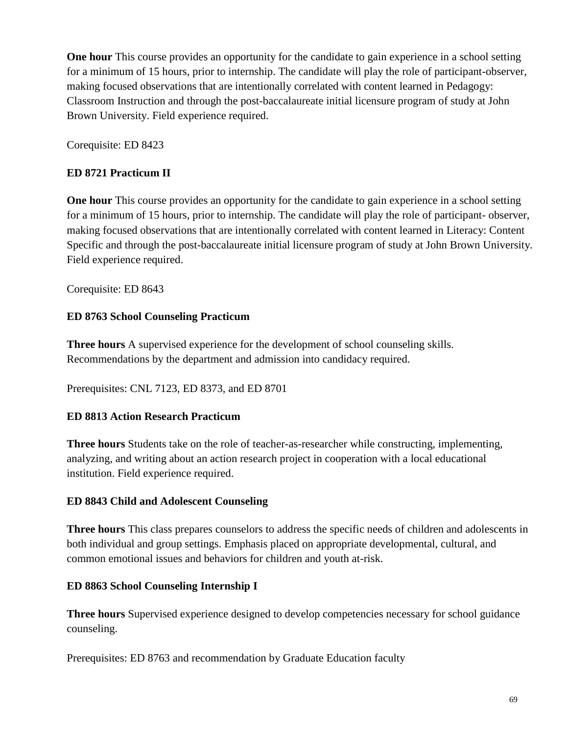**One hour** This course provides an opportunity for the candidate to gain experience in a school setting for a minimum of 15 hours, prior to internship. The candidate will play the role of participant-observer, making focused observations that are intentionally correlated with content learned in Pedagogy: Classroom Instruction and through the post-baccalaureate initial licensure program of study at John Brown University. Field experience required.

Corequisite: ED 8423

### ED 8721 Practicum II

**One hour** This course provides an opportunity for the candidate to gain experience in a school setting for a minimum of 15 hours, prior to internship. The candidate will play the role of participant- observer, making focused observations that are intentionally correlated with content learned in Literacy: Content Specific and through the post-baccalaureate initial licensure program of study at John Brown University. Field experience required.

Corequisite: ED 8643

### ED 8763 School Counseling Practicum

**Three hours** A supervised experience for the development of school counseling skills. Recommendations by the department and admission into candidacy required.

Prerequisites: CNL 7123, ED 8373, and ED 8701

### ED 8813 Action Research Practicum

**Three hours** Students take on the role of teacher-as-researcher while constructing, implementing, analyzing, and writing about an action research project in cooperation with a local educational institution. Field experience required.

### ED 8843 Child and Adolescent Counseling

**Three hours** This class prepares counselors to address the specific needs of children and adolescents in both individual and group settings. Emphasis placed on appropriate developmental, cultural, and common emotional issues and behaviors for children and youth at-risk.

### ED 8863 School Counseling Internship I

**Three hours** Supervised experience designed to develop competencies necessary for school guidance counseling.

Prerequisites: ED 8763 and recommendation by Graduate Education faculty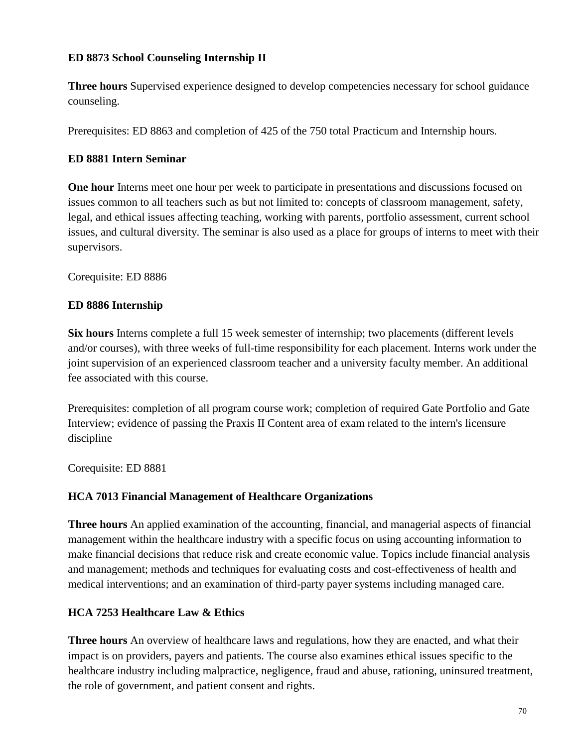### ED 8873 School Counseling Internship II

**Three hours** Supervised experience designed to develop competencies necessary for school guidance counseling.

Prerequisites: ED 8863 and completion of 425 of the 750 total Practicum and Internship hours.

### ED 8881 Intern Seminar

**One hour** Interns meet one hour per week to participate in presentations and discussions focused on issues common to all teachers such as but not limited to: concepts of classroom management, safety, legal, and ethical issues affecting teaching, working with parents, portfolio assessment, current school issues, and cultural diversity. The seminar is also used as a place for groups of interns to meet with their supervisors.

Corequisite: ED 8886

### ED 8886 Internship

**Six hours** Interns complete a full 15 week semester of internship; two placements (different levels and/or courses), with three weeks of full-time responsibility for each placement. Interns work under the joint supervision of an experienced classroom teacher and a university faculty member. An additional fee associated with this course.

Prerequisites: completion of all program course work; completion of required Gate Portfolio and Gate Interview; evidence of passing the Praxis II Content area of exam related to the intern's licensure discipline

Corequisite: ED 8881

### HCA 7013 Financial Management of Healthcare Organizations

**Three hours** An applied examination of the accounting, financial, and managerial aspects of financial management within the healthcare industry with a specific focus on using accounting information to make financial decisions that reduce risk and create economic value. Topics include financial analysis and management; methods and techniques for evaluating costs and cost-effectiveness of health and medical interventions; and an examination of third-party payer systems including managed care.

### HCA 7253 Healthcare Law & Ethics

**Three hours** An overview of healthcare laws and regulations, how they are enacted, and what their impact is on providers, payers and patients. The course also examines ethical issues specific to the healthcare industry including malpractice, negligence, fraud and abuse, rationing, uninsured treatment, the role of government, and patient consent and rights.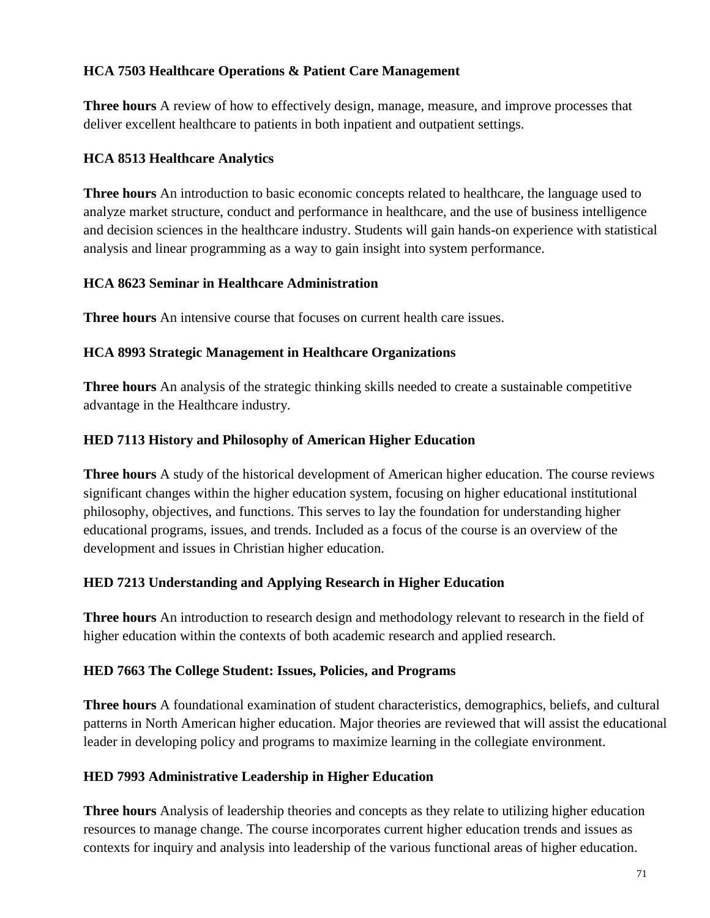**HCA 7503 Healthcare Operations & Patient Care Management**

**Three hours** A review of how to effectively design, manage, measure, and improve processes that deliver excellent healthcare to patients in both inpatient and outpatient settings.

**HCA 8513 Healthcare Analytics**

**Three hours** An introduction to basic economic concepts related to healthcare, the language used to analyze market structure, conduct and performance in healthcare, and the use of business intelligence and decision sciences in the healthcare industry. Students will gain hands-on experience with statistical analysis and linear programming as a way to gain insight into system performance.

**HCA 8623 Seminar in Healthcare Administration**

**Three hours** An intensive course that focuses on current health care issues.

**HCA 8993 Strategic Management in Healthcare Organizations**

**Three hours** An analysis of the strategic thinking skills needed to create a sustainable competitive advantage in the Healthcare industry.

**HED 7113 History and Philosophy of American Higher Education**

**Three hours** A study of the historical development of American higher education. The course reviews significant changes within the higher education system, focusing on higher educational institutional philosophy, objectives, and functions. This serves to lay the foundation for understanding higher educational programs, issues, and trends. Included as a focus of the course is an overview of the development and issues in Christian higher education.

**HED 7213 Understanding and Applying Research in Higher Education**

**Three hours** An introduction to research design and methodology relevant to research in the field of higher education within the contexts of both academic research and applied research.

**HED 7663 The College Student: Issues, Policies, and Programs**

**Three hours** A foundational examination of student characteristics, demographics, beliefs, and cultural patterns in North American higher education. Major theories are reviewed that will assist the educational leader in developing policy and programs to maximize learning in the collegiate environment.

**HED 7993 Administrative Leadership in Higher Education**

**Three hours** Analysis of leadership theories and concepts as they relate to utilizing higher education resources to manage change. The course incorporates current higher education trends and issues as contexts for inquiry and analysis into leadership of the various functional areas of higher education.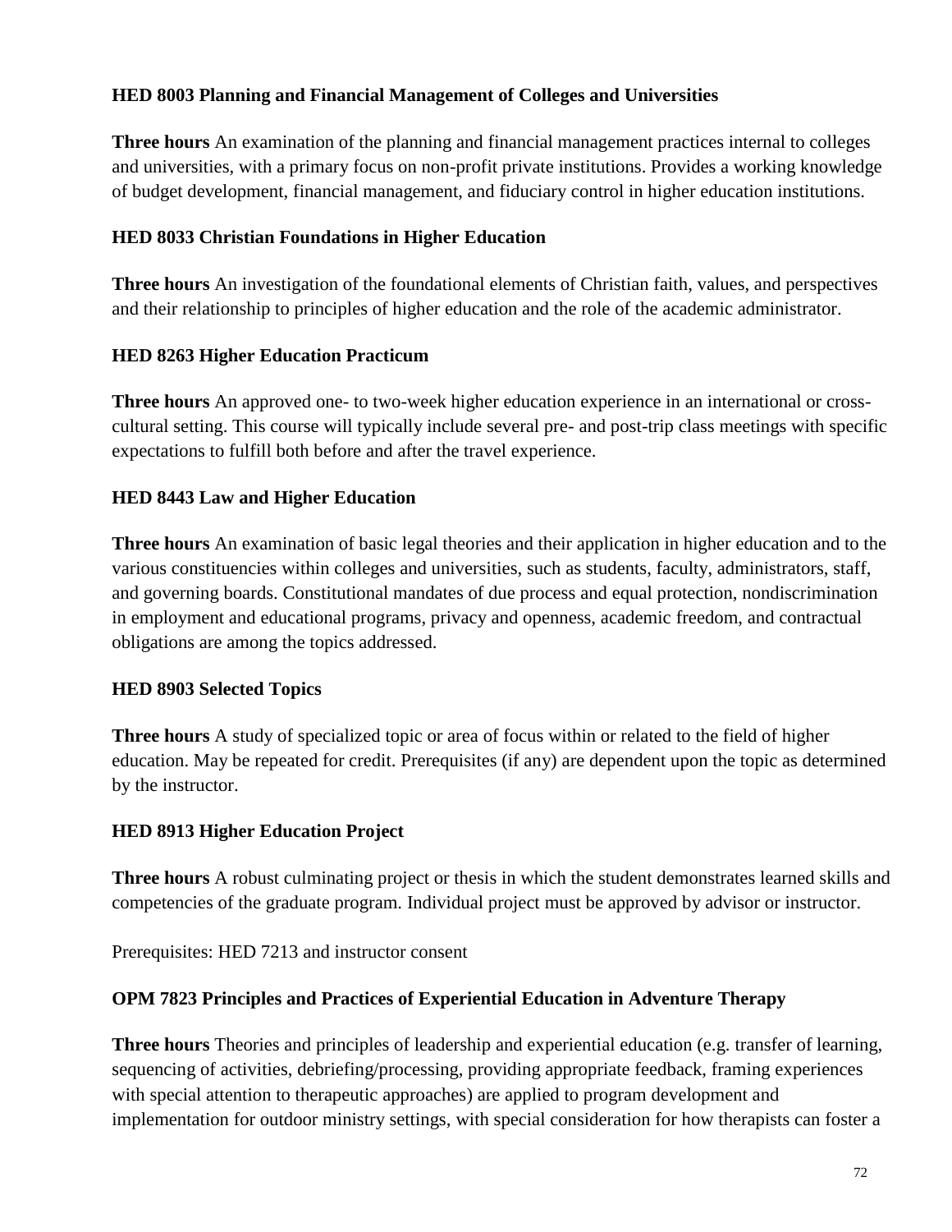**HED 8003 Planning and Financial Management of Colleges and Universities**

**Three hours** An examination of the planning and financial management practices internal to colleges and universities, with a primary focus on non-profit private institutions. Provides a working knowledge of budget development, financial management, and fiduciary control in higher education institutions.

**HED 8033 Christian Foundations in Higher Education**

**Three hours** An investigation of the foundational elements of Christian faith, values, and perspectives and their relationship to principles of higher education and the role of the academic administrator.

**HED 8263 Higher Education Practicum**

**Three hours** An approved one- to two-week higher education experience in an international or cross-cultural setting. This course will typically include several pre- and post-trip class meetings with specific expectations to fulfill both before and after the travel experience.

**HED 8443 Law and Higher Education**

**Three hours** An examination of basic legal theories and their application in higher education and to the various constituencies within colleges and universities, such as students, faculty, administrators, staff, and governing boards. Constitutional mandates of due process and equal protection, nondiscrimination in employment and educational programs, privacy and openness, academic freedom, and contractual obligations are among the topics addressed.

**HED 8903 Selected Topics**

**Three hours** A study of specialized topic or area of focus within or related to the field of higher education. May be repeated for credit. Prerequisites (if any) are dependent upon the topic as determined by the instructor.

**HED 8913 Higher Education Project**

**Three hours** A robust culminating project or thesis in which the student demonstrates learned skills and competencies of the graduate program. Individual project must be approved by advisor or instructor.

Prerequisites: HED 7213 and instructor consent

**OPM 7823 Principles and Practices of Experiential Education in Adventure Therapy**

**Three hours** Theories and principles of leadership and experiential education (e.g. transfer of learning, sequencing of activities, debriefing/processing, providing appropriate feedback, framing experiences with special attention to therapeutic approaches) are applied to program development and implementation for outdoor ministry settings, with special consideration for how therapists can foster a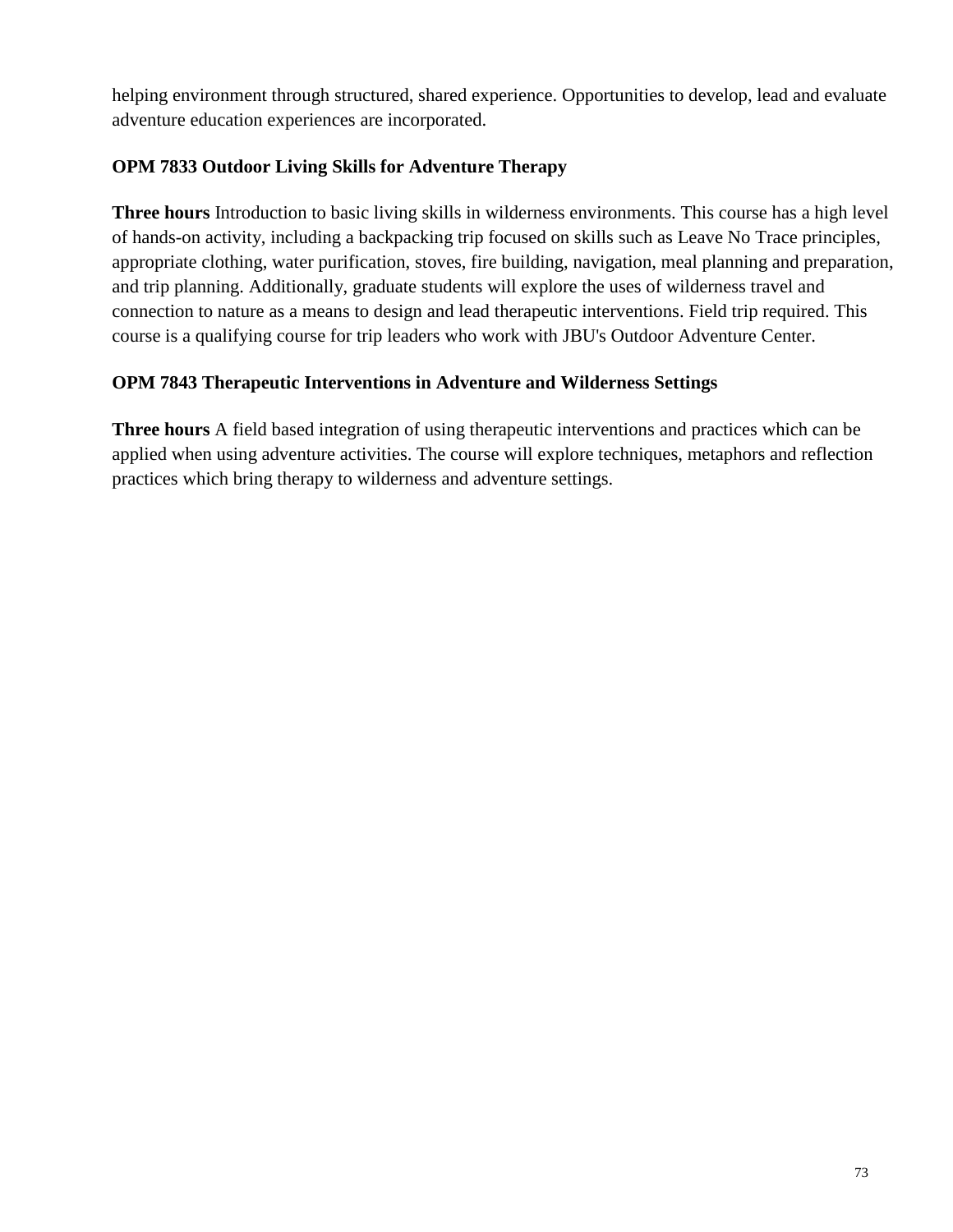helping environment through structured, shared experience. Opportunities to develop, lead and evaluate adventure education experiences are incorporated.

**OPM 7833 Outdoor Living Skills for Adventure Therapy**

**Three hours** Introduction to basic living skills in wilderness environments. This course has a high level of hands-on activity, including a backpacking trip focused on skills such as Leave No Trace principles, appropriate clothing, water purification, stoves, fire building, navigation, meal planning and preparation, and trip planning. Additionally, graduate students will explore the uses of wilderness travel and connection to nature as a means to design and lead therapeutic interventions. Field trip required. This course is a qualifying course for trip leaders who work with JBU's Outdoor Adventure Center.

**OPM 7843 Therapeutic Interventions in Adventure and Wilderness Settings**

**Three hours** A field based integration of using therapeutic interventions and practices which can be applied when using adventure activities. The course will explore techniques, metaphors and reflection practices which bring therapy to wilderness and adventure settings.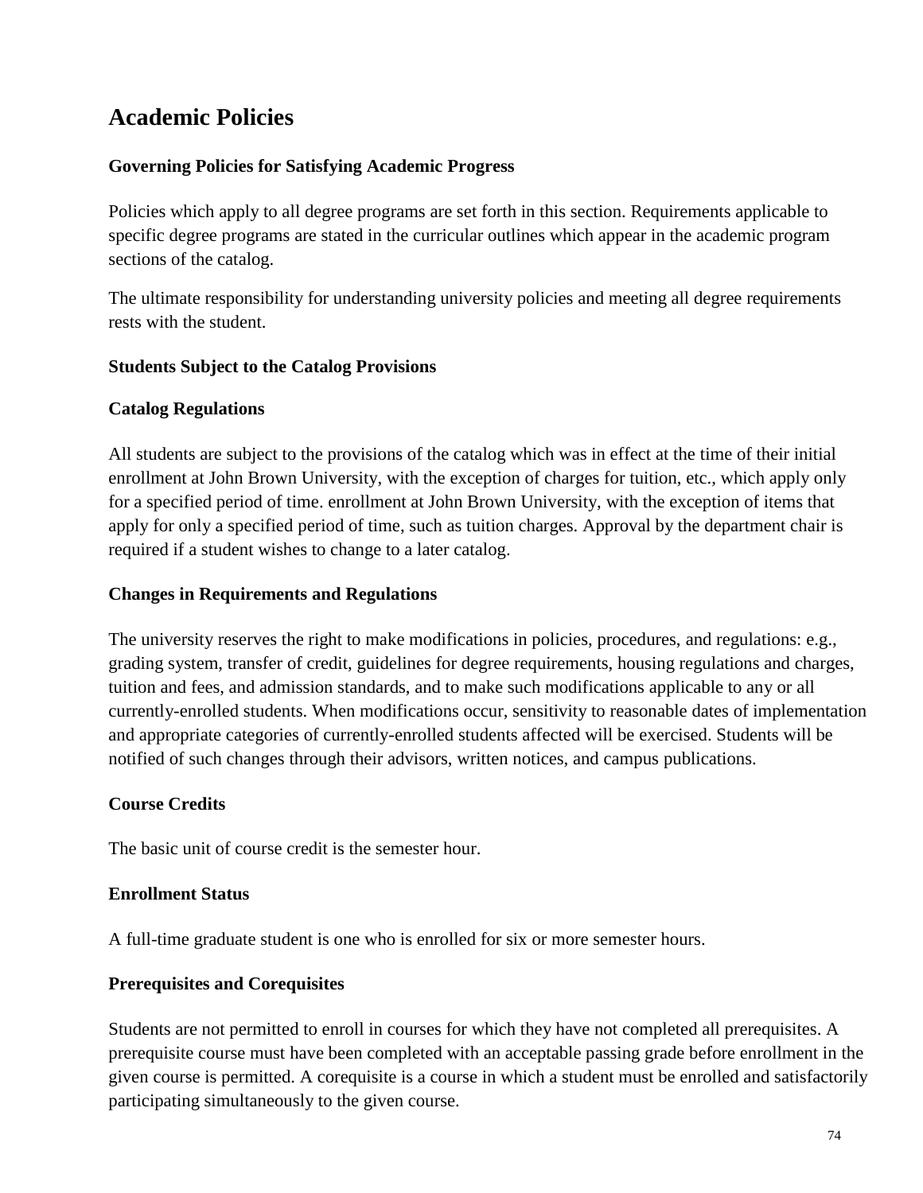# Academic Policies

### Governing Policies for Satisfying Academic Progress

Policies which apply to all degree programs are set forth in this section. Requirements applicable to specific degree programs are stated in the curricular outlines which appear in the academic program sections of the catalog.

The ultimate responsibility for understanding university policies and meeting all degree requirements rests with the student.

### Students Subject to the Catalog Provisions

### Catalog Regulations

All students are subject to the provisions of the catalog which was in effect at the time of their initial enrollment at John Brown University, with the exception of charges for tuition, etc., which apply only for a specified period of time. enrollment at John Brown University, with the exception of items that apply for only a specified period of time, such as tuition charges. Approval by the department chair is required if a student wishes to change to a later catalog.

### Changes in Requirements and Regulations

The university reserves the right to make modifications in policies, procedures, and regulations: e.g., grading system, transfer of credit, guidelines for degree requirements, housing regulations and charges, tuition and fees, and admission standards, and to make such modifications applicable to any or all currently-enrolled students. When modifications occur, sensitivity to reasonable dates of implementation and appropriate categories of currently-enrolled students affected will be exercised. Students will be notified of such changes through their advisors, written notices, and campus publications.

### Course Credits

The basic unit of course credit is the semester hour.

### Enrollment Status

A full-time graduate student is one who is enrolled for six or more semester hours.

### Prerequisites and Corequisites

Students are not permitted to enroll in courses for which they have not completed all prerequisites. A prerequisite course must have been completed with an acceptable passing grade before enrollment in the given course is permitted. A corequisite is a course in which a student must be enrolled and satisfactorily participating simultaneously to the given course.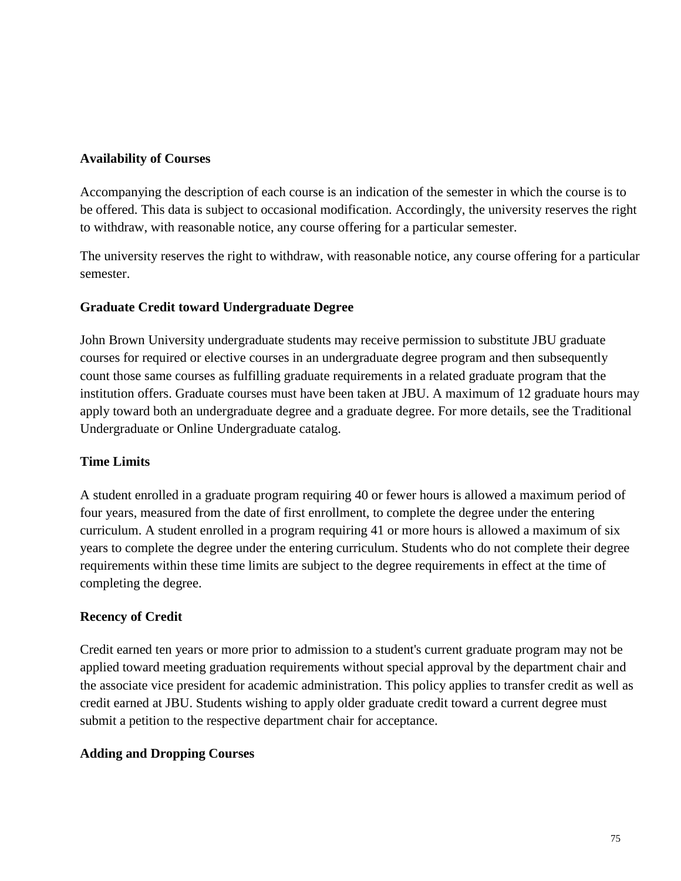**Availability of Courses**

Accompanying the description of each course is an indication of the semester in which the course is to be offered. This data is subject to occasional modification. Accordingly, the university reserves the right to withdraw, with reasonable notice, any course offering for a particular semester.

The university reserves the right to withdraw, with reasonable notice, any course offering for a particular semester.

**Graduate Credit toward Undergraduate Degree**

John Brown University undergraduate students may receive permission to substitute JBU graduate courses for required or elective courses in an undergraduate degree program and then subsequently count those same courses as fulfilling graduate requirements in a related graduate program that the institution offers. Graduate courses must have been taken at JBU. A maximum of 12 graduate hours may apply toward both an undergraduate degree and a graduate degree. For more details, see the Traditional Undergraduate or Online Undergraduate catalog.

**Time Limits**

A student enrolled in a graduate program requiring 40 or fewer hours is allowed a maximum period of four years, measured from the date of first enrollment, to complete the degree under the entering curriculum. A student enrolled in a program requiring 41 or more hours is allowed a maximum of six years to complete the degree under the entering curriculum. Students who do not complete their degree requirements within these time limits are subject to the degree requirements in effect at the time of completing the degree.

**Recency of Credit**

Credit earned ten years or more prior to admission to a student's current graduate program may not be applied toward meeting graduation requirements without special approval by the department chair and the associate vice president for academic administration. This policy applies to transfer credit as well as credit earned at JBU. Students wishing to apply older graduate credit toward a current degree must submit a petition to the respective department chair for acceptance.

**Adding and Dropping Courses**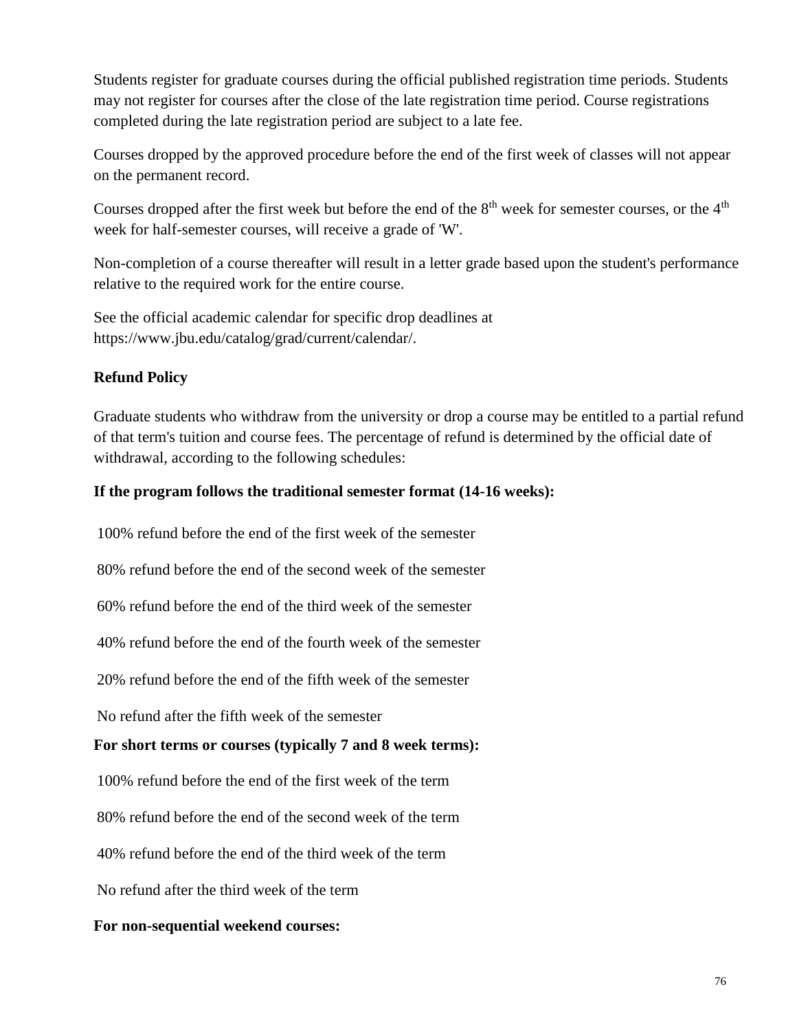Students register for graduate courses during the official published registration time periods. Students may not register for courses after the close of the late registration time period. Course registrations completed during the late registration period are subject to a late fee.

Courses dropped by the approved procedure before the end of the first week of classes will not appear on the permanent record.

Courses dropped after the first week but before the end of the 8th week for semester courses, or the 4th week for half-semester courses, will receive a grade of 'W'.

Non-completion of a course thereafter will result in a letter grade based upon the student's performance relative to the required work for the entire course.

See the official academic calendar for specific drop deadlines at https://www.jbu.edu/catalog/grad/current/calendar/.

**Refund Policy**

Graduate students who withdraw from the university or drop a course may be entitled to a partial refund of that term's tuition and course fees. The percentage of refund is determined by the official date of withdrawal, according to the following schedules:

**If the program follows the traditional semester format (14-16 weeks):**

100% refund before the end of the first week of the semester

80% refund before the end of the second week of the semester

60% refund before the end of the third week of the semester

40% refund before the end of the fourth week of the semester

20% refund before the end of the fifth week of the semester

No refund after the fifth week of the semester

**For short terms or courses (typically 7 and 8 week terms):**

100% refund before the end of the first week of the term

80% refund before the end of the second week of the term

40% refund before the end of the third week of the term

No refund after the third week of the term

**For non-sequential weekend courses:**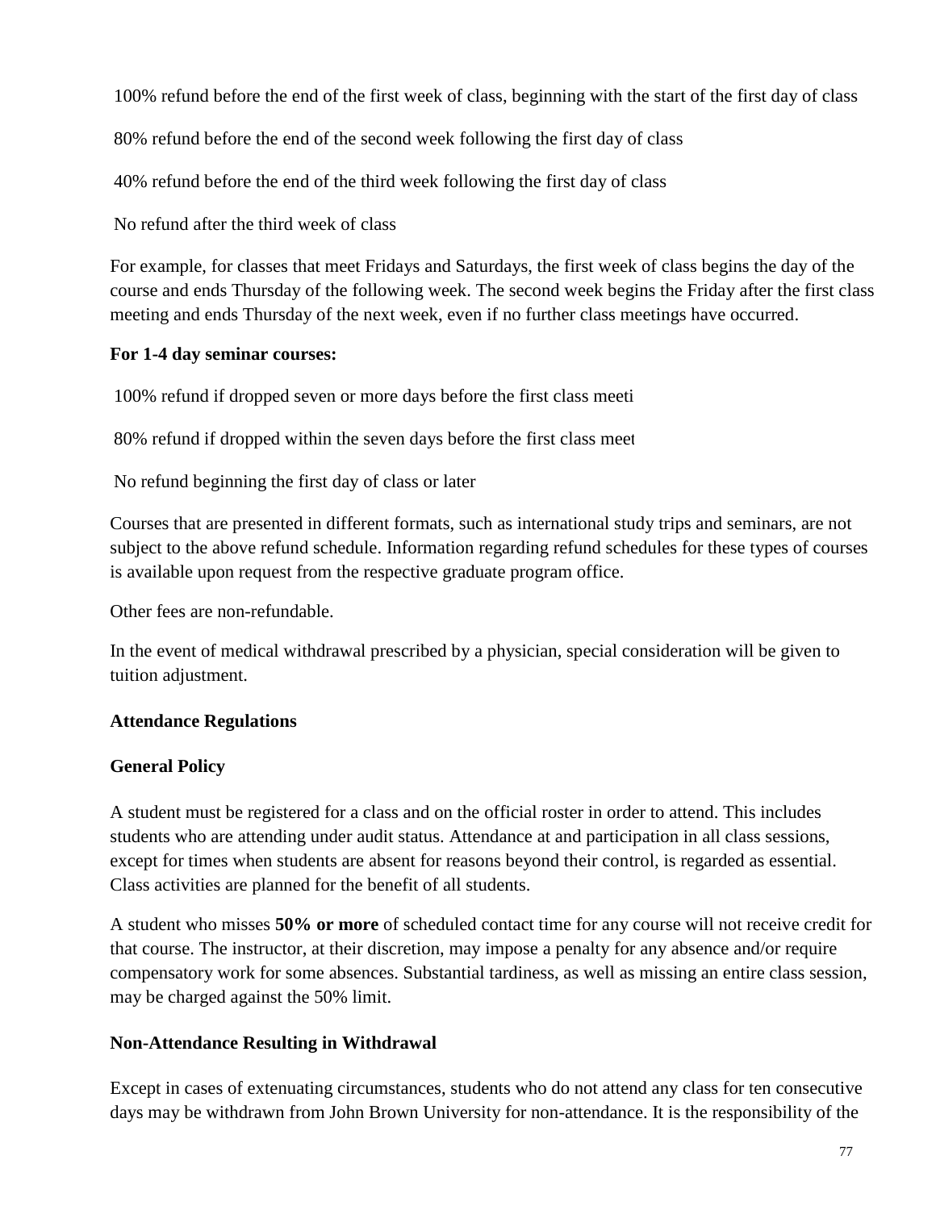100% refund before the end of the first week of class, beginning with the start of the first day of class

80% refund before the end of the second week following the first day of class

40% refund before the end of the third week following the first day of class

No refund after the third week of class

For example, for classes that meet Fridays and Saturdays, the first week of class begins the day of the course and ends Thursday of the following week. The second week begins the Friday after the first class meeting and ends Thursday of the next week, even if no further class meetings have occurred.

**For 1-4 day seminar courses:**

100% refund if dropped seven or more days before the first class meeti

80% refund if dropped within the seven days before the first class meet

No refund beginning the first day of class or later

Courses that are presented in different formats, such as international study trips and seminars, are not subject to the above refund schedule. Information regarding refund schedules for these types of courses is available upon request from the respective graduate program office.

Other fees are non-refundable.

In the event of medical withdrawal prescribed by a physician, special consideration will be given to tuition adjustment.

**Attendance Regulations**

**General Policy**

A student must be registered for a class and on the official roster in order to attend. This includes students who are attending under audit status. Attendance at and participation in all class sessions, except for times when students are absent for reasons beyond their control, is regarded as essential. Class activities are planned for the benefit of all students.

A student who misses **50% or more** of scheduled contact time for any course will not receive credit for that course. The instructor, at their discretion, may impose a penalty for any absence and/or require compensatory work for some absences. Substantial tardiness, as well as missing an entire class session, may be charged against the 50% limit.

**Non-Attendance Resulting in Withdrawal**

Except in cases of extenuating circumstances, students who do not attend any class for ten consecutive days may be withdrawn from John Brown University for non-attendance. It is the responsibility of the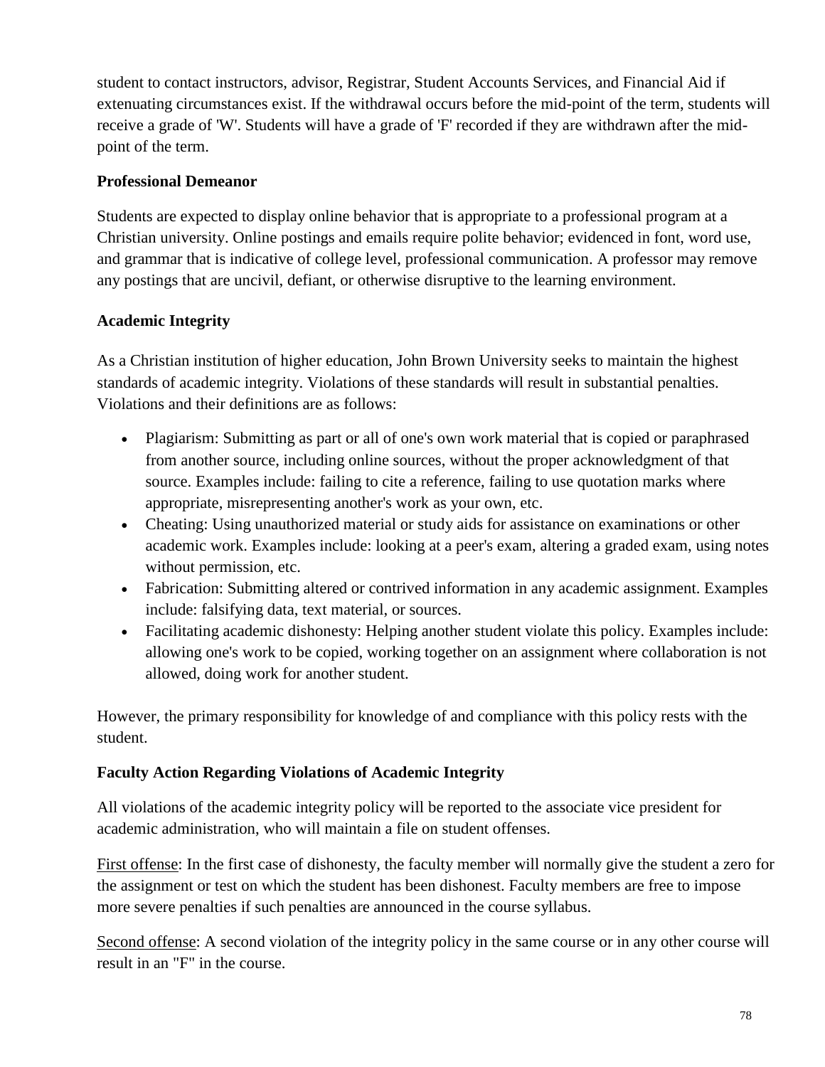student to contact instructors, advisor, Registrar, Student Accounts Services, and Financial Aid if extenuating circumstances exist. If the withdrawal occurs before the mid-point of the term, students will receive a grade of 'W'. Students will have a grade of 'F' recorded if they are withdrawn after the mid-point of the term.

### Professional Demeanor

Students are expected to display online behavior that is appropriate to a professional program at a Christian university. Online postings and emails require polite behavior; evidenced in font, word use, and grammar that is indicative of college level, professional communication. A professor may remove any postings that are uncivil, defiant, or otherwise disruptive to the learning environment.

### Academic Integrity

As a Christian institution of higher education, John Brown University seeks to maintain the highest standards of academic integrity. Violations of these standards will result in substantial penalties. Violations and their definitions are as follows:

- Plagiarism: Submitting as part or all of one's own work material that is copied or paraphrased from another source, including online sources, without the proper acknowledgment of that source. Examples include: failing to cite a reference, failing to use quotation marks where appropriate, misrepresenting another's work as your own, etc.
- Cheating: Using unauthorized material or study aids for assistance on examinations or other academic work. Examples include: looking at a peer's exam, altering a graded exam, using notes without permission, etc.
- Fabrication: Submitting altered or contrived information in any academic assignment. Examples include: falsifying data, text material, or sources.
- Facilitating academic dishonesty: Helping another student violate this policy. Examples include: allowing one's work to be copied, working together on an assignment where collaboration is not allowed, doing work for another student.

However, the primary responsibility for knowledge of and compliance with this policy rests with the student.

### Faculty Action Regarding Violations of Academic Integrity

All violations of the academic integrity policy will be reported to the associate vice president for academic administration, who will maintain a file on student offenses.

First offense: In the first case of dishonesty, the faculty member will normally give the student a zero for the assignment or test on which the student has been dishonest. Faculty members are free to impose more severe penalties if such penalties are announced in the course syllabus.

Second offense: A second violation of the integrity policy in the same course or in any other course will result in an "F" in the course.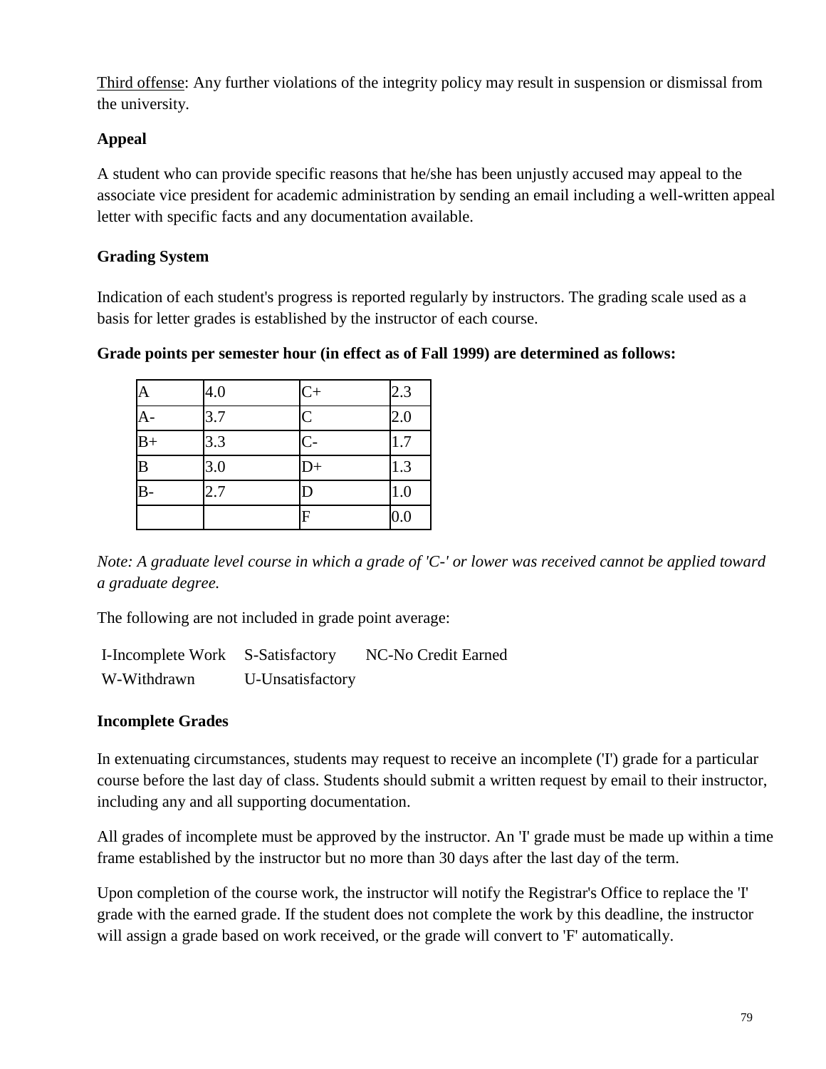Third offense: Any further violations of the integrity policy may result in suspension or dismissal from the university.

### Appeal

A student who can provide specific reasons that he/she has been unjustly accused may appeal to the associate vice president for academic administration by sending an email including a well-written appeal letter with specific facts and any documentation available.

### Grading System

Indication of each student's progress is reported regularly by instructors. The grading scale used as a basis for letter grades is established by the instructor of each course.

**Grade points per semester hour (in effect as of Fall 1999) are determined as follows:**

| | | | |
|---|---|---|---|
| A | 4.0 | C+ | 2.3 |
| A- | 3.7 | C | 2.0 |
| B+ | 3.3 | C- | 1.7 |
| B | 3.0 | D+ | 1.3 |
| B- | 2.7 | D | 1.0 |
| | | F | 0.0 |

*Note: A graduate level course in which a grade of 'C-' or lower was received cannot be applied toward a graduate degree.*

The following are not included in grade point average:

| | | |
|---|---|---|
| I-Incomplete Work | S-Satisfactory | NC-No Credit Earned |
| W-Withdrawn | U-Unsatisfactory | |

### Incomplete Grades

In extenuating circumstances, students may request to receive an incomplete ('I') grade for a particular course before the last day of class. Students should submit a written request by email to their instructor, including any and all supporting documentation.

All grades of incomplete must be approved by the instructor. An 'I' grade must be made up within a time frame established by the instructor but no more than 30 days after the last day of the term.

Upon completion of the course work, the instructor will notify the Registrar's Office to replace the 'I' grade with the earned grade. If the student does not complete the work by this deadline, the instructor will assign a grade based on work received, or the grade will convert to 'F' automatically.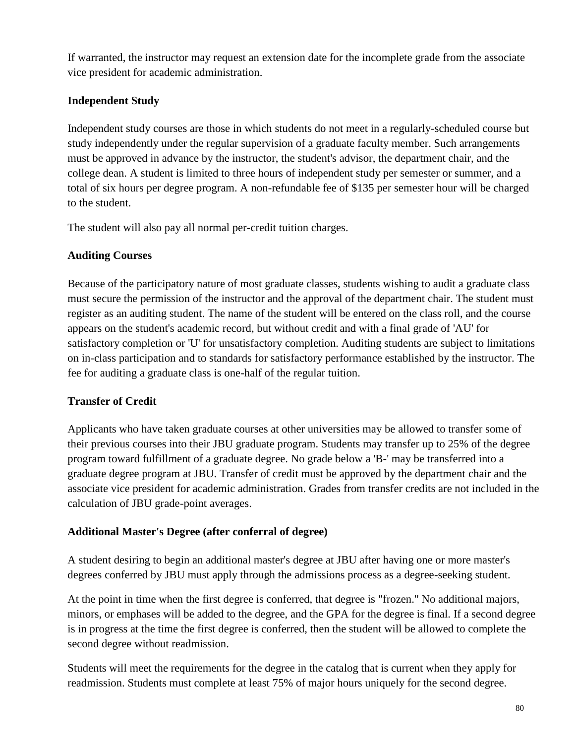If warranted, the instructor may request an extension date for the incomplete grade from the associate vice president for academic administration.

**Independent Study**

Independent study courses are those in which students do not meet in a regularly-scheduled course but study independently under the regular supervision of a graduate faculty member. Such arrangements must be approved in advance by the instructor, the student's advisor, the department chair, and the college dean. A student is limited to three hours of independent study per semester or summer, and a total of six hours per degree program. A non-refundable fee of $135 per semester hour will be charged to the student.

The student will also pay all normal per-credit tuition charges.

**Auditing Courses**

Because of the participatory nature of most graduate classes, students wishing to audit a graduate class must secure the permission of the instructor and the approval of the department chair. The student must register as an auditing student. The name of the student will be entered on the class roll, and the course appears on the student's academic record, but without credit and with a final grade of 'AU' for satisfactory completion or 'U' for unsatisfactory completion. Auditing students are subject to limitations on in-class participation and to standards for satisfactory performance established by the instructor. The fee for auditing a graduate class is one-half of the regular tuition.

**Transfer of Credit**

Applicants who have taken graduate courses at other universities may be allowed to transfer some of their previous courses into their JBU graduate program. Students may transfer up to 25% of the degree program toward fulfillment of a graduate degree. No grade below a 'B-' may be transferred into a graduate degree program at JBU. Transfer of credit must be approved by the department chair and the associate vice president for academic administration. Grades from transfer credits are not included in the calculation of JBU grade-point averages.

**Additional Master's Degree (after conferral of degree)**

A student desiring to begin an additional master's degree at JBU after having one or more master's degrees conferred by JBU must apply through the admissions process as a degree-seeking student.

At the point in time when the first degree is conferred, that degree is "frozen." No additional majors, minors, or emphases will be added to the degree, and the GPA for the degree is final. If a second degree is in progress at the time the first degree is conferred, then the student will be allowed to complete the second degree without readmission.

Students will meet the requirements for the degree in the catalog that is current when they apply for readmission. Students must complete at least 75% of major hours uniquely for the second degree.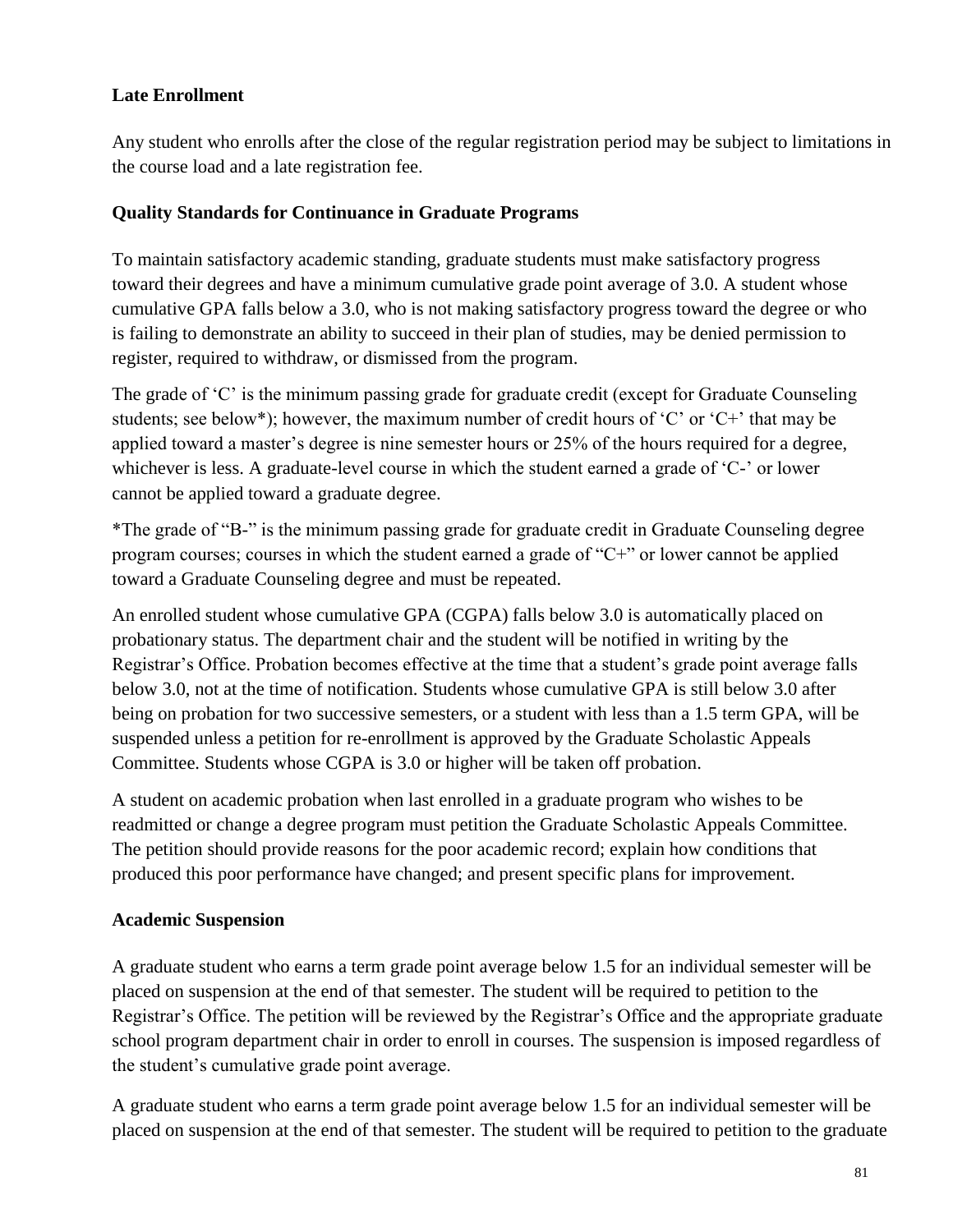### Late Enrollment

Any student who enrolls after the close of the regular registration period may be subject to limitations in the course load and a late registration fee.

### Quality Standards for Continuance in Graduate Programs

To maintain satisfactory academic standing, graduate students must make satisfactory progress toward their degrees and have a minimum cumulative grade point average of 3.0. A student whose cumulative GPA falls below a 3.0, who is not making satisfactory progress toward the degree or who is failing to demonstrate an ability to succeed in their plan of studies, may be denied permission to register, required to withdraw, or dismissed from the program.

The grade of 'C' is the minimum passing grade for graduate credit (except for Graduate Counseling students; see below*); however, the maximum number of credit hours of 'C' or 'C+' that may be applied toward a master's degree is nine semester hours or 25% of the hours required for a degree, whichever is less. A graduate-level course in which the student earned a grade of 'C-' or lower cannot be applied toward a graduate degree.

*The grade of "B-" is the minimum passing grade for graduate credit in Graduate Counseling degree program courses; courses in which the student earned a grade of "C+" or lower cannot be applied toward a Graduate Counseling degree and must be repeated.

An enrolled student whose cumulative GPA (CGPA) falls below 3.0 is automatically placed on probationary status. The department chair and the student will be notified in writing by the Registrar's Office. Probation becomes effective at the time that a student's grade point average falls below 3.0, not at the time of notification. Students whose cumulative GPA is still below 3.0 after being on probation for two successive semesters, or a student with less than a 1.5 term GPA, will be suspended unless a petition for re-enrollment is approved by the Graduate Scholastic Appeals Committee. Students whose CGPA is 3.0 or higher will be taken off probation.

A student on academic probation when last enrolled in a graduate program who wishes to be readmitted or change a degree program must petition the Graduate Scholastic Appeals Committee. The petition should provide reasons for the poor academic record; explain how conditions that produced this poor performance have changed; and present specific plans for improvement.

### Academic Suspension

A graduate student who earns a term grade point average below 1.5 for an individual semester will be placed on suspension at the end of that semester. The student will be required to petition to the Registrar's Office. The petition will be reviewed by the Registrar's Office and the appropriate graduate school program department chair in order to enroll in courses. The suspension is imposed regardless of the student's cumulative grade point average.

A graduate student who earns a term grade point average below 1.5 for an individual semester will be placed on suspension at the end of that semester. The student will be required to petition to the graduate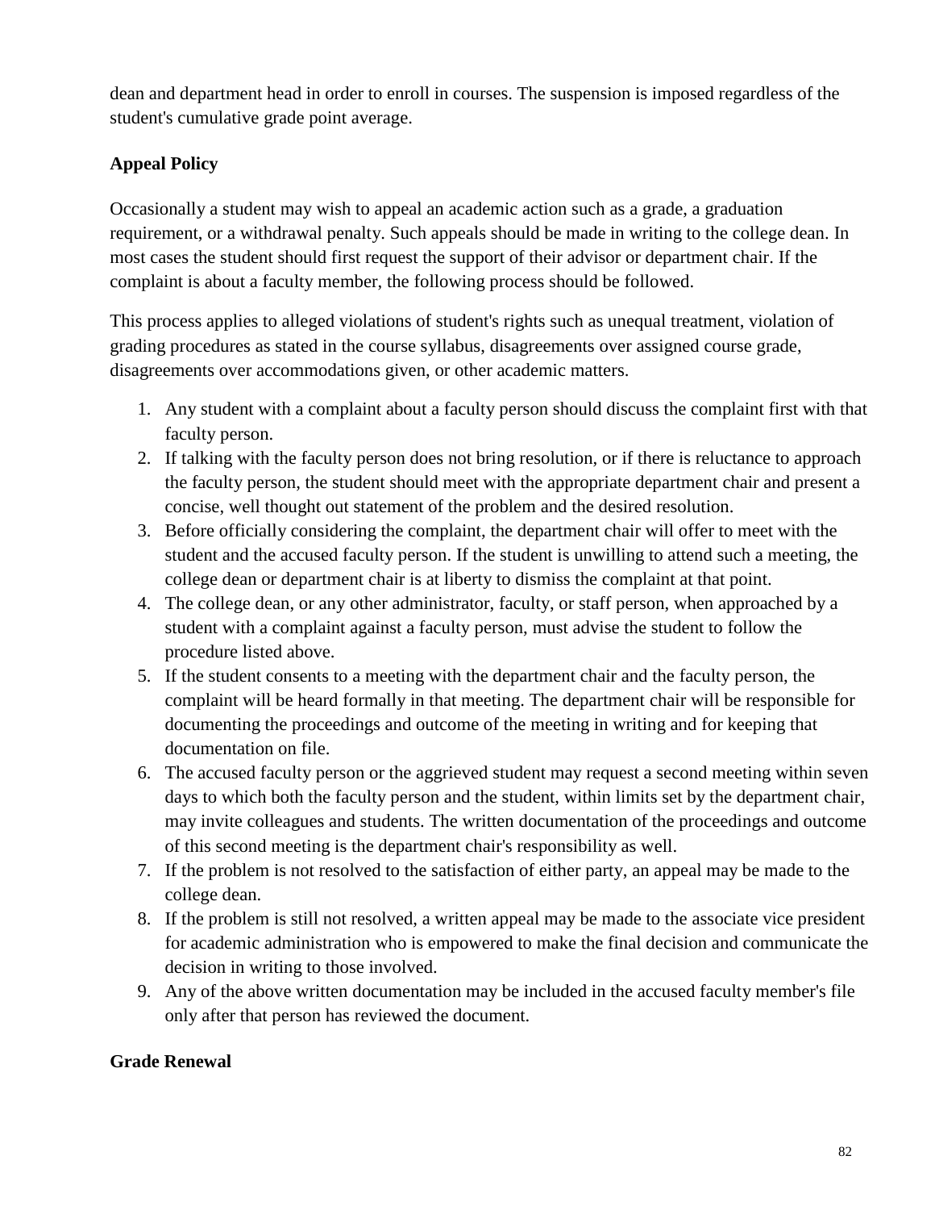dean and department head in order to enroll in courses. The suspension is imposed regardless of the student's cumulative grade point average.

**Appeal Policy**

Occasionally a student may wish to appeal an academic action such as a grade, a graduation requirement, or a withdrawal penalty. Such appeals should be made in writing to the college dean. In most cases the student should first request the support of their advisor or department chair. If the complaint is about a faculty member, the following process should be followed.

This process applies to alleged violations of student's rights such as unequal treatment, violation of grading procedures as stated in the course syllabus, disagreements over assigned course grade, disagreements over accommodations given, or other academic matters.

1. Any student with a complaint about a faculty person should discuss the complaint first with that faculty person.
2. If talking with the faculty person does not bring resolution, or if there is reluctance to approach the faculty person, the student should meet with the appropriate department chair and present a concise, well thought out statement of the problem and the desired resolution.
3. Before officially considering the complaint, the department chair will offer to meet with the student and the accused faculty person. If the student is unwilling to attend such a meeting, the college dean or department chair is at liberty to dismiss the complaint at that point.
4. The college dean, or any other administrator, faculty, or staff person, when approached by a student with a complaint against a faculty person, must advise the student to follow the procedure listed above.
5. If the student consents to a meeting with the department chair and the faculty person, the complaint will be heard formally in that meeting. The department chair will be responsible for documenting the proceedings and outcome of the meeting in writing and for keeping that documentation on file.
6. The accused faculty person or the aggrieved student may request a second meeting within seven days to which both the faculty person and the student, within limits set by the department chair, may invite colleagues and students. The written documentation of the proceedings and outcome of this second meeting is the department chair's responsibility as well.
7. If the problem is not resolved to the satisfaction of either party, an appeal may be made to the college dean.
8. If the problem is still not resolved, a written appeal may be made to the associate vice president for academic administration who is empowered to make the final decision and communicate the decision in writing to those involved.
9. Any of the above written documentation may be included in the accused faculty member's file only after that person has reviewed the document.

**Grade Renewal**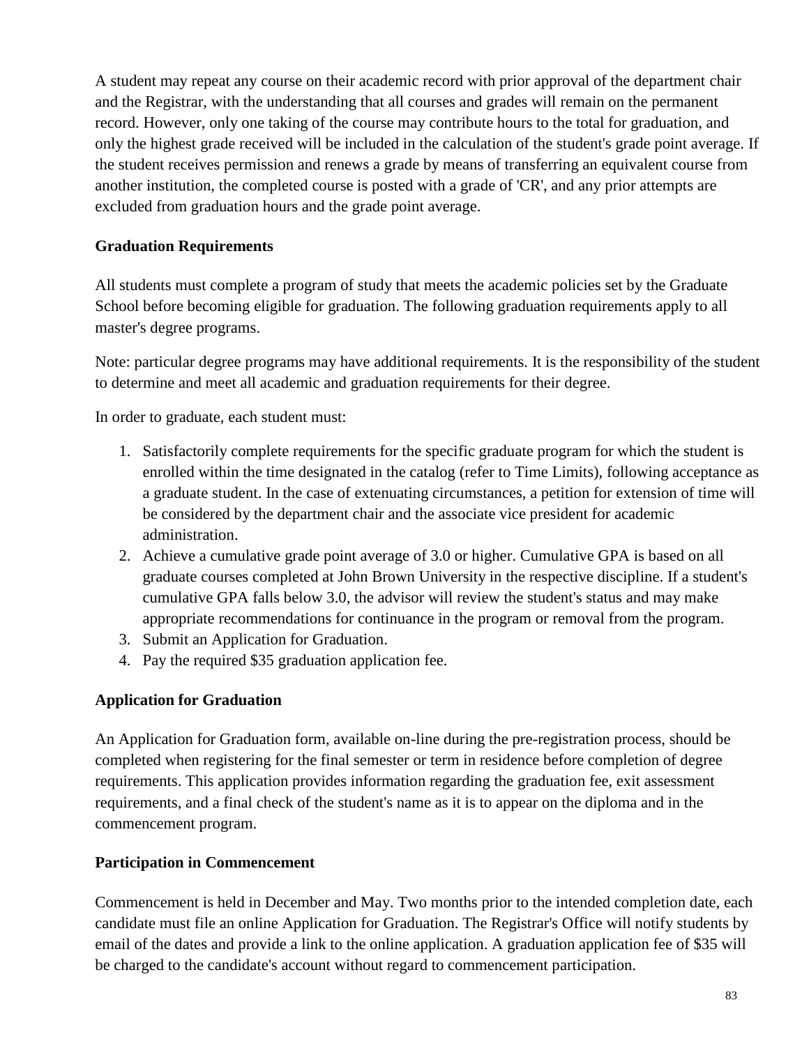A student may repeat any course on their academic record with prior approval of the department chair and the Registrar, with the understanding that all courses and grades will remain on the permanent record. However, only one taking of the course may contribute hours to the total for graduation, and only the highest grade received will be included in the calculation of the student's grade point average. If the student receives permission and renews a grade by means of transferring an equivalent course from another institution, the completed course is posted with a grade of 'CR', and any prior attempts are excluded from graduation hours and the grade point average.

**Graduation Requirements**

All students must complete a program of study that meets the academic policies set by the Graduate School before becoming eligible for graduation. The following graduation requirements apply to all master's degree programs.

Note: particular degree programs may have additional requirements. It is the responsibility of the student to determine and meet all academic and graduation requirements for their degree.

In order to graduate, each student must:

1. Satisfactorily complete requirements for the specific graduate program for which the student is enrolled within the time designated in the catalog (refer to Time Limits), following acceptance as a graduate student. In the case of extenuating circumstances, a petition for extension of time will be considered by the department chair and the associate vice president for academic administration.
2. Achieve a cumulative grade point average of 3.0 or higher. Cumulative GPA is based on all graduate courses completed at John Brown University in the respective discipline. If a student's cumulative GPA falls below 3.0, the advisor will review the student's status and may make appropriate recommendations for continuance in the program or removal from the program.
3. Submit an Application for Graduation.
4. Pay the required $35 graduation application fee.

**Application for Graduation**

An Application for Graduation form, available on-line during the pre-registration process, should be completed when registering for the final semester or term in residence before completion of degree requirements. This application provides information regarding the graduation fee, exit assessment requirements, and a final check of the student's name as it is to appear on the diploma and in the commencement program.

**Participation in Commencement**

Commencement is held in December and May. Two months prior to the intended completion date, each candidate must file an online Application for Graduation. The Registrar's Office will notify students by email of the dates and provide a link to the online application. A graduation application fee of $35 will be charged to the candidate's account without regard to commencement participation.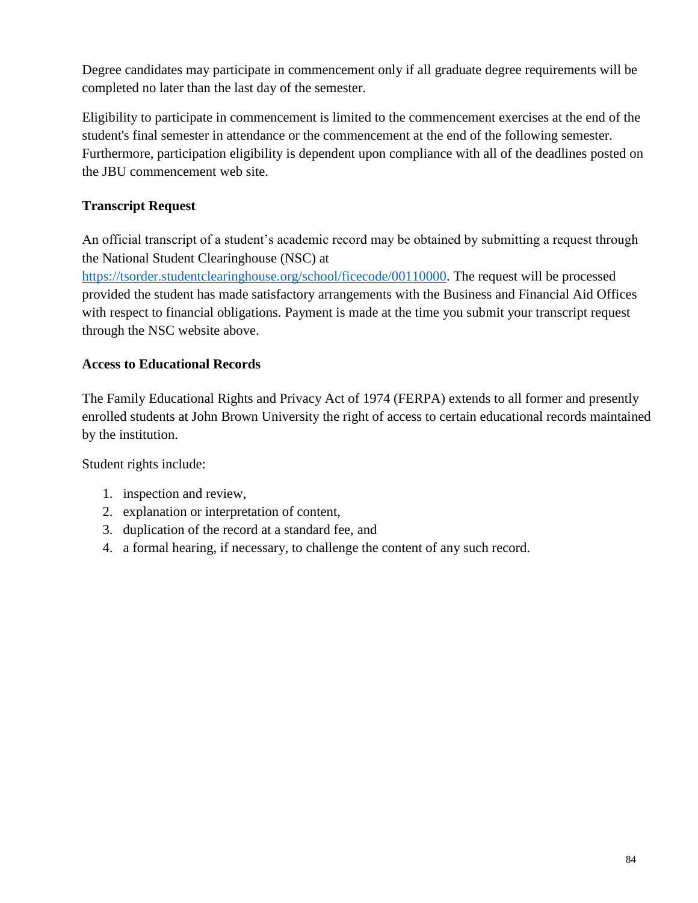Degree candidates may participate in commencement only if all graduate degree requirements will be completed no later than the last day of the semester.

Eligibility to participate in commencement is limited to the commencement exercises at the end of the student's final semester in attendance or the commencement at the end of the following semester. Furthermore, participation eligibility is dependent upon compliance with all of the deadlines posted on the JBU commencement web site.

### Transcript Request

An official transcript of a student's academic record may be obtained by submitting a request through the National Student Clearinghouse (NSC) at [https://tsorder.studentclearinghouse.org/school/ficecode/00110000](https://tsorder.studentclearinghouse.org/school/ficecode/00110000). The request will be processed provided the student has made satisfactory arrangements with the Business and Financial Aid Offices with respect to financial obligations. Payment is made at the time you submit your transcript request through the NSC website above.

### Access to Educational Records

The Family Educational Rights and Privacy Act of 1974 (FERPA) extends to all former and presently enrolled students at John Brown University the right of access to certain educational records maintained by the institution.

Student rights include:

1. inspection and review,
2. explanation or interpretation of content,
3. duplication of the record at a standard fee, and
4. a formal hearing, if necessary, to challenge the content of any such record.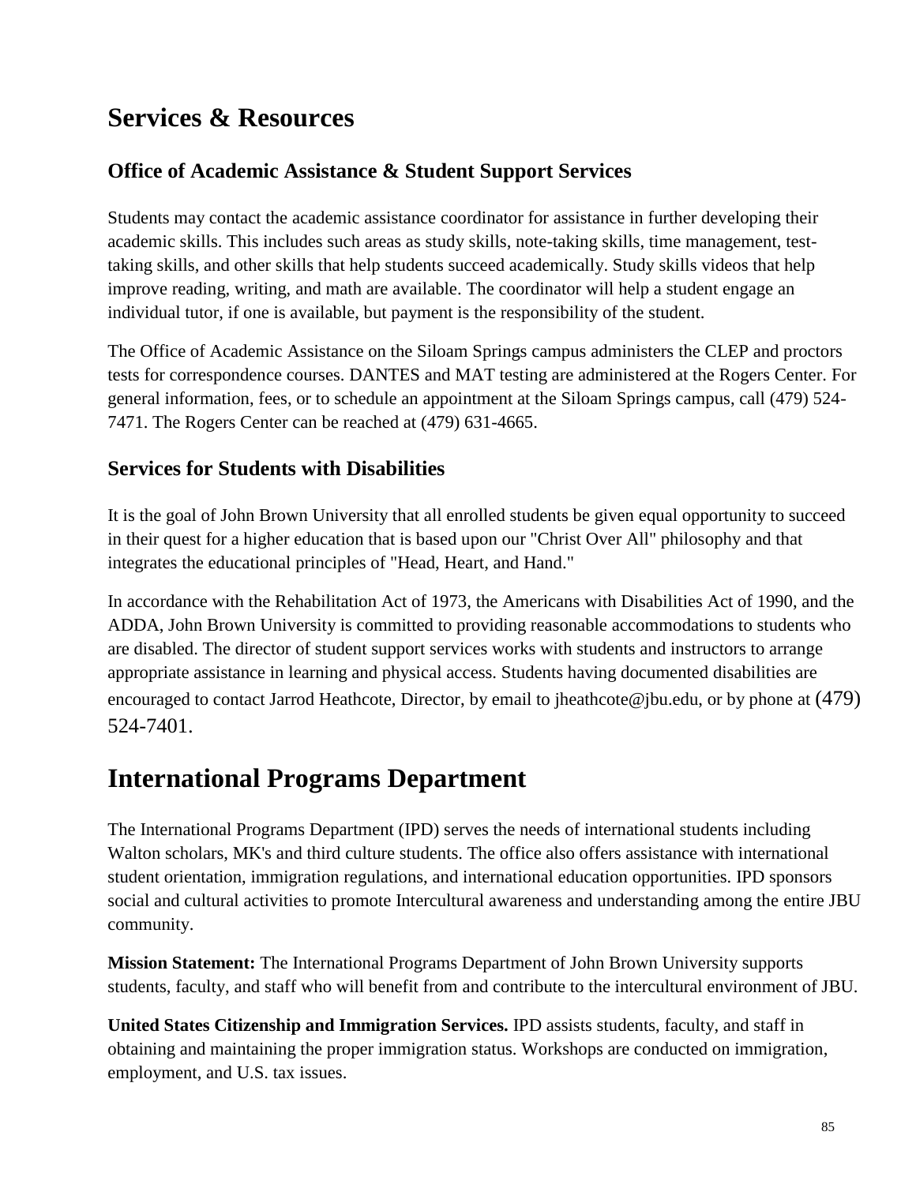# Services & Resources

## Office of Academic Assistance & Student Support Services

Students may contact the academic assistance coordinator for assistance in further developing their academic skills. This includes such areas as study skills, note-taking skills, time management, test-taking skills, and other skills that help students succeed academically. Study skills videos that help improve reading, writing, and math are available. The coordinator will help a student engage an individual tutor, if one is available, but payment is the responsibility of the student.

The Office of Academic Assistance on the Siloam Springs campus administers the CLEP and proctors tests for correspondence courses. DANTES and MAT testing are administered at the Rogers Center. For general information, fees, or to schedule an appointment at the Siloam Springs campus, call (479) 524-7471. The Rogers Center can be reached at (479) 631-4665.

## Services for Students with Disabilities

It is the goal of John Brown University that all enrolled students be given equal opportunity to succeed in their quest for a higher education that is based upon our "Christ Over All" philosophy and that integrates the educational principles of "Head, Heart, and Hand."

In accordance with the Rehabilitation Act of 1973, the Americans with Disabilities Act of 1990, and the ADDA, John Brown University is committed to providing reasonable accommodations to students who are disabled. The director of student support services works with students and instructors to arrange appropriate assistance in learning and physical access. Students having documented disabilities are encouraged to contact Jarrod Heathcote, Director, by email to jheathcote@jbu.edu, or by phone at (479) 524-7401.

# International Programs Department

The International Programs Department (IPD) serves the needs of international students including Walton scholars, MK's and third culture students. The office also offers assistance with international student orientation, immigration regulations, and international education opportunities. IPD sponsors social and cultural activities to promote Intercultural awareness and understanding among the entire JBU community.

**Mission Statement:** The International Programs Department of John Brown University supports students, faculty, and staff who will benefit from and contribute to the intercultural environment of JBU.

**United States Citizenship and Immigration Services.** IPD assists students, faculty, and staff in obtaining and maintaining the proper immigration status. Workshops are conducted on immigration, employment, and U.S. tax issues.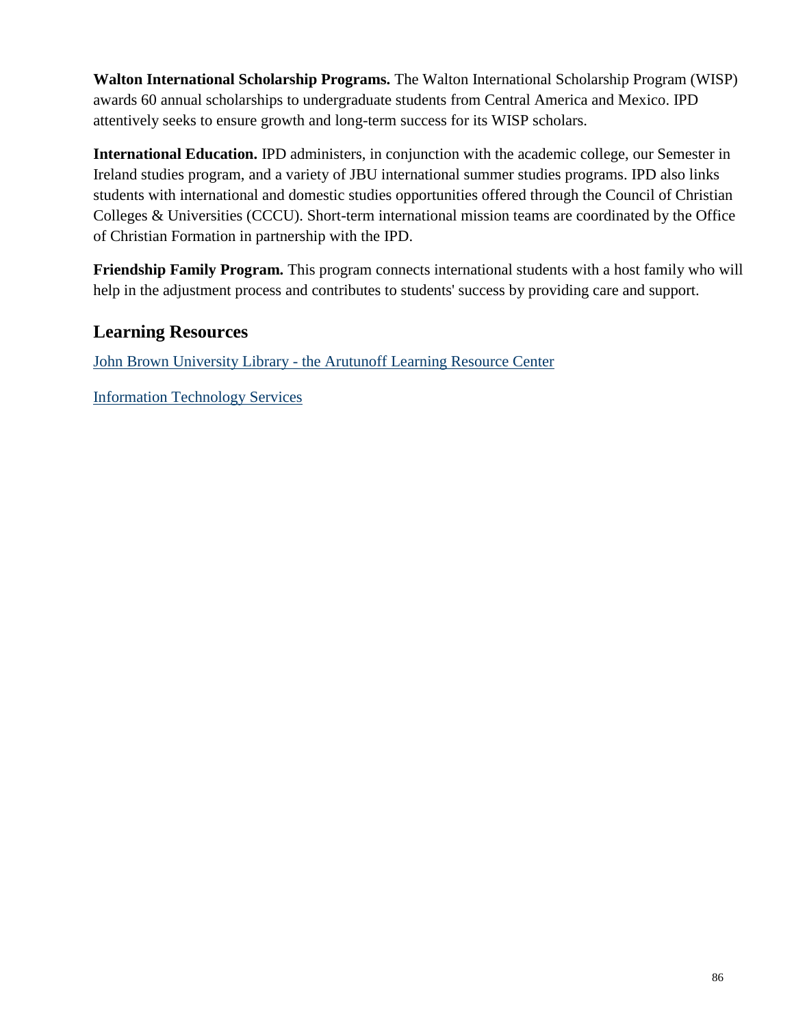**Walton International Scholarship Programs.** The Walton International Scholarship Program (WISP) awards 60 annual scholarships to undergraduate students from Central America and Mexico. IPD attentively seeks to ensure growth and long-term success for its WISP scholars.

**International Education.** IPD administers, in conjunction with the academic college, our Semester in Ireland studies program, and a variety of JBU international summer studies programs. IPD also links students with international and domestic studies opportunities offered through the Council of Christian Colleges & Universities (CCCU). Short-term international mission teams are coordinated by the Office of Christian Formation in partnership with the IPD.

**Friendship Family Program.** This program connects international students with a host family who will help in the adjustment process and contributes to students' success by providing care and support.

## Learning Resources

John Brown University Library - the Arutunoff Learning Resource Center

Information Technology Services